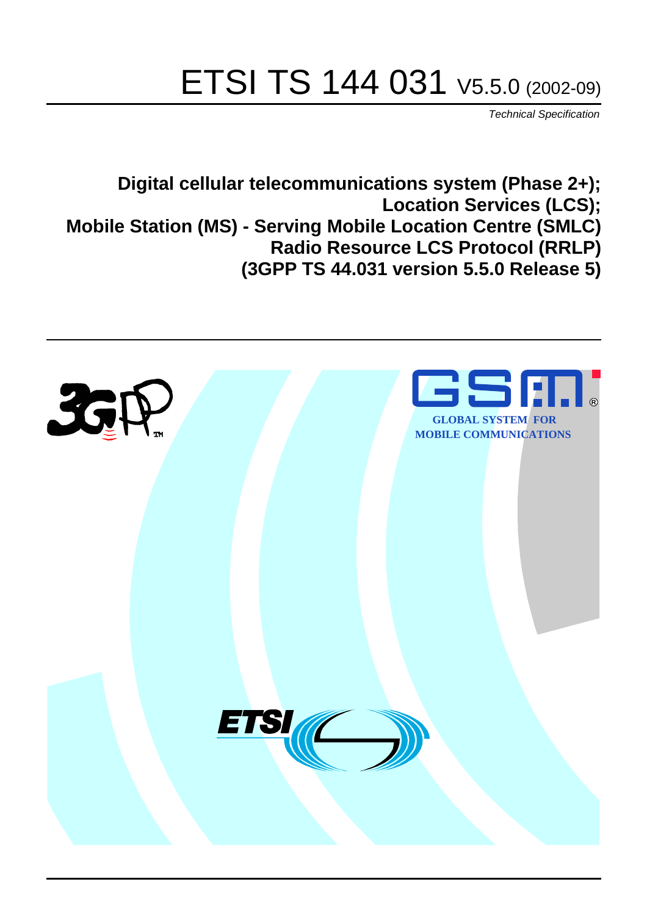# ETSI TS 144 031 V5.5.0 (2002-09)

*Technical Specification*

**Digital cellular telecommunications system (Phase 2+);**
**Location Services (LCS);**
**Mobile Station (MS) - Serving Mobile Location Centre (SMLC)**
**Radio Resource LCS Protocol (RRLP)**
**(3GPP TS 44.031 version 5.5.0 Release 5)**

GLOBAL SYSTEM FOR MOBILE COMMUNICATIONS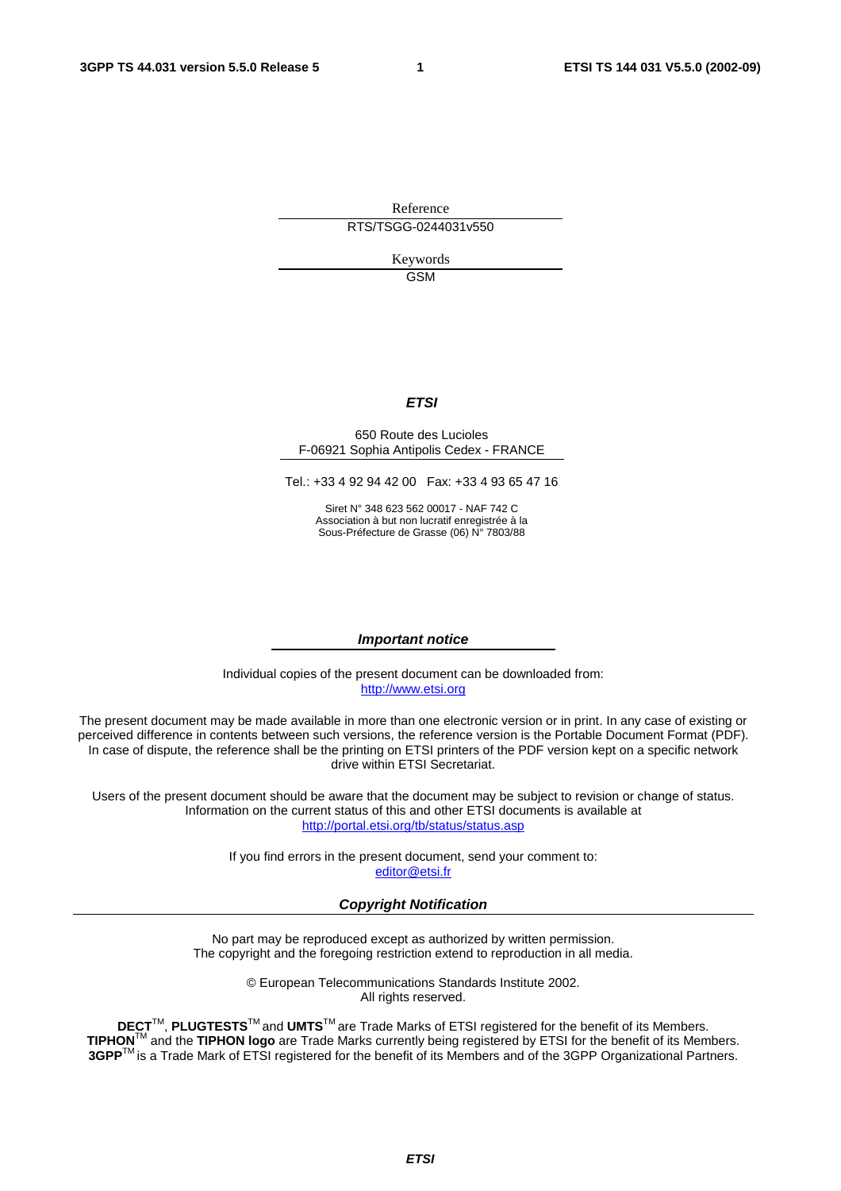Reference

RTS/TSGG-0244031v550

Keywords

GSM

***ETSI***

650 Route des Lucioles
F-06921 Sophia Antipolis Cedex - FRANCE

Tel.: +33 4 92 94 42 00 Fax: +33 4 93 65 47 16

Siret N° 348 623 562 00017 - NAF 742 C
Association à but non lucratif enregistrée à la
Sous-Préfecture de Grasse (06) N° 7803/88

***Important notice***

Individual copies of the present document can be downloaded from:
http://www.etsi.org

The present document may be made available in more than one electronic version or in print. In any case of existing or perceived difference in contents between such versions, the reference version is the Portable Document Format (PDF). In case of dispute, the reference shall be the printing on ETSI printers of the PDF version kept on a specific network drive within ETSI Secretariat.

Users of the present document should be aware that the document may be subject to revision or change of status. Information on the current status of this and other ETSI documents is available at
http://portal.etsi.org/tb/status/status.asp

If you find errors in the present document, send your comment to:
editor@etsi.fr

***Copyright Notification***

No part may be reproduced except as authorized by written permission.
The copyright and the foregoing restriction extend to reproduction in all media.

© European Telecommunications Standards Institute 2002.
All rights reserved.

**DECT**TM, **PLUGTESTS**TM and **UMTS**TM are Trade Marks of ETSI registered for the benefit of its Members.
**TIPHON**TM and the **TIPHON logo** are Trade Marks currently being registered by ETSI for the benefit of its Members.
**3GPP**TM is a Trade Mark of ETSI registered for the benefit of its Members and of the 3GPP Organizational Partners.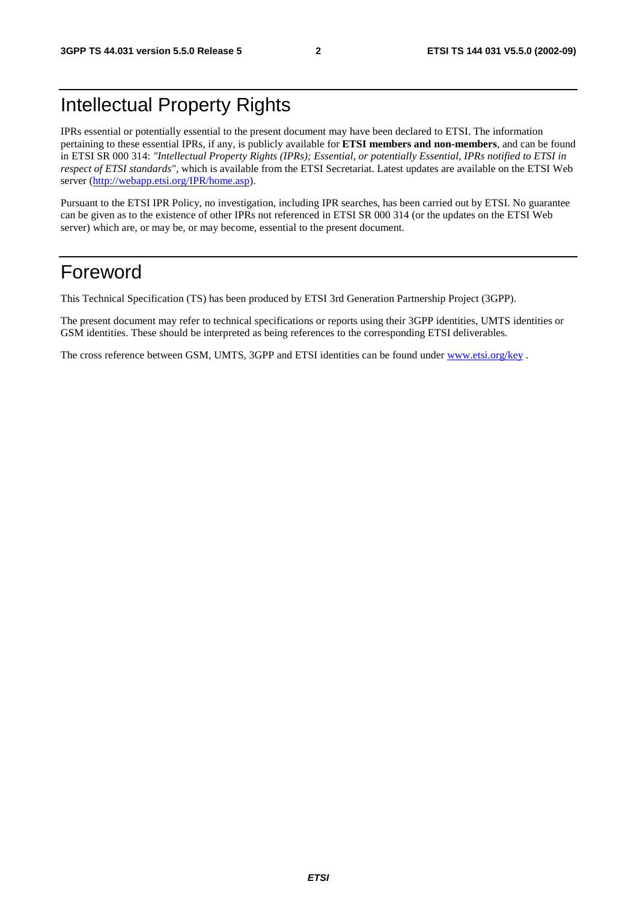# Intellectual Property Rights

IPRs essential or potentially essential to the present document may have been declared to ETSI. The information pertaining to these essential IPRs, if any, is publicly available for **ETSI members and non-members**, and can be found in ETSI SR 000 314: *"Intellectual Property Rights (IPRs); Essential, or potentially Essential, IPRs notified to ETSI in respect of ETSI standards"*, which is available from the ETSI Secretariat. Latest updates are available on the ETSI Web server (http://webapp.etsi.org/IPR/home.asp).

Pursuant to the ETSI IPR Policy, no investigation, including IPR searches, has been carried out by ETSI. No guarantee can be given as to the existence of other IPRs not referenced in ETSI SR 000 314 (or the updates on the ETSI Web server) which are, or may be, or may become, essential to the present document.

# Foreword

This Technical Specification (TS) has been produced by ETSI 3rd Generation Partnership Project (3GPP).

The present document may refer to technical specifications or reports using their 3GPP identities, UMTS identities or GSM identities. These should be interpreted as being references to the corresponding ETSI deliverables.

The cross reference between GSM, UMTS, 3GPP and ETSI identities can be found under www.etsi.org/key .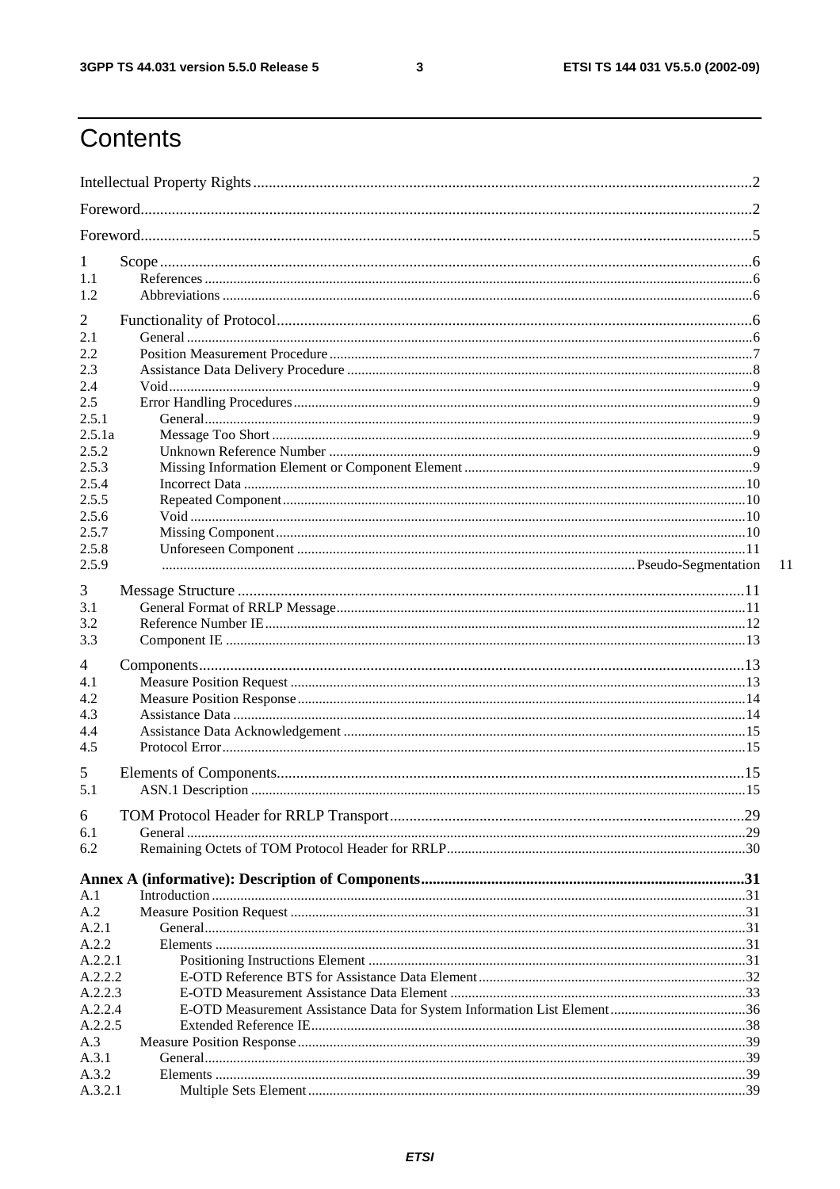# Contents

Intellectual Property Rights ..............................................................................................................................2

Foreword...........................................................................................................................................................2

Foreword...........................................................................................................................................................5

1 Scope .......................................................................................................................................................6
1.1 References ........................................................................................................................................6
1.2 Abbreviations ...................................................................................................................................6

2 Functionality of Protocol.........................................................................................................................6
2.1 General .............................................................................................................................................6
2.2 Position Measurement Procedure .....................................................................................................7
2.3 Assistance Data Delivery Procedure ................................................................................................8
2.4 Void..................................................................................................................................................9
2.5 Error Handling Procedures...............................................................................................................9
2.5.1 General.........................................................................................................................................9
2.5.1a Message Too Short .......................................................................................................................9
2.5.2 Unknown Reference Number .......................................................................................................9
2.5.3 Missing Information Element or Component Element ..................................................................9
2.5.4 Incorrect Data .............................................................................................................................10
2.5.5 Repeated Component..................................................................................................................10
2.5.6 Void ............................................................................................................................................10
2.5.7 Missing Component....................................................................................................................10
2.5.8 Unforeseen Component ..............................................................................................................11
2.5.9 .....................................................................................................................Pseudo-Segmentation 11

3 Message Structure .................................................................................................................................11
3.1 General Format of RRLP Message..................................................................................................11
3.2 Reference Number IE......................................................................................................................12
3.3 Component IE .................................................................................................................................13

4 Components...........................................................................................................................................13
4.1 Measure Position Request ...............................................................................................................13
4.2 Measure Position Response.............................................................................................................14
4.3 Assistance Data ...............................................................................................................................14
4.4 Assistance Data Acknowledgement ................................................................................................15
4.5 Protocol Error..................................................................................................................................15

5 Elements of Components.......................................................................................................................15
5.1 ASN.1 Description ..........................................................................................................................15

6 TOM Protocol Header for RRLP Transport...........................................................................................29
6.1 General ............................................................................................................................................29
6.2 Remaining Octets of TOM Protocol Header for RRLP....................................................................30

**Annex A (informative): Description of Components..................................................................................31**

A.1 Introduction .....................................................................................................................................31
A.2 Measure Position Request ...............................................................................................................31
A.2.1 General.......................................................................................................................................31
A.2.2 Elements ....................................................................................................................................31
A.2.2.1 Positioning Instructions Element ...........................................................................................31
A.2.2.2 E-OTD Reference BTS for Assistance Data Element............................................................32
A.2.2.3 E-OTD Measurement Assistance Data Element ....................................................................33
A.2.2.4 E-OTD Measurement Assistance Data for System Information List Element.......................36
A.2.2.5 Extended Reference IE..........................................................................................................38
A.3 Measure Position Response.............................................................................................................39
A.3.1 General.......................................................................................................................................39
A.3.2 Elements ....................................................................................................................................39
A.3.2.1 Multiple Sets Element ...........................................................................................................39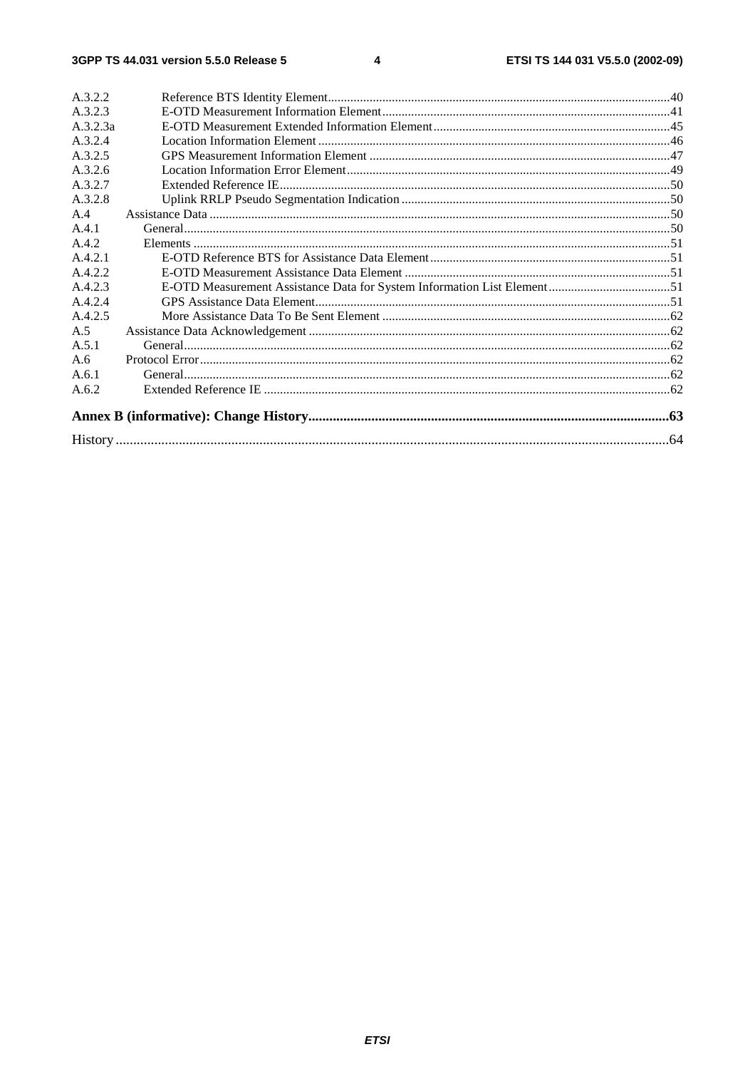A.3.2.2 Reference BTS Identity Element....................................................................................................40
A.3.2.3 E-OTD Measurement Information Element...........................................................................................41
A.3.2.3a E-OTD Measurement Extended Information Element...........................................................................45
A.3.2.4 Location Information Element...............................................................................................................46
A.3.2.5 GPS Measurement Information Element...............................................................................................47
A.3.2.6 Location Information Error Element......................................................................................................49
A.3.2.7 Extended Reference IE...........................................................................................................................50
A.3.2.8 Uplink RRLP Pseudo Segmentation Indication.....................................................................................50
A.4 Assistance Data..................................................................................................................................50
A.4.1 General..........................................................................................................................................50
A.4.2 Elements........................................................................................................................................51
A.4.2.1 E-OTD Reference BTS for Assistance Data Element............................................................................51
A.4.2.2 E-OTD Measurement Assistance Data Element....................................................................................51
A.4.2.3 E-OTD Measurement Assistance Data for System Information List Element......................................51
A.4.2.4 GPS Assistance Data Element................................................................................................................51
A.4.2.5 More Assistance Data To Be Sent Element...........................................................................................62
A.5 Assistance Data Acknowledgement....................................................................................................62
A.5.1 General..........................................................................................................................................62
A.6 Protocol Error......................................................................................................................................62
A.6.1 General..........................................................................................................................................62
A.6.2 Extended Reference IE...................................................................................................................62

**Annex B (informative): Change History.........................................................................................63**

History....................................................................................................................................................64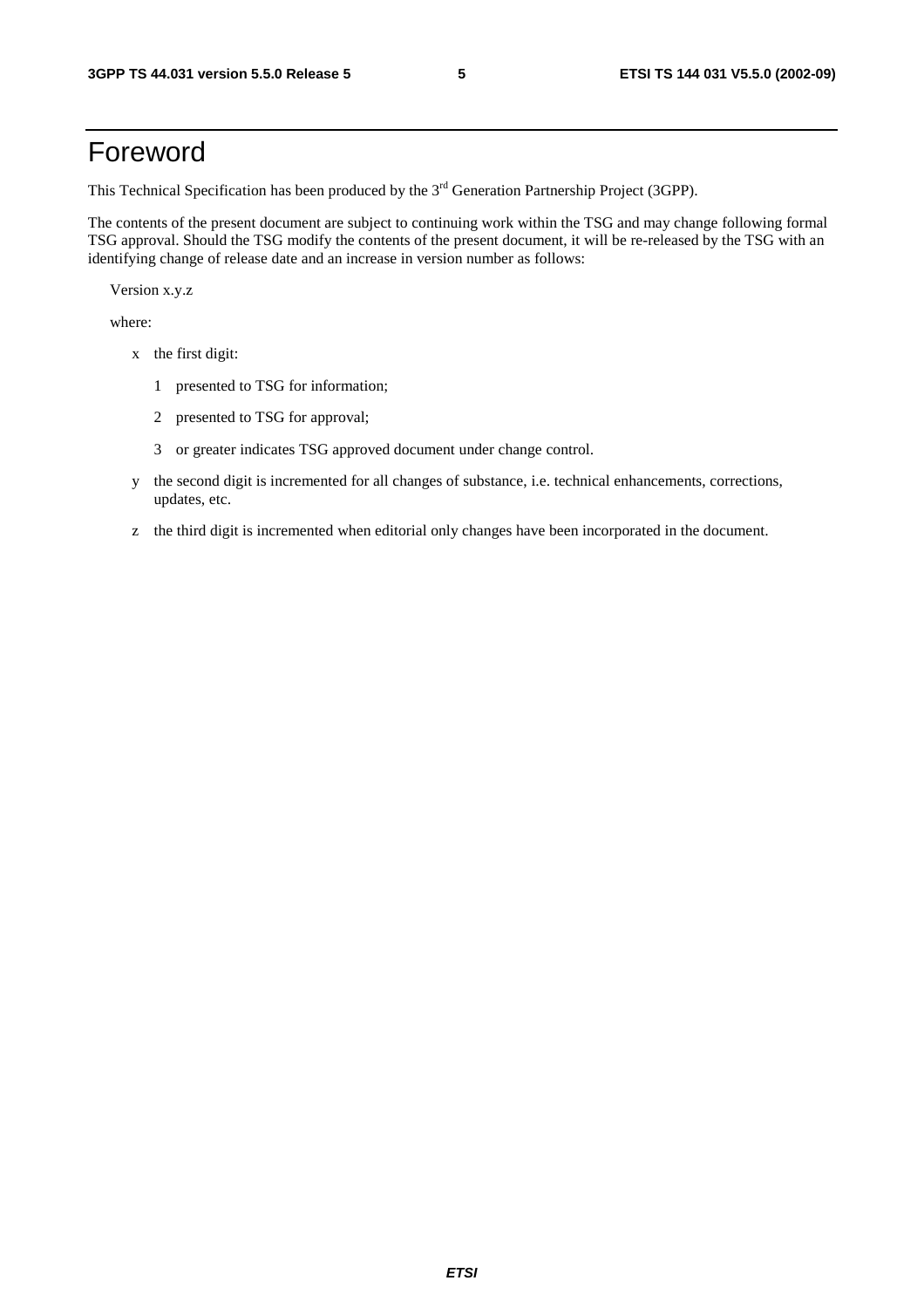# Foreword

This Technical Specification has been produced by the 3rd Generation Partnership Project (3GPP).

The contents of the present document are subject to continuing work within the TSG and may change following formal TSG approval. Should the TSG modify the contents of the present document, it will be re-released by the TSG with an identifying change of release date and an increase in version number as follows:

Version x.y.z

where:

- x the first digit:
  - 1 presented to TSG for information;
  - 2 presented to TSG for approval;
  - 3 or greater indicates TSG approved document under change control.
- y the second digit is incremented for all changes of substance, i.e. technical enhancements, corrections, updates, etc.
- z the third digit is incremented when editorial only changes have been incorporated in the document.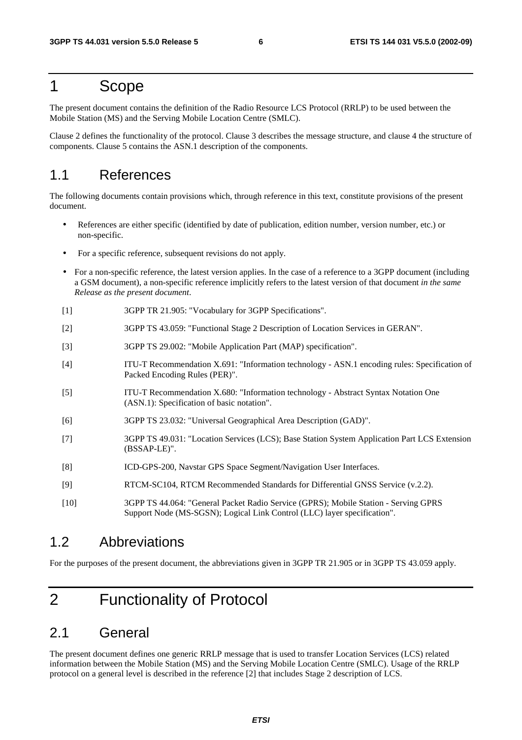# 1 Scope

The present document contains the definition of the Radio Resource LCS Protocol (RRLP) to be used between the Mobile Station (MS) and the Serving Mobile Location Centre (SMLC).

Clause 2 defines the functionality of the protocol. Clause 3 describes the message structure, and clause 4 the structure of components. Clause 5 contains the ASN.1 description of the components.

## 1.1 References

The following documents contain provisions which, through reference in this text, constitute provisions of the present document.

- References are either specific (identified by date of publication, edition number, version number, etc.) or non-specific.
- For a specific reference, subsequent revisions do not apply.
- For a non-specific reference, the latest version applies. In the case of a reference to a 3GPP document (including a GSM document), a non-specific reference implicitly refers to the latest version of that document *in the same Release as the present document*.

[1] 3GPP TR 21.905: "Vocabulary for 3GPP Specifications".

[2] 3GPP TS 43.059: "Functional Stage 2 Description of Location Services in GERAN".

[3] 3GPP TS 29.002: "Mobile Application Part (MAP) specification".

[4] ITU-T Recommendation X.691: "Information technology - ASN.1 encoding rules: Specification of Packed Encoding Rules (PER)".

[5] ITU-T Recommendation X.680: "Information technology - Abstract Syntax Notation One (ASN.1): Specification of basic notation".

[6] 3GPP TS 23.032: "Universal Geographical Area Description (GAD)".

[7] 3GPP TS 49.031: "Location Services (LCS); Base Station System Application Part LCS Extension (BSSAP-LE)".

[8] ICD-GPS-200, Navstar GPS Space Segment/Navigation User Interfaces.

[9] RTCM-SC104, RTCM Recommended Standards for Differential GNSS Service (v.2.2).

[10] 3GPP TS 44.064: "General Packet Radio Service (GPRS); Mobile Station - Serving GPRS Support Node (MS-SGSN); Logical Link Control (LLC) layer specification".

## 1.2 Abbreviations

For the purposes of the present document, the abbreviations given in 3GPP TR 21.905 or in 3GPP TS 43.059 apply.

# 2 Functionality of Protocol

## 2.1 General

The present document defines one generic RRLP message that is used to transfer Location Services (LCS) related information between the Mobile Station (MS) and the Serving Mobile Location Centre (SMLC). Usage of the RRLP protocol on a general level is described in the reference [2] that includes Stage 2 description of LCS.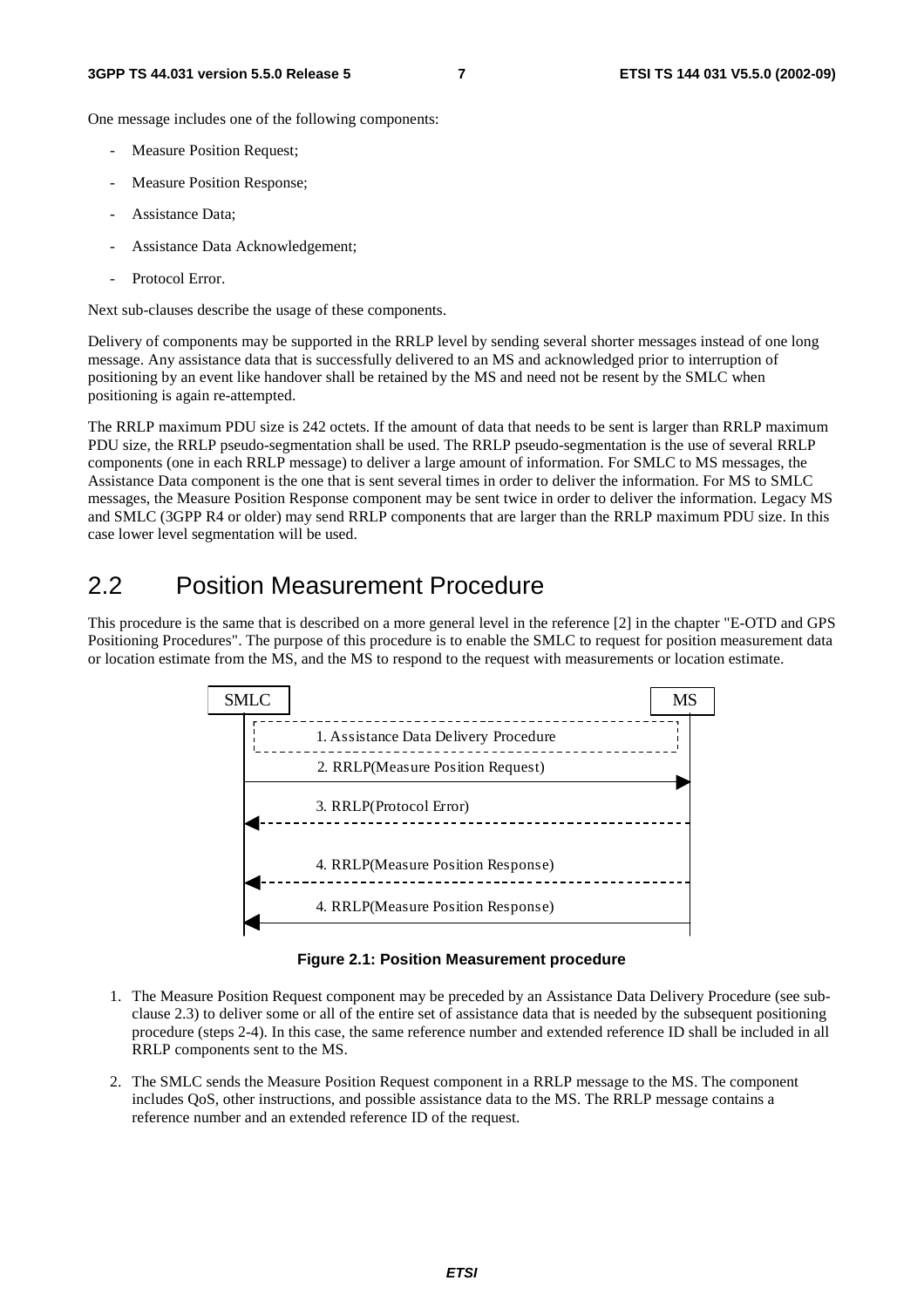One message includes one of the following components:

- Measure Position Request;
- Measure Position Response;
- Assistance Data;
- Assistance Data Acknowledgement;
- Protocol Error.

Next sub-clauses describe the usage of these components.

Delivery of components may be supported in the RRLP level by sending several shorter messages instead of one long message. Any assistance data that is successfully delivered to an MS and acknowledged prior to interruption of positioning by an event like handover shall be retained by the MS and need not be resent by the SMLC when positioning is again re-attempted.

The RRLP maximum PDU size is 242 octets. If the amount of data that needs to be sent is larger than RRLP maximum PDU size, the RRLP pseudo-segmentation shall be used. The RRLP pseudo-segmentation is the use of several RRLP components (one in each RRLP message) to deliver a large amount of information. For SMLC to MS messages, the Assistance Data component is the one that is sent several times in order to deliver the information. For MS to SMLC messages, the Measure Position Response component may be sent twice in order to deliver the information. Legacy MS and SMLC (3GPP R4 or older) may send RRLP components that are larger than the RRLP maximum PDU size. In this case lower level segmentation will be used.

## 2.2 Position Measurement Procedure

This procedure is the same that is described on a more general level in the reference [2] in the chapter "E-OTD and GPS Positioning Procedures". The purpose of this procedure is to enable the SMLC to request for position measurement data or location estimate from the MS, and the MS to respond to the request with measurements or location estimate.

SMLC | MS

1. Assistance Data Delivery Procedure
2. RRLP(Measure Position Request)
3. RRLP(Protocol Error)
4. RRLP(Measure Position Response)
4. RRLP(Measure Position Response)

**Figure 2.1: Position Measurement procedure**

1. The Measure Position Request component may be preceded by an Assistance Data Delivery Procedure (see sub-clause 2.3) to deliver some or all of the entire set of assistance data that is needed by the subsequent positioning procedure (steps 2-4). In this case, the same reference number and extended reference ID shall be included in all RRLP components sent to the MS.

2. The SMLC sends the Measure Position Request component in a RRLP message to the MS. The component includes QoS, other instructions, and possible assistance data to the MS. The RRLP message contains a reference number and an extended reference ID of the request.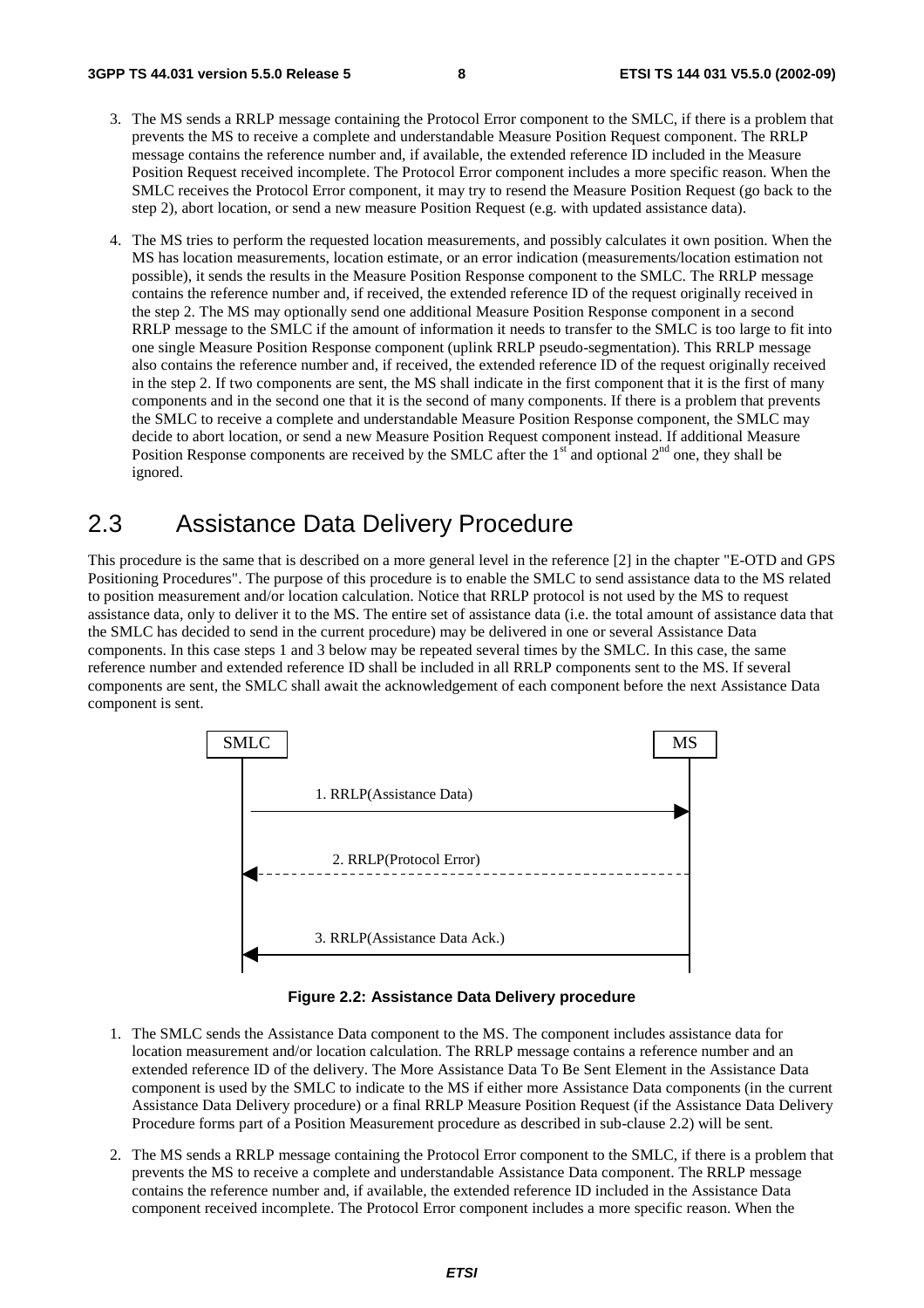3. The MS sends a RRLP message containing the Protocol Error component to the SMLC, if there is a problem that prevents the MS to receive a complete and understandable Measure Position Request component. The RRLP message contains the reference number and, if available, the extended reference ID included in the Measure Position Request received incomplete. The Protocol Error component includes a more specific reason. When the SMLC receives the Protocol Error component, it may try to resend the Measure Position Request (go back to the step 2), abort location, or send a new measure Position Request (e.g. with updated assistance data).

4. The MS tries to perform the requested location measurements, and possibly calculates it own position. When the MS has location measurements, location estimate, or an error indication (measurements/location estimation not possible), it sends the results in the Measure Position Response component to the SMLC. The RRLP message contains the reference number and, if received, the extended reference ID of the request originally received in the step 2. The MS may optionally send one additional Measure Position Response component in a second RRLP message to the SMLC if the amount of information it needs to transfer to the SMLC is too large to fit into one single Measure Position Response component (uplink RRLP pseudo-segmentation). This RRLP message also contains the reference number and, if received, the extended reference ID of the request originally received in the step 2. If two components are sent, the MS shall indicate in the first component that it is the first of many components and in the second one that it is the second of many components. If there is a problem that prevents the SMLC to receive a complete and understandable Measure Position Response component, the SMLC may decide to abort location, or send a new Measure Position Request component instead. If additional Measure Position Response components are received by the SMLC after the 1st and optional 2nd one, they shall be ignored.

## 2.3 Assistance Data Delivery Procedure

This procedure is the same that is described on a more general level in the reference [2] in the chapter "E-OTD and GPS Positioning Procedures". The purpose of this procedure is to enable the SMLC to send assistance data to the MS related to position measurement and/or location calculation. Notice that RRLP protocol is not used by the MS to request assistance data, only to deliver it to the MS. The entire set of assistance data (i.e. the total amount of assistance data that the SMLC has decided to send in the current procedure) may be delivered in one or several Assistance Data components. In this case steps 1 and 3 below may be repeated several times by the SMLC. In this case, the same reference number and extended reference ID shall be included in all RRLP components sent to the MS. If several components are sent, the SMLC shall await the acknowledgement of each component before the next Assistance Data component is sent.

SMLC — MS

1. RRLP(Assistance Data)

2. RRLP(Protocol Error)

3. RRLP(Assistance Data Ack.)

**Figure 2.2: Assistance Data Delivery procedure**

1. The SMLC sends the Assistance Data component to the MS. The component includes assistance data for location measurement and/or location calculation. The RRLP message contains a reference number and an extended reference ID of the delivery. The More Assistance Data To Be Sent Element in the Assistance Data component is used by the SMLC to indicate to the MS if either more Assistance Data components (in the current Assistance Data Delivery procedure) or a final RRLP Measure Position Request (if the Assistance Data Delivery Procedure forms part of a Position Measurement procedure as described in sub-clause 2.2) will be sent.

2. The MS sends a RRLP message containing the Protocol Error component to the SMLC, if there is a problem that prevents the MS to receive a complete and understandable Assistance Data component. The RRLP message contains the reference number and, if available, the extended reference ID included in the Assistance Data component received incomplete. The Protocol Error component includes a more specific reason. When the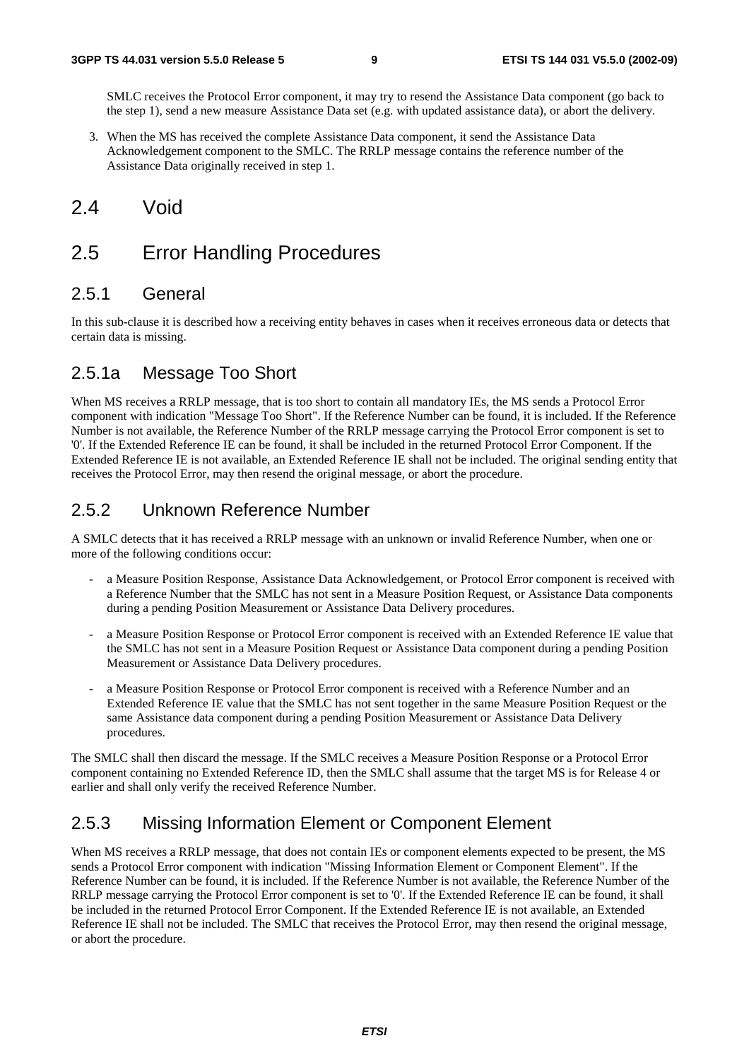SMLC receives the Protocol Error component, it may try to resend the Assistance Data component (go back to the step 1), send a new measure Assistance Data set (e.g. with updated assistance data), or abort the delivery.

3. When the MS has received the complete Assistance Data component, it send the Assistance Data Acknowledgement component to the SMLC. The RRLP message contains the reference number of the Assistance Data originally received in step 1.

# 2.4 Void

# 2.5 Error Handling Procedures

## 2.5.1 General

In this sub-clause it is described how a receiving entity behaves in cases when it receives erroneous data or detects that certain data is missing.

## 2.5.1a Message Too Short

When MS receives a RRLP message, that is too short to contain all mandatory IEs, the MS sends a Protocol Error component with indication "Message Too Short". If the Reference Number can be found, it is included. If the Reference Number is not available, the Reference Number of the RRLP message carrying the Protocol Error component is set to '0'. If the Extended Reference IE can be found, it shall be included in the returned Protocol Error Component. If the Extended Reference IE is not available, an Extended Reference IE shall not be included. The original sending entity that receives the Protocol Error, may then resend the original message, or abort the procedure.

## 2.5.2 Unknown Reference Number

A SMLC detects that it has received a RRLP message with an unknown or invalid Reference Number, when one or more of the following conditions occur:

- a Measure Position Response, Assistance Data Acknowledgement, or Protocol Error component is received with a Reference Number that the SMLC has not sent in a Measure Position Request, or Assistance Data components during a pending Position Measurement or Assistance Data Delivery procedures.
- a Measure Position Response or Protocol Error component is received with an Extended Reference IE value that the SMLC has not sent in a Measure Position Request or Assistance Data component during a pending Position Measurement or Assistance Data Delivery procedures.
- a Measure Position Response or Protocol Error component is received with a Reference Number and an Extended Reference IE value that the SMLC has not sent together in the same Measure Position Request or the same Assistance data component during a pending Position Measurement or Assistance Data Delivery procedures.

The SMLC shall then discard the message. If the SMLC receives a Measure Position Response or a Protocol Error component containing no Extended Reference ID, then the SMLC shall assume that the target MS is for Release 4 or earlier and shall only verify the received Reference Number.

## 2.5.3 Missing Information Element or Component Element

When MS receives a RRLP message, that does not contain IEs or component elements expected to be present, the MS sends a Protocol Error component with indication "Missing Information Element or Component Element". If the Reference Number can be found, it is included. If the Reference Number is not available, the Reference Number of the RRLP message carrying the Protocol Error component is set to '0'. If the Extended Reference IE can be found, it shall be included in the returned Protocol Error Component. If the Extended Reference IE is not available, an Extended Reference IE shall not be included. The SMLC that receives the Protocol Error, may then resend the original message, or abort the procedure.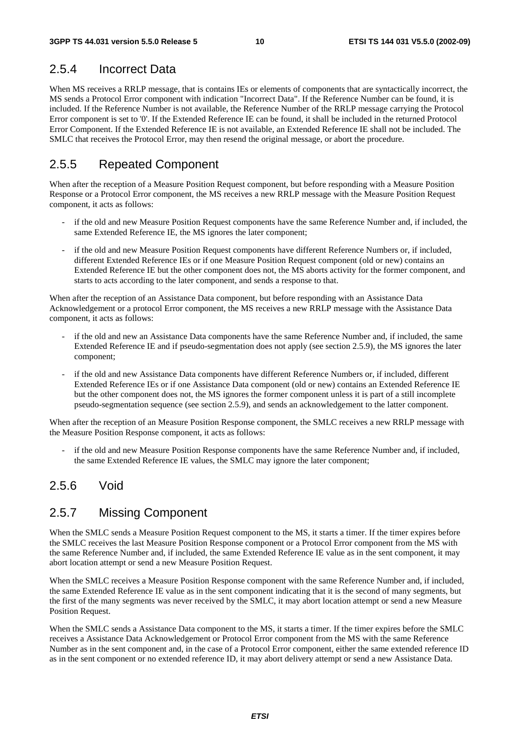## 2.5.4 Incorrect Data

When MS receives a RRLP message, that is contains IEs or elements of components that are syntactically incorrect, the MS sends a Protocol Error component with indication "Incorrect Data". If the Reference Number can be found, it is included. If the Reference Number is not available, the Reference Number of the RRLP message carrying the Protocol Error component is set to '0'. If the Extended Reference IE can be found, it shall be included in the returned Protocol Error Component. If the Extended Reference IE is not available, an Extended Reference IE shall not be included. The SMLC that receives the Protocol Error, may then resend the original message, or abort the procedure.

## 2.5.5 Repeated Component

When after the reception of a Measure Position Request component, but before responding with a Measure Position Response or a Protocol Error component, the MS receives a new RRLP message with the Measure Position Request component, it acts as follows:

- if the old and new Measure Position Request components have the same Reference Number and, if included, the same Extended Reference IE, the MS ignores the later component;
- if the old and new Measure Position Request components have different Reference Numbers or, if included, different Extended Reference IEs or if one Measure Position Request component (old or new) contains an Extended Reference IE but the other component does not, the MS aborts activity for the former component, and starts to acts according to the later component, and sends a response to that.

When after the reception of an Assistance Data component, but before responding with an Assistance Data Acknowledgement or a protocol Error component, the MS receives a new RRLP message with the Assistance Data component, it acts as follows:

- if the old and new an Assistance Data components have the same Reference Number and, if included, the same Extended Reference IE and if pseudo-segmentation does not apply (see section 2.5.9), the MS ignores the later component;
- if the old and new Assistance Data components have different Reference Numbers or, if included, different Extended Reference IEs or if one Assistance Data component (old or new) contains an Extended Reference IE but the other component does not, the MS ignores the former component unless it is part of a still incomplete pseudo-segmentation sequence (see section 2.5.9), and sends an acknowledgement to the latter component.

When after the reception of an Measure Position Response component, the SMLC receives a new RRLP message with the Measure Position Response component, it acts as follows:

- if the old and new Measure Position Response components have the same Reference Number and, if included, the same Extended Reference IE values, the SMLC may ignore the later component;

## 2.5.6 Void

## 2.5.7 Missing Component

When the SMLC sends a Measure Position Request component to the MS, it starts a timer. If the timer expires before the SMLC receives the last Measure Position Response component or a Protocol Error component from the MS with the same Reference Number and, if included, the same Extended Reference IE value as in the sent component, it may abort location attempt or send a new Measure Position Request.

When the SMLC receives a Measure Position Response component with the same Reference Number and, if included, the same Extended Reference IE value as in the sent component indicating that it is the second of many segments, but the first of the many segments was never received by the SMLC, it may abort location attempt or send a new Measure Position Request.

When the SMLC sends a Assistance Data component to the MS, it starts a timer. If the timer expires before the SMLC receives a Assistance Data Acknowledgement or Protocol Error component from the MS with the same Reference Number as in the sent component and, in the case of a Protocol Error component, either the same extended reference ID as in the sent component or no extended reference ID, it may abort delivery attempt or send a new Assistance Data.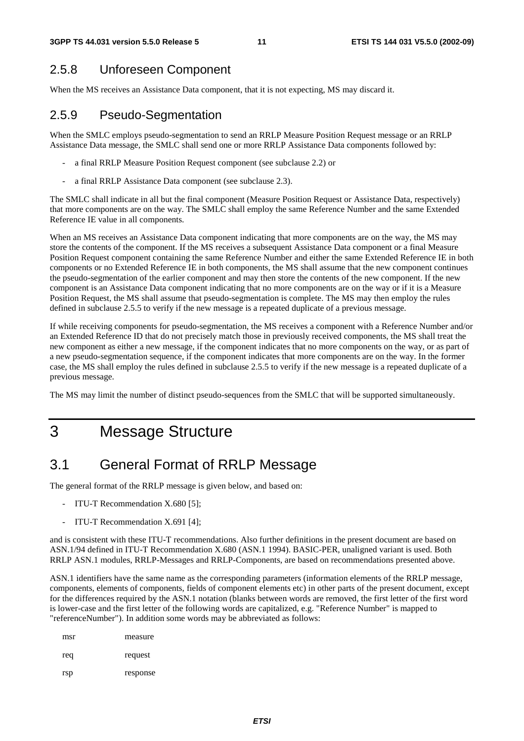### 2.5.8 Unforeseen Component

When the MS receives an Assistance Data component, that it is not expecting, MS may discard it.

### 2.5.9 Pseudo-Segmentation

When the SMLC employs pseudo-segmentation to send an RRLP Measure Position Request message or an RRLP Assistance Data message, the SMLC shall send one or more RRLP Assistance Data components followed by:

- a final RRLP Measure Position Request component (see subclause 2.2) or
- a final RRLP Assistance Data component (see subclause 2.3).

The SMLC shall indicate in all but the final component (Measure Position Request or Assistance Data, respectively) that more components are on the way. The SMLC shall employ the same Reference Number and the same Extended Reference IE value in all components.

When an MS receives an Assistance Data component indicating that more components are on the way, the MS may store the contents of the component. If the MS receives a subsequent Assistance Data component or a final Measure Position Request component containing the same Reference Number and either the same Extended Reference IE in both components or no Extended Reference IE in both components, the MS shall assume that the new component continues the pseudo-segmentation of the earlier component and may then store the contents of the new component. If the new component is an Assistance Data component indicating that no more components are on the way or if it is a Measure Position Request, the MS shall assume that pseudo-segmentation is complete. The MS may then employ the rules defined in subclause 2.5.5 to verify if the new message is a repeated duplicate of a previous message.

If while receiving components for pseudo-segmentation, the MS receives a component with a Reference Number and/or an Extended Reference ID that do not precisely match those in previously received components, the MS shall treat the new component as either a new message, if the component indicates that no more components on the way, or as part of a new pseudo-segmentation sequence, if the component indicates that more components are on the way. In the former case, the MS shall employ the rules defined in subclause 2.5.5 to verify if the new message is a repeated duplicate of a previous message.

The MS may limit the number of distinct pseudo-sequences from the SMLC that will be supported simultaneously.

# 3 Message Structure

## 3.1 General Format of RRLP Message

The general format of the RRLP message is given below, and based on:

- ITU-T Recommendation X.680 [5];
- ITU-T Recommendation X.691 [4];

and is consistent with these ITU-T recommendations. Also further definitions in the present document are based on ASN.1/94 defined in ITU-T Recommendation X.680 (ASN.1 1994). BASIC-PER, unaligned variant is used. Both RRLP ASN.1 modules, RRLP-Messages and RRLP-Components, are based on recommendations presented above.

ASN.1 identifiers have the same name as the corresponding parameters (information elements of the RRLP message, components, elements of components, fields of component elements etc) in other parts of the present document, except for the differences required by the ASN.1 notation (blanks between words are removed, the first letter of the first word is lower-case and the first letter of the following words are capitalized, e.g. "Reference Number" is mapped to "referenceNumber"). In addition some words may be abbreviated as follows:

| | |
|---|---|
| msr | measure |
| req | request |
| rsp | response |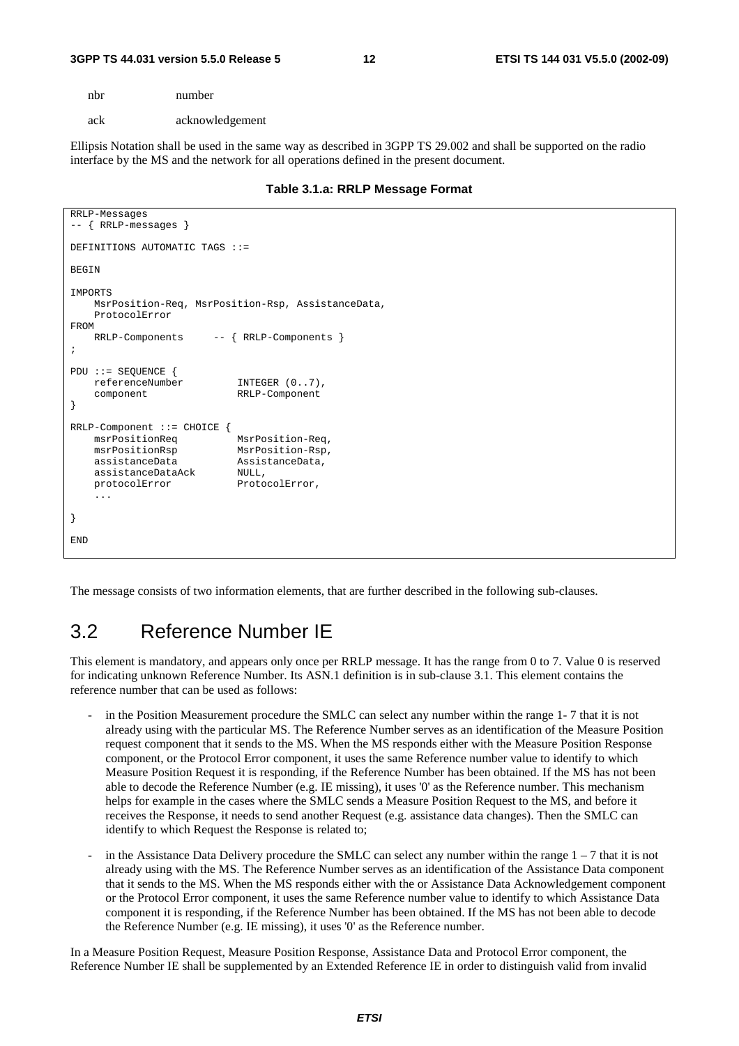nbr number

ack acknowledgement

Ellipsis Notation shall be used in the same way as described in 3GPP TS 29.002 and shall be supported on the radio interface by the MS and the network for all operations defined in the present document.

**Table 3.1.a: RRLP Message Format**

```
RRLP-Messages
-- { RRLP-messages }

DEFINITIONS AUTOMATIC TAGS ::=

BEGIN

IMPORTS
    MsrPosition-Req, MsrPosition-Rsp, AssistanceData,
    ProtocolError
FROM
    RRLP-Components     -- { RRLP-Components }
;

PDU ::= SEQUENCE {
    referenceNumber         INTEGER (0..7),
    component               RRLP-Component
}

RRLP-Component ::= CHOICE {
    msrPositionReq          MsrPosition-Req,
    msrPositionRsp          MsrPosition-Rsp,
    assistanceData          AssistanceData,
    assistanceDataAck       NULL,
    protocolError           ProtocolError,
    ...

}

END
```

The message consists of two information elements, that are further described in the following sub-clauses.

## 3.2 Reference Number IE

This element is mandatory, and appears only once per RRLP message. It has the range from 0 to 7. Value 0 is reserved for indicating unknown Reference Number. Its ASN.1 definition is in sub-clause 3.1. This element contains the reference number that can be used as follows:

- in the Position Measurement procedure the SMLC can select any number within the range 1- 7 that it is not already using with the particular MS. The Reference Number serves as an identification of the Measure Position request component that it sends to the MS. When the MS responds either with the Measure Position Response component, or the Protocol Error component, it uses the same Reference number value to identify to which Measure Position Request it is responding, if the Reference Number has been obtained. If the MS has not been able to decode the Reference Number (e.g. IE missing), it uses '0' as the Reference number. This mechanism helps for example in the cases where the SMLC sends a Measure Position Request to the MS, and before it receives the Response, it needs to send another Request (e.g. assistance data changes). Then the SMLC can identify to which Request the Response is related to;
- in the Assistance Data Delivery procedure the SMLC can select any number within the range 1 – 7 that it is not already using with the MS. The Reference Number serves as an identification of the Assistance Data component that it sends to the MS. When the MS responds either with the or Assistance Data Acknowledgement component or the Protocol Error component, it uses the same Reference number value to identify to which Assistance Data component it is responding, if the Reference Number has been obtained. If the MS has not been able to decode the Reference Number (e.g. IE missing), it uses '0' as the Reference number.

In a Measure Position Request, Measure Position Response, Assistance Data and Protocol Error component, the Reference Number IE shall be supplemented by an Extended Reference IE in order to distinguish valid from invalid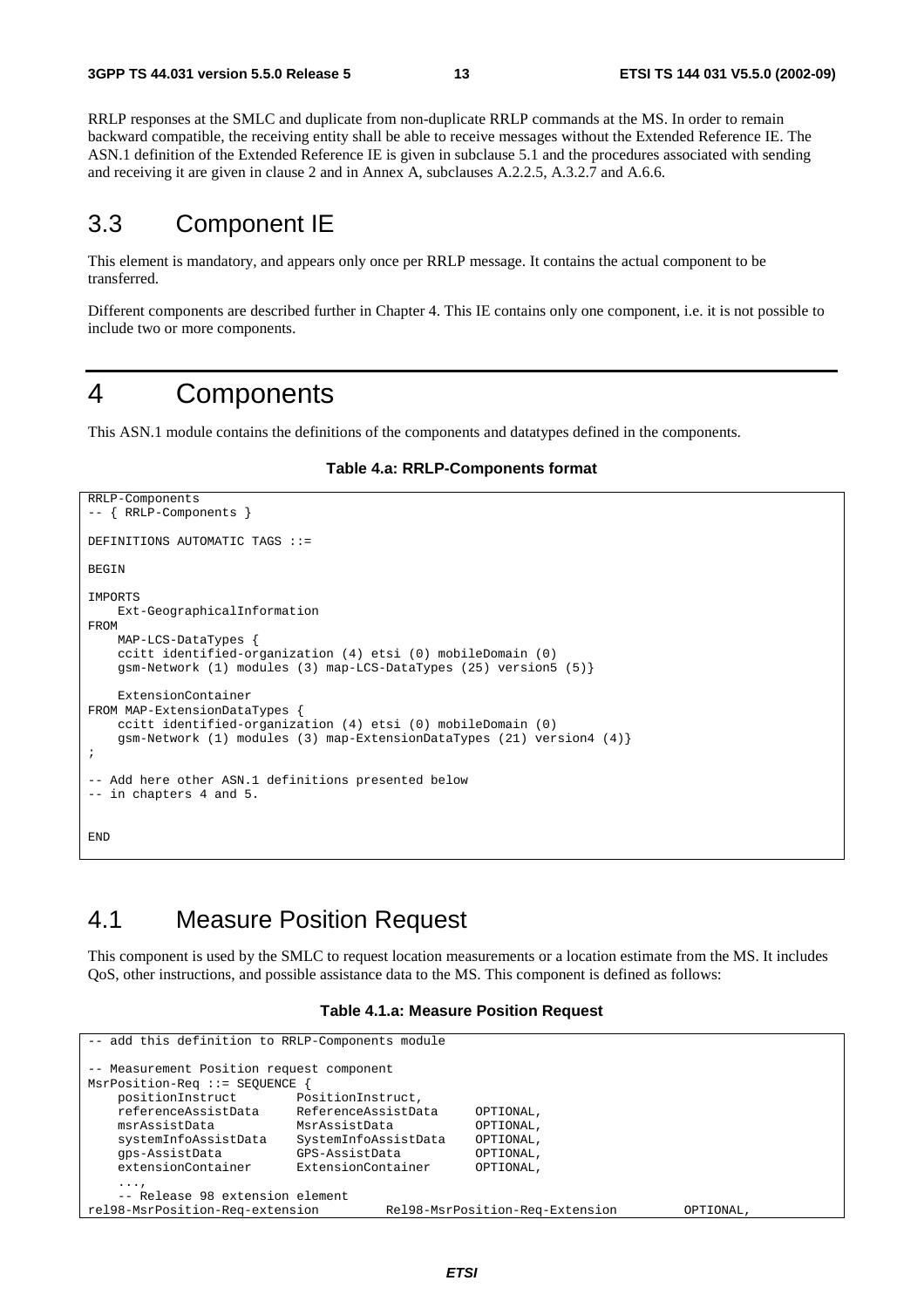RRLP responses at the SMLC and duplicate from non-duplicate RRLP commands at the MS. In order to remain backward compatible, the receiving entity shall be able to receive messages without the Extended Reference IE. The ASN.1 definition of the Extended Reference IE is given in subclause 5.1 and the procedures associated with sending and receiving it are given in clause 2 and in Annex A, subclauses A.2.2.5, A.3.2.7 and A.6.6.

## 3.3 Component IE

This element is mandatory, and appears only once per RRLP message. It contains the actual component to be transferred.

Different components are described further in Chapter 4. This IE contains only one component, i.e. it is not possible to include two or more components.

# 4 Components

This ASN.1 module contains the definitions of the components and datatypes defined in the components.

**Table 4.a: RRLP-Components format**

```
RRLP-Components
-- { RRLP-Components }

DEFINITIONS AUTOMATIC TAGS ::=

BEGIN

IMPORTS
    Ext-GeographicalInformation
FROM
    MAP-LCS-DataTypes {
    ccitt identified-organization (4) etsi (0) mobileDomain (0)
    gsm-Network (1) modules (3) map-LCS-DataTypes (25) version5 (5)}

    ExtensionContainer
FROM MAP-ExtensionDataTypes {
    ccitt identified-organization (4) etsi (0) mobileDomain (0)
    gsm-Network (1) modules (3) map-ExtensionDataTypes (21) version4 (4)}
;

-- Add here other ASN.1 definitions presented below
-- in chapters 4 and 5.


END
```

## 4.1 Measure Position Request

This component is used by the SMLC to request location measurements or a location estimate from the MS. It includes QoS, other instructions, and possible assistance data to the MS. This component is defined as follows:

**Table 4.1.a: Measure Position Request**

```
-- add this definition to RRLP-Components module

-- Measurement Position request component
MsrPosition-Req ::= SEQUENCE {
    positionInstruct        PositionInstruct,
    referenceAssistData     ReferenceAssistData     OPTIONAL,
    msrAssistData           MsrAssistData           OPTIONAL,
    systemInfoAssistData    SystemInfoAssistData    OPTIONAL,
    gps-AssistData          GPS-AssistData          OPTIONAL,
    extensionContainer      ExtensionContainer      OPTIONAL,
    ...,
    -- Release 98 extension element
rel98-MsrPosition-Req-extension         Rel98-MsrPosition-Req-Extension         OPTIONAL,
```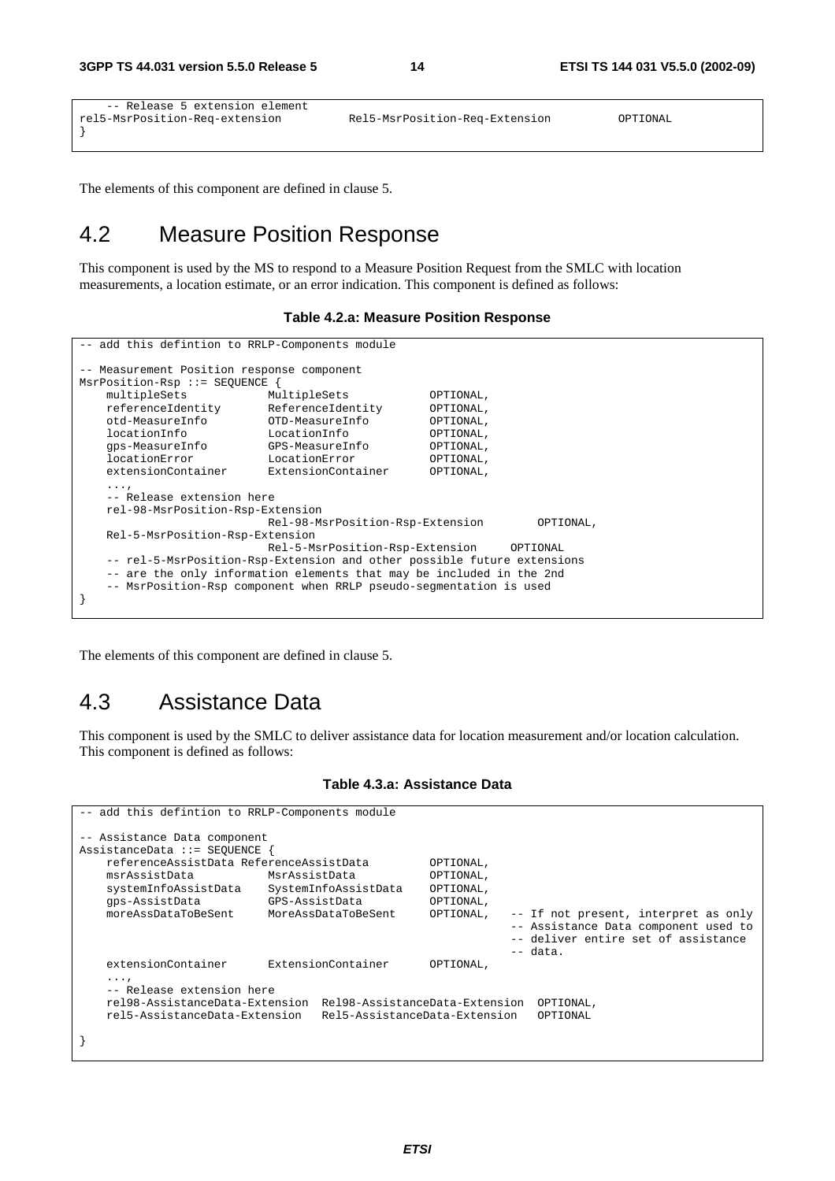```
    -- Release 5 extension element
rel5-MsrPosition-Req-extension        Rel5-MsrPosition-Req-Extension        OPTIONAL
}
```

The elements of this component are defined in clause 5.

## 4.2 Measure Position Response

This component is used by the MS to respond to a Measure Position Request from the SMLC with location measurements, a location estimate, or an error indication. This component is defined as follows:

**Table 4.2.a: Measure Position Response**

```
-- add this defintion to RRLP-Components module

-- Measurement Position response component
MsrPosition-Rsp ::= SEQUENCE {
    multipleSets            MultipleSets            OPTIONAL,
    referenceIdentity       ReferenceIdentity       OPTIONAL,
    otd-MeasureInfo         OTD-MeasureInfo         OPTIONAL,
    locationInfo            LocationInfo            OPTIONAL,
    gps-MeasureInfo         GPS-MeasureInfo         OPTIONAL,
    locationError           LocationError           OPTIONAL,
    extensionContainer      ExtensionContainer      OPTIONAL,
    ...,
    -- Release extension here
    rel-98-MsrPosition-Rsp-Extension
                            Rel-98-MsrPosition-Rsp-Extension        OPTIONAL,
    Rel-5-MsrPosition-Rsp-Extension
                            Rel-5-MsrPosition-Rsp-Extension     OPTIONAL
    -- rel-5-MsrPosition-Rsp-Extension and other possible future extensions
    -- are the only information elements that may be included in the 2nd
    -- MsrPosition-Rsp component when RRLP pseudo-segmentation is used
}
```

The elements of this component are defined in clause 5.

## 4.3 Assistance Data

This component is used by the SMLC to deliver assistance data for location measurement and/or location calculation. This component is defined as follows:

**Table 4.3.a: Assistance Data**

```
-- add this defintion to RRLP-Components module

-- Assistance Data component
AssistanceData ::= SEQUENCE {
    referenceAssistData ReferenceAssistData         OPTIONAL,
    msrAssistData           MsrAssistData           OPTIONAL,
    systemInfoAssistData    SystemInfoAssistData    OPTIONAL,
    gps-AssistData          GPS-AssistData          OPTIONAL,
    moreAssDataToBeSent     MoreAssDataToBeSent     OPTIONAL,   -- If not present, interpret as only
                                                                -- Assistance Data component used to
                                                                -- deliver entire set of assistance
                                                                -- data.
    extensionContainer      ExtensionContainer      OPTIONAL,
    ...,
    -- Release extension here
    rel98-AssistanceData-Extension  Rel98-AssistanceData-Extension  OPTIONAL,
    rel5-AssistanceData-Extension   Rel5-AssistanceData-Extension   OPTIONAL

}
```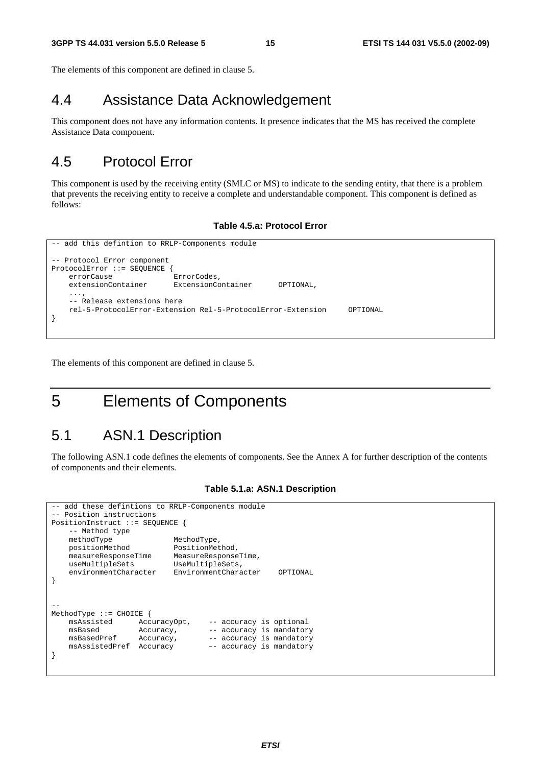The elements of this component are defined in clause 5.

## 4.4 Assistance Data Acknowledgement

This component does not have any information contents. It presence indicates that the MS has received the complete Assistance Data component.

## 4.5 Protocol Error

This component is used by the receiving entity (SMLC or MS) to indicate to the sending entity, that there is a problem that prevents the receiving entity to receive a complete and understandable component. This component is defined as follows:

**Table 4.5.a: Protocol Error**

```
-- add this defintion to RRLP-Components module

-- Protocol Error component
ProtocolError ::= SEQUENCE {
    errorCause              ErrorCodes,
    extensionContainer      ExtensionContainer      OPTIONAL,
    ...,
    -- Release extensions here
    rel-5-ProtocolError-Extension Rel-5-ProtocolError-Extension     OPTIONAL
}
```

The elements of this component are defined in clause 5.

# 5 Elements of Components

## 5.1 ASN.1 Description

The following ASN.1 code defines the elements of components. See the Annex A for further description of the contents of components and their elements.

**Table 5.1.a: ASN.1 Description**

```
-- add these defintions to RRLP-Components module
-- Position instructions
PositionInstruct ::= SEQUENCE {
    -- Method type
    methodType              MethodType,
    positionMethod          PositionMethod,
    measureResponseTime     MeasureResponseTime,
    useMultipleSets         UseMultipleSets,
    environmentCharacter    EnvironmentCharacter    OPTIONAL
}


--
MethodType ::= CHOICE {
    msAssisted      AccuracyOpt,    -- accuracy is optional
    msBased         Accuracy,       -- accuracy is mandatory
    msBasedPref     Accuracy,       -- accuracy is mandatory
    msAssistedPref  Accuracy        –- accuracy is mandatory
}
```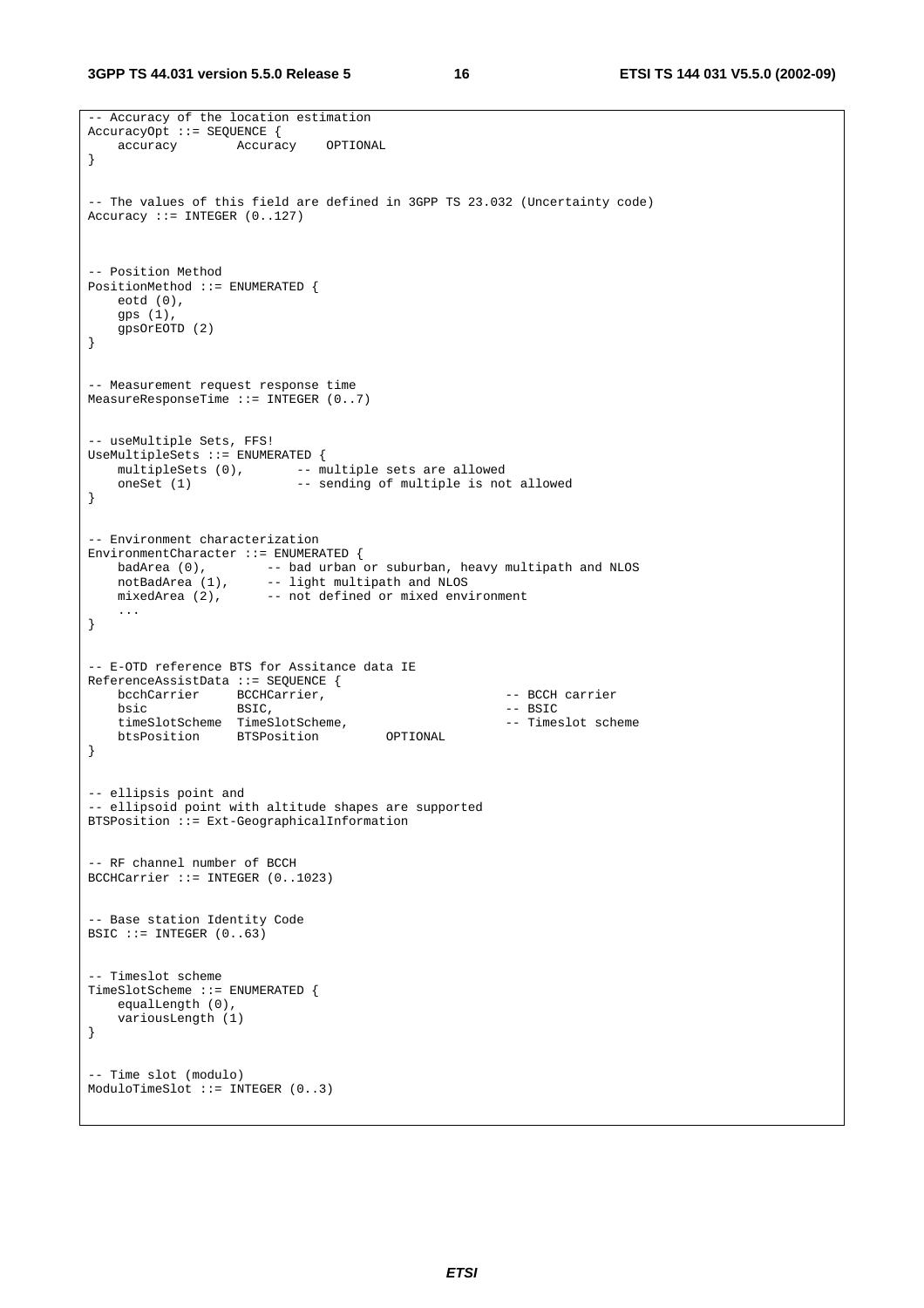```
-- Accuracy of the location estimation
AccuracyOpt ::= SEQUENCE {
    accuracy        Accuracy    OPTIONAL
}


-- The values of this field are defined in 3GPP TS 23.032 (Uncertainty code)
Accuracy ::= INTEGER (0..127)



-- Position Method
PositionMethod ::= ENUMERATED {
    eotd (0),
    gps (1),
    gpsOrEOTD (2)
}


-- Measurement request response time
MeasureResponseTime ::= INTEGER (0..7)


-- useMultiple Sets, FFS!
UseMultipleSets ::= ENUMERATED {
    multipleSets (0),       -- multiple sets are allowed
    oneSet (1)              -- sending of multiple is not allowed
}


-- Environment characterization
EnvironmentCharacter ::= ENUMERATED {
    badArea (0),        -- bad urban or suburban, heavy multipath and NLOS
    notBadArea (1),     -- light multipath and NLOS
    mixedArea (2),      -- not defined or mixed environment
    ...
}


-- E-OTD reference BTS for Assitance data IE
ReferenceAssistData ::= SEQUENCE {
    bcchCarrier     BCCHCarrier,                        -- BCCH carrier
    bsic            BSIC,                               -- BSIC
    timeSlotScheme  TimeSlotScheme,                     -- Timeslot scheme
    btsPosition     BTSPosition         OPTIONAL
}


-- ellipsis point and
-- ellipsoid point with altitude shapes are supported
BTSPosition ::= Ext-GeographicalInformation


-- RF channel number of BCCH
BCCHCarrier ::= INTEGER (0..1023)


-- Base station Identity Code
BSIC ::= INTEGER (0..63)


-- Timeslot scheme
TimeSlotScheme ::= ENUMERATED {
    equalLength (0),
    variousLength (1)
}


-- Time slot (modulo)
ModuloTimeSlot ::= INTEGER (0..3)
```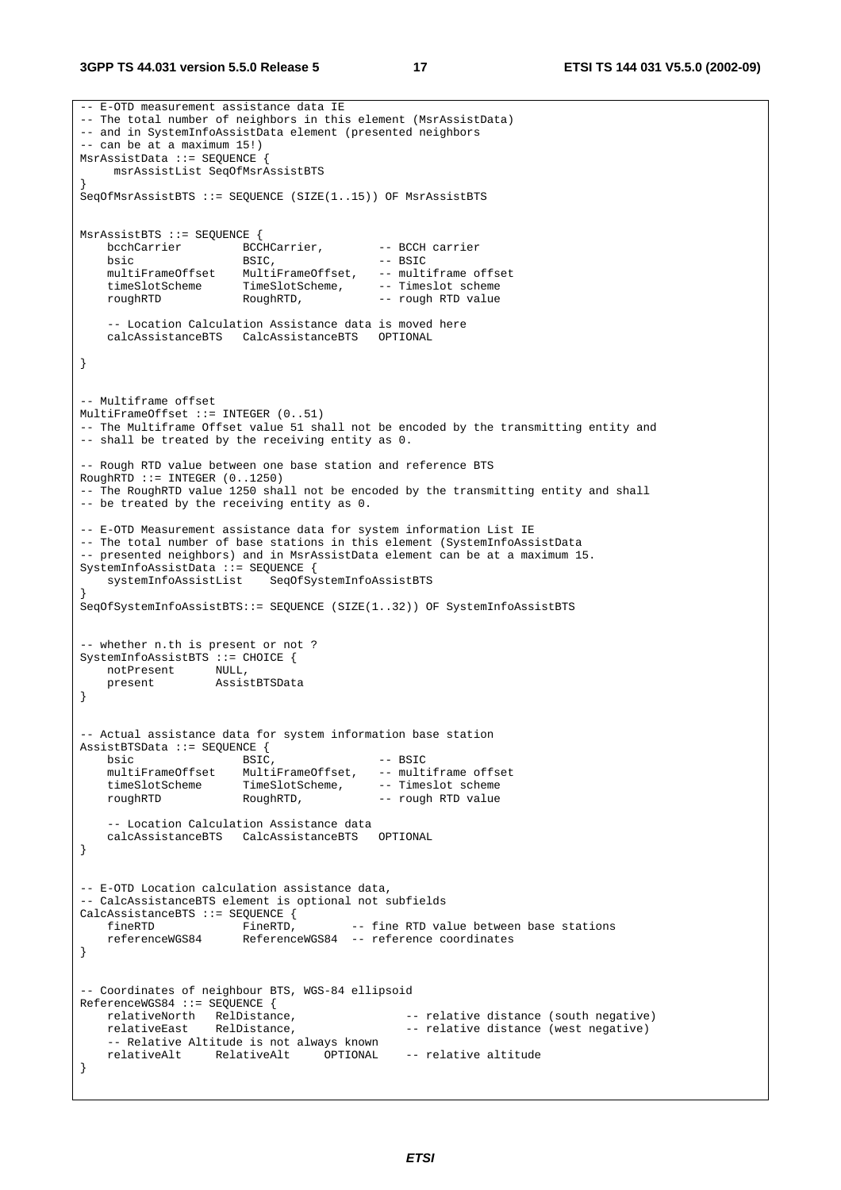```
-- E-OTD measurement assistance data IE
-- The total number of neighbors in this element (MsrAssistData)
-- and in SystemInfoAssistData element (presented neighbors
-- can be at a maximum 15!)
MsrAssistData ::= SEQUENCE {
     msrAssistList SeqOfMsrAssistBTS
}
SeqOfMsrAssistBTS ::= SEQUENCE (SIZE(1..15)) OF MsrAssistBTS


MsrAssistBTS ::= SEQUENCE {
    bcchCarrier         BCCHCarrier,        -- BCCH carrier
    bsic                BSIC,               -- BSIC
    multiFrameOffset    MultiFrameOffset,   -- multiframe offset
    timeSlotScheme      TimeSlotScheme,     -- Timeslot scheme
    roughRTD            RoughRTD,           -- rough RTD value

    -- Location Calculation Assistance data is moved here
    calcAssistanceBTS   CalcAssistanceBTS   OPTIONAL

}


-- Multiframe offset
MultiFrameOffset ::= INTEGER (0..51)
-- The Multiframe Offset value 51 shall not be encoded by the transmitting entity and
-- shall be treated by the receiving entity as 0.

-- Rough RTD value between one base station and reference BTS
RoughRTD ::= INTEGER (0..1250)
-- The RoughRTD value 1250 shall not be encoded by the transmitting entity and shall
-- be treated by the receiving entity as 0.

-- E-OTD Measurement assistance data for system information List IE
-- The total number of base stations in this element (SystemInfoAssistData
-- presented neighbors) and in MsrAssistData element can be at a maximum 15.
SystemInfoAssistData ::= SEQUENCE {
    systemInfoAssistList    SeqOfSystemInfoAssistBTS
}
SeqOfSystemInfoAssistBTS::= SEQUENCE (SIZE(1..32)) OF SystemInfoAssistBTS


-- whether n.th is present or not ?
SystemInfoAssistBTS ::= CHOICE {
    notPresent      NULL,
    present         AssistBTSData
}


-- Actual assistance data for system information base station
AssistBTSData ::= SEQUENCE {
    bsic                BSIC,               -- BSIC
    multiFrameOffset    MultiFrameOffset,   -- multiframe offset
    timeSlotScheme      TimeSlotScheme,     -- Timeslot scheme
    roughRTD            RoughRTD,           -- rough RTD value

    -- Location Calculation Assistance data
    calcAssistanceBTS   CalcAssistanceBTS   OPTIONAL
}


-- E-OTD Location calculation assistance data,
-- CalcAssistanceBTS element is optional not subfields
CalcAssistanceBTS ::= SEQUENCE {
    fineRTD             FineRTD,        -- fine RTD value between base stations
    referenceWGS84      ReferenceWGS84  -- reference coordinates
}


-- Coordinates of neighbour BTS, WGS-84 ellipsoid
ReferenceWGS84 ::= SEQUENCE {
    relativeNorth   RelDistance,                -- relative distance (south negative)
    relativeEast    RelDistance,                -- relative distance (west negative)
    -- Relative Altitude is not always known
    relativeAlt     RelativeAlt     OPTIONAL    -- relative altitude
}
```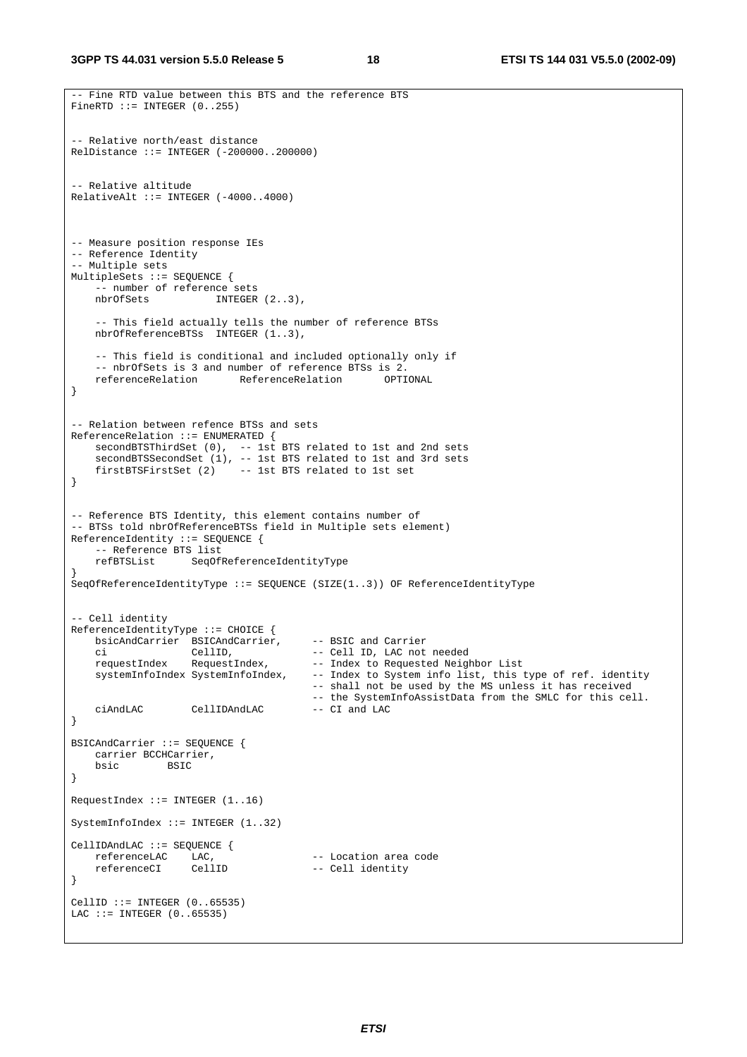```
-- Fine RTD value between this BTS and the reference BTS
FineRTD ::= INTEGER (0..255)


-- Relative north/east distance
RelDistance ::= INTEGER (-200000..200000)


-- Relative altitude
RelativeAlt ::= INTEGER (-4000..4000)



-- Measure position response IEs
-- Reference Identity
-- Multiple sets
MultipleSets ::= SEQUENCE {
    -- number of reference sets
    nbrOfSets           INTEGER (2..3),

    -- This field actually tells the number of reference BTSs
    nbrOfReferenceBTSs  INTEGER (1..3),

    -- This field is conditional and included optionally only if
    -- nbrOfSets is 3 and number of reference BTSs is 2.
    referenceRelation       ReferenceRelation       OPTIONAL
}


-- Relation between refence BTSs and sets
ReferenceRelation ::= ENUMERATED {
    secondBTSThirdSet (0),  -- 1st BTS related to 1st and 2nd sets
    secondBTSSecondSet (1), -- 1st BTS related to 1st and 3rd sets
    firstBTSFirstSet (2)    -- 1st BTS related to 1st set
}


-- Reference BTS Identity, this element contains number of
-- BTSs told nbrOfReferenceBTSs field in Multiple sets element)
ReferenceIdentity ::= SEQUENCE {
    -- Reference BTS list
    refBTSList      SeqOfReferenceIdentityType
}
SeqOfReferenceIdentityType ::= SEQUENCE (SIZE(1..3)) OF ReferenceIdentityType


-- Cell identity
ReferenceIdentityType ::= CHOICE {
    bsicAndCarrier  BSICAndCarrier,     -- BSIC and Carrier
    ci              CellID,             -- Cell ID, LAC not needed
    requestIndex    RequestIndex,       -- Index to Requested Neighbor List
    systemInfoIndex SystemInfoIndex,    -- Index to System info list, this type of ref. identity
                                        -- shall not be used by the MS unless it has received
                                        -- the SystemInfoAssistData from the SMLC for this cell.
    ciAndLAC        CellIDAndLAC        -- CI and LAC
}

BSICAndCarrier ::= SEQUENCE {
    carrier BCCHCarrier,
    bsic        BSIC
}

RequestIndex ::= INTEGER (1..16)

SystemInfoIndex ::= INTEGER (1..32)

CellIDAndLAC ::= SEQUENCE {
    referenceLAC    LAC,                -- Location area code
    referenceCI     CellID              -- Cell identity
}

CellID ::= INTEGER (0..65535)
LAC ::= INTEGER (0..65535)
```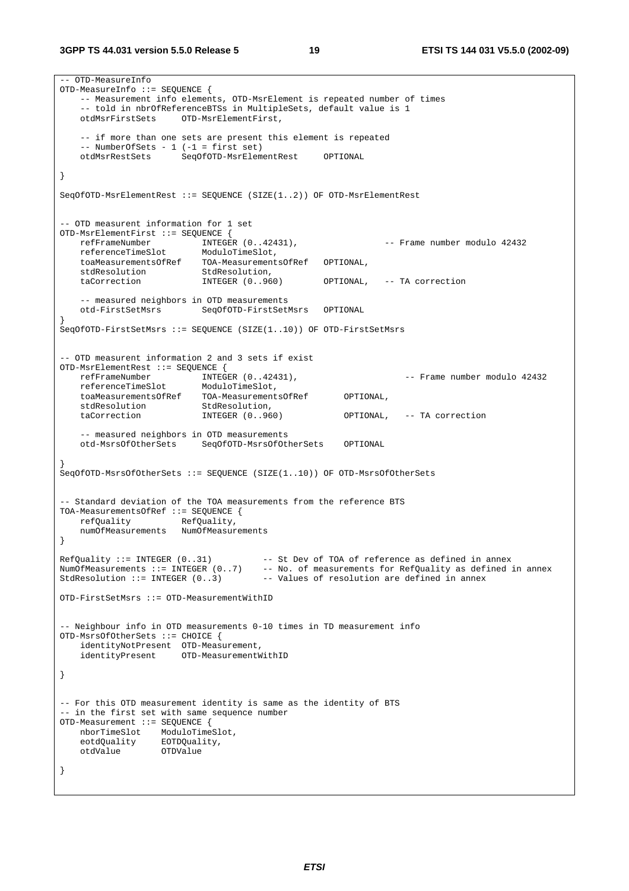```
-- OTD-MeasureInfo
OTD-MeasureInfo ::= SEQUENCE {
    -- Measurement info elements, OTD-MsrElement is repeated number of times
    -- told in nbrOfReferenceBTSs in MultipleSets, default value is 1
    otdMsrFirstSets     OTD-MsrElementFirst,

    -- if more than one sets are present this element is repeated
    -- NumberOfSets - 1 (-1 = first set)
    otdMsrRestSets      SeqOfOTD-MsrElementRest     OPTIONAL

}

SeqOfOTD-MsrElementRest ::= SEQUENCE (SIZE(1..2)) OF OTD-MsrElementRest


-- OTD measurent information for 1 set
OTD-MsrElementFirst ::= SEQUENCE {
    refFrameNumber          INTEGER (0..42431),                 -- Frame number modulo 42432
    referenceTimeSlot       ModuloTimeSlot,
    toaMeasurementsOfRef    TOA-MeasurementsOfRef   OPTIONAL,
    stdResolution           StdResolution,
    taCorrection            INTEGER (0..960)        OPTIONAL,   -- TA correction

    -- measured neighbors in OTD measurements
    otd-FirstSetMsrs        SeqOfOTD-FirstSetMsrs   OPTIONAL
}
SeqOfOTD-FirstSetMsrs ::= SEQUENCE (SIZE(1..10)) OF OTD-FirstSetMsrs


-- OTD measurent information 2 and 3 sets if exist
OTD-MsrElementRest ::= SEQUENCE {
    refFrameNumber          INTEGER (0..42431),                     -- Frame number modulo 42432
    referenceTimeSlot       ModuloTimeSlot,
    toaMeasurementsOfRef    TOA-MeasurementsOfRef       OPTIONAL,
    stdResolution           StdResolution,
    taCorrection            INTEGER (0..960)            OPTIONAL,   -- TA correction

    -- measured neighbors in OTD measurements
    otd-MsrsOfOtherSets     SeqOfOTD-MsrsOfOtherSets    OPTIONAL

}
SeqOfOTD-MsrsOfOtherSets ::= SEQUENCE (SIZE(1..10)) OF OTD-MsrsOfOtherSets


-- Standard deviation of the TOA measurements from the reference BTS
TOA-MeasurementsOfRef ::= SEQUENCE {
    refQuality          RefQuality,
    numOfMeasurements   NumOfMeasurements
}

RefQuality ::= INTEGER (0..31)          -- St Dev of TOA of reference as defined in annex
NumOfMeasurements ::= INTEGER (0..7)    -- No. of measurements for RefQuality as defined in annex
StdResolution ::= INTEGER (0..3)        -- Values of resolution are defined in annex

OTD-FirstSetMsrs ::= OTD-MeasurementWithID


-- Neighbour info in OTD measurements 0-10 times in TD measurement info
OTD-MsrsOfOtherSets ::= CHOICE {
    identityNotPresent  OTD-Measurement,
    identityPresent     OTD-MeasurementWithID

}


-- For this OTD measurement identity is same as the identity of BTS
-- in the first set with same sequence number
OTD-Measurement ::= SEQUENCE {
    nborTimeSlot    ModuloTimeSlot,
    eotdQuality     EOTDQuality,
    otdValue        OTDValue

}
```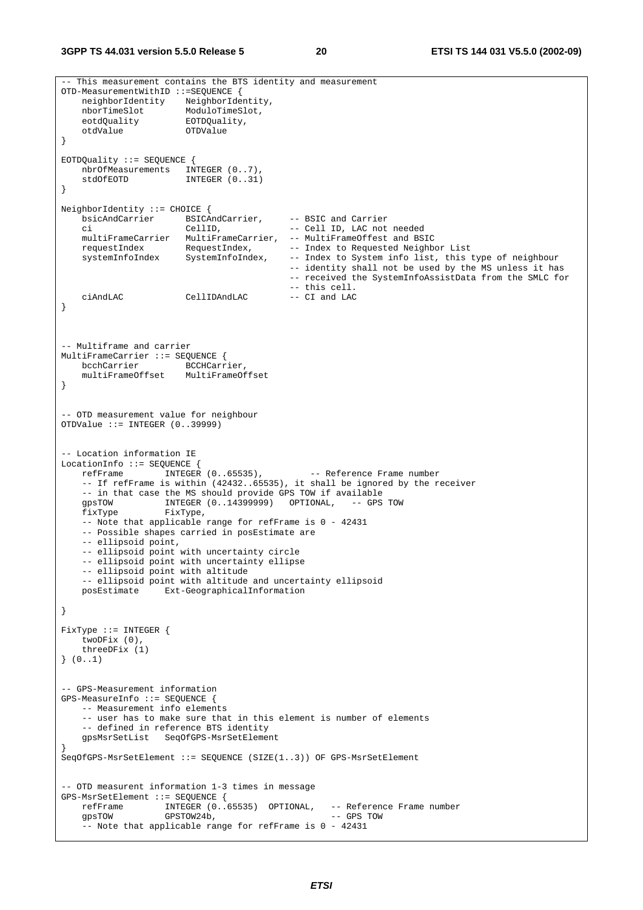```
-- This measurement contains the BTS identity and measurement
OTD-MeasurementWithID ::=SEQUENCE {
    neighborIdentity    NeighborIdentity,
    nborTimeSlot        ModuloTimeSlot,
    eotdQuality         EOTDQuality,
    otdValue            OTDValue
}

EOTDQuality ::= SEQUENCE {
    nbrOfMeasurements   INTEGER (0..7),
    stdOfEOTD           INTEGER (0..31)
}

NeighborIdentity ::= CHOICE {
    bsicAndCarrier      BSICAndCarrier,     -- BSIC and Carrier
    ci                  CellID,             -- Cell ID, LAC not needed
    multiFrameCarrier   MultiFrameCarrier,  -- MultiFrameOffest and BSIC
    requestIndex        RequestIndex,       -- Index to Requested Neighbor List
    systemInfoIndex     SystemInfoIndex,    -- Index to System info list, this type of neighbour
                                            -- identity shall not be used by the MS unless it has
                                            -- received the SystemInfoAssistData from the SMLC for
                                            -- this cell.
    ciAndLAC            CellIDAndLAC        -- CI and LAC
}



-- Multiframe and carrier
MultiFrameCarrier ::= SEQUENCE {
    bcchCarrier         BCCHCarrier,
    multiFrameOffset    MultiFrameOffset
}


-- OTD measurement value for neighbour
OTDValue ::= INTEGER (0..39999)


-- Location information IE
LocationInfo ::= SEQUENCE {
    refFrame        INTEGER (0..65535),         -- Reference Frame number
    -- If refFrame is within (42432..65535), it shall be ignored by the receiver
    -- in that case the MS should provide GPS TOW if available
    gpsTOW          INTEGER (0..14399999)   OPTIONAL,   -- GPS TOW
    fixType         FixType,
    -- Note that applicable range for refFrame is 0 - 42431
    -- Possible shapes carried in posEstimate are
    -- ellipsoid point,
    -- ellipsoid point with uncertainty circle
    -- ellipsoid point with uncertainty ellipse
    -- ellipsoid point with altitude
    -- ellipsoid point with altitude and uncertainty ellipsoid
    posEstimate     Ext-GeographicalInformation

}

FixType ::= INTEGER {
    twoDFix (0),
    threeDFix (1)
} (0..1)


-- GPS-Measurement information
GPS-MeasureInfo ::= SEQUENCE {
    -- Measurement info elements
    -- user has to make sure that in this element is number of elements
    -- defined in reference BTS identity
    gpsMsrSetList   SeqOfGPS-MsrSetElement
}
SeqOfGPS-MsrSetElement ::= SEQUENCE (SIZE(1..3)) OF GPS-MsrSetElement


-- OTD measurent information 1-3 times in message
GPS-MsrSetElement ::= SEQUENCE {
    refFrame        INTEGER (0..65535)  OPTIONAL,   -- Reference Frame number
    gpsTOW          GPSTOW24b,                      -- GPS TOW
    -- Note that applicable range for refFrame is 0 - 42431
```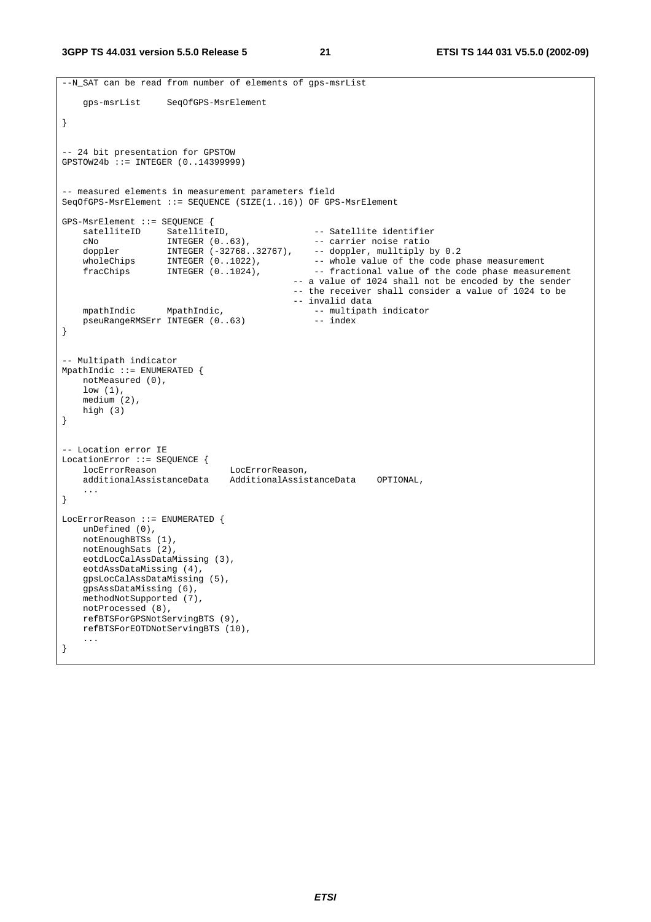```
--N_SAT can be read from number of elements of gps-msrList

    gps-msrList     SeqOfGPS-MsrElement

}


-- 24 bit presentation for GPSTOW
GPSTOW24b ::= INTEGER (0..14399999)


-- measured elements in measurement parameters field
SeqOfGPS-MsrElement ::= SEQUENCE (SIZE(1..16)) OF GPS-MsrElement

GPS-MsrElement ::= SEQUENCE {
    satelliteID     SatelliteID,                -- Satellite identifier
    cNo             INTEGER (0..63),            -- carrier noise ratio
    doppler         INTEGER (-32768..32767),    -- doppler, mulltiply by 0.2
    wholeChips      INTEGER (0..1022),          -- whole value of the code phase measurement
    fracChips       INTEGER (0..1024),          -- fractional value of the code phase measurement
                                            -- a value of 1024 shall not be encoded by the sender
                                            -- the receiver shall consider a value of 1024 to be
                                            -- invalid data
    mpathIndic      MpathIndic,                 -- multipath indicator
    pseuRangeRMSErr INTEGER (0..63)             -- index
}


-- Multipath indicator
MpathIndic ::= ENUMERATED {
    notMeasured (0),
    low (1),
    medium (2),
    high (3)
}


-- Location error IE
LocationError ::= SEQUENCE {
    locErrorReason              LocErrorReason,
    additionalAssistanceData    AdditionalAssistanceData    OPTIONAL,
    ...
}

LocErrorReason ::= ENUMERATED {
    unDefined (0),
    notEnoughBTSs (1),
    notEnoughSats (2),
    eotdLocCalAssDataMissing (3),
    eotdAssDataMissing (4),
    gpsLocCalAssDataMissing (5),
    gpsAssDataMissing (6),
    methodNotSupported (7),
    notProcessed (8),
    refBTSForGPSNotServingBTS (9),
    refBTSForEOTDNotServingBTS (10),
    ...
}
```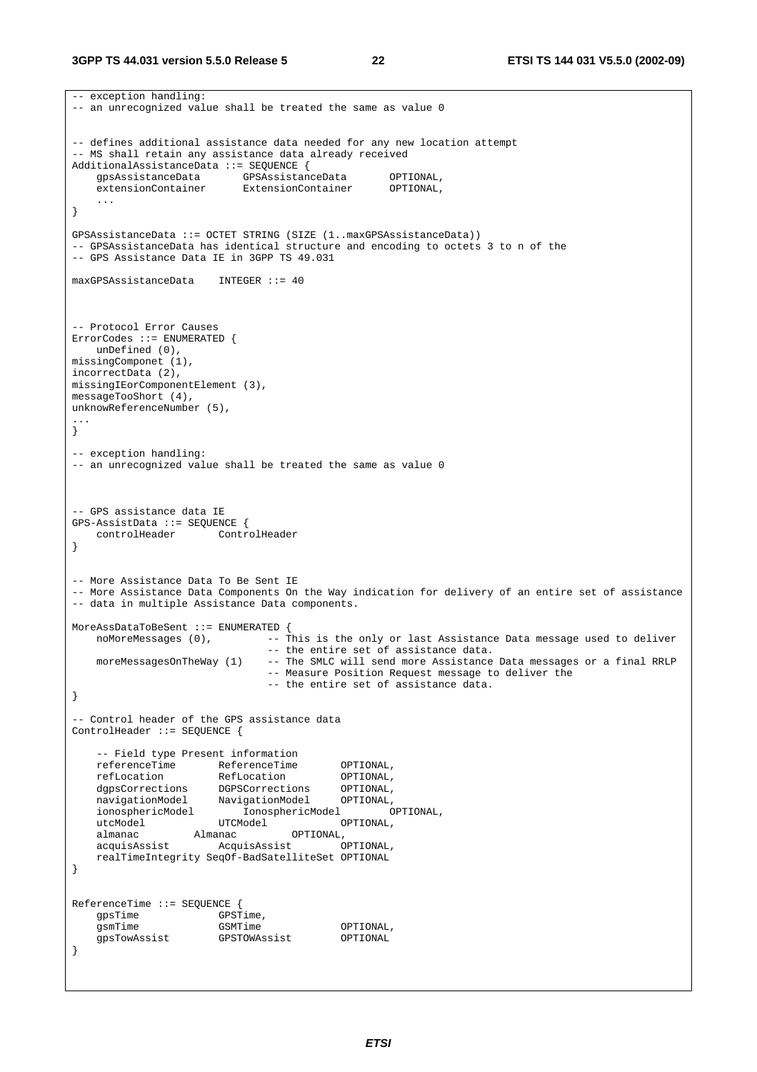```
-- exception handling:
-- an unrecognized value shall be treated the same as value 0


-- defines additional assistance data needed for any new location attempt
-- MS shall retain any assistance data already received
AdditionalAssistanceData ::= SEQUENCE {
    gpsAssistanceData       GPSAssistanceData       OPTIONAL,
    extensionContainer      ExtensionContainer      OPTIONAL,
    ...
}

GPSAssistanceData ::= OCTET STRING (SIZE (1..maxGPSAssistanceData))
-- GPSAssistanceData has identical structure and encoding to octets 3 to n of the
-- GPS Assistance Data IE in 3GPP TS 49.031

maxGPSAssistanceData    INTEGER ::= 40



-- Protocol Error Causes
ErrorCodes ::= ENUMERATED {
    unDefined (0),
missingComponet (1),
incorrectData (2),
missingIEorComponentElement (3),
messageTooShort (4),
unknowReferenceNumber (5),
...
}

-- exception handling:
-- an unrecognized value shall be treated the same as value 0



-- GPS assistance data IE
GPS-AssistData ::= SEQUENCE {
    controlHeader       ControlHeader
}


-- More Assistance Data To Be Sent IE
-- More Assistance Data Components On the Way indication for delivery of an entire set of assistance
-- data in multiple Assistance Data components.

MoreAssDataToBeSent ::= ENUMERATED {
    noMoreMessages (0),         -- This is the only or last Assistance Data message used to deliver
                                -- the entire set of assistance data.
    moreMessagesOnTheWay (1)    -- The SMLC will send more Assistance Data messages or a final RRLP
                                -- Measure Position Request message to deliver the
                                -- the entire set of assistance data.
}

-- Control header of the GPS assistance data
ControlHeader ::= SEQUENCE {

    -- Field type Present information
    referenceTime       ReferenceTime       OPTIONAL,
    refLocation         RefLocation         OPTIONAL,
    dgpsCorrections     DGPSCorrections     OPTIONAL,
    navigationModel     NavigationModel     OPTIONAL,
    ionosphericModel        IonosphericModel        OPTIONAL,
    utcModel            UTCModel            OPTIONAL,
    almanac         Almanac         OPTIONAL,
    acquisAssist        AcquisAssist        OPTIONAL,
    realTimeIntegrity SeqOf-BadSatelliteSet OPTIONAL
}


ReferenceTime ::= SEQUENCE {
    gpsTime             GPSTime,
    gsmTime             GSMTime             OPTIONAL,
    gpsTowAssist        GPSTOWAssist        OPTIONAL
}
```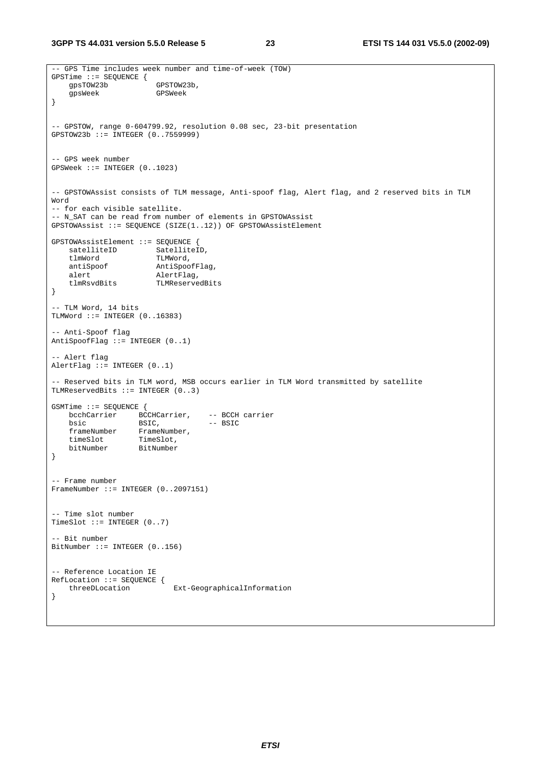```
-- GPS Time includes week number and time-of-week (TOW)
GPSTime ::= SEQUENCE {
    gpsTOW23b           GPSTOW23b,
    gpsWeek             GPSWeek
}


-- GPSTOW, range 0-604799.92, resolution 0.08 sec, 23-bit presentation
GPSTOW23b ::= INTEGER (0..7559999)


-- GPS week number
GPSWeek ::= INTEGER (0..1023)


-- GPSTOWAssist consists of TLM message, Anti-spoof flag, Alert flag, and 2 reserved bits in TLM
Word
-- for each visible satellite.
-- N_SAT can be read from number of elements in GPSTOWAssist
GPSTOWAssist ::= SEQUENCE (SIZE(1..12)) OF GPSTOWAssistElement

GPSTOWAssistElement ::= SEQUENCE {
    satelliteID         SatelliteID,
    tlmWord             TLMWord,
    antiSpoof           AntiSpoofFlag,
    alert               AlertFlag,
    tlmRsvdBits         TLMReservedBits
}

-- TLM Word, 14 bits
TLMWord ::= INTEGER (0..16383)

-- Anti-Spoof flag
AntiSpoofFlag ::= INTEGER (0..1)

-- Alert flag
AlertFlag ::= INTEGER (0..1)

-- Reserved bits in TLM word, MSB occurs earlier in TLM Word transmitted by satellite
TLMReservedBits ::= INTEGER (0..3)

GSMTime ::= SEQUENCE {
    bcchCarrier     BCCHCarrier,    -- BCCH carrier
    bsic            BSIC,           -- BSIC
    frameNumber     FrameNumber,
    timeSlot        TimeSlot,
    bitNumber       BitNumber
}


-- Frame number
FrameNumber ::= INTEGER (0..2097151)


-- Time slot number
TimeSlot ::= INTEGER (0..7)

-- Bit number
BitNumber ::= INTEGER (0..156)


-- Reference Location IE
RefLocation ::= SEQUENCE {
    threeDLocation          Ext-GeographicalInformation
}
```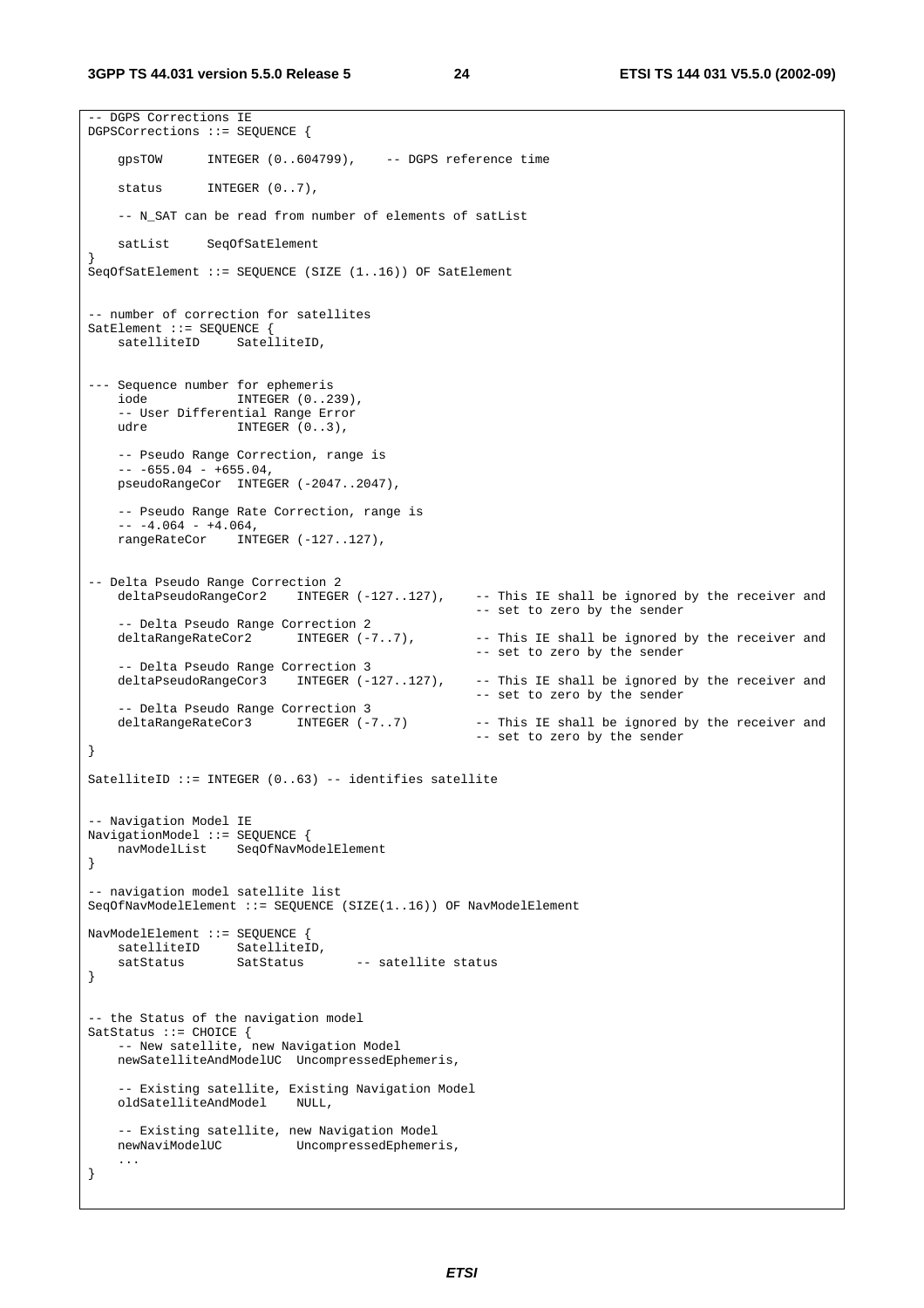```
-- DGPS Corrections IE
DGPSCorrections ::= SEQUENCE {

    gpsTOW      INTEGER (0..604799),    -- DGPS reference time

    status      INTEGER (0..7),

    -- N_SAT can be read from number of elements of satList

    satList     SeqOfSatElement
}
SeqOfSatElement ::= SEQUENCE (SIZE (1..16)) OF SatElement


-- number of correction for satellites
SatElement ::= SEQUENCE {
    satelliteID     SatelliteID,


--- Sequence number for ephemeris
    iode            INTEGER (0..239),
    -- User Differential Range Error
    udre            INTEGER (0..3),

    -- Pseudo Range Correction, range is
    -- -655.04 - +655.04,
    pseudoRangeCor  INTEGER (-2047..2047),

    -- Pseudo Range Rate Correction, range is
    -- -4.064 - +4.064,
    rangeRateCor    INTEGER (-127..127),


-- Delta Pseudo Range Correction 2
    deltaPseudoRangeCor2    INTEGER (-127..127),    -- This IE shall be ignored by the receiver and
                                                    -- set to zero by the sender
    -- Delta Pseudo Range Correction 2
    deltaRangeRateCor2      INTEGER (-7..7),        -- This IE shall be ignored by the receiver and
                                                    -- set to zero by the sender
    -- Delta Pseudo Range Correction 3
    deltaPseudoRangeCor3    INTEGER (-127..127),    -- This IE shall be ignored by the receiver and
                                                    -- set to zero by the sender
    -- Delta Pseudo Range Correction 3
    deltaRangeRateCor3      INTEGER (-7..7)         -- This IE shall be ignored by the receiver and
                                                    -- set to zero by the sender
}

SatelliteID ::= INTEGER (0..63) -- identifies satellite


-- Navigation Model IE
NavigationModel ::= SEQUENCE {
    navModelList    SeqOfNavModelElement
}

-- navigation model satellite list
SeqOfNavModelElement ::= SEQUENCE (SIZE(1..16)) OF NavModelElement

NavModelElement ::= SEQUENCE {
    satelliteID     SatelliteID,
    satStatus       SatStatus       -- satellite status
}


-- the Status of the navigation model
SatStatus ::= CHOICE {
    -- New satellite, new Navigation Model
    newSatelliteAndModelUC  UncompressedEphemeris,

    -- Existing satellite, Existing Navigation Model
    oldSatelliteAndModel    NULL,

    -- Existing satellite, new Navigation Model
    newNaviModelUC          UncompressedEphemeris,
    ...
}
```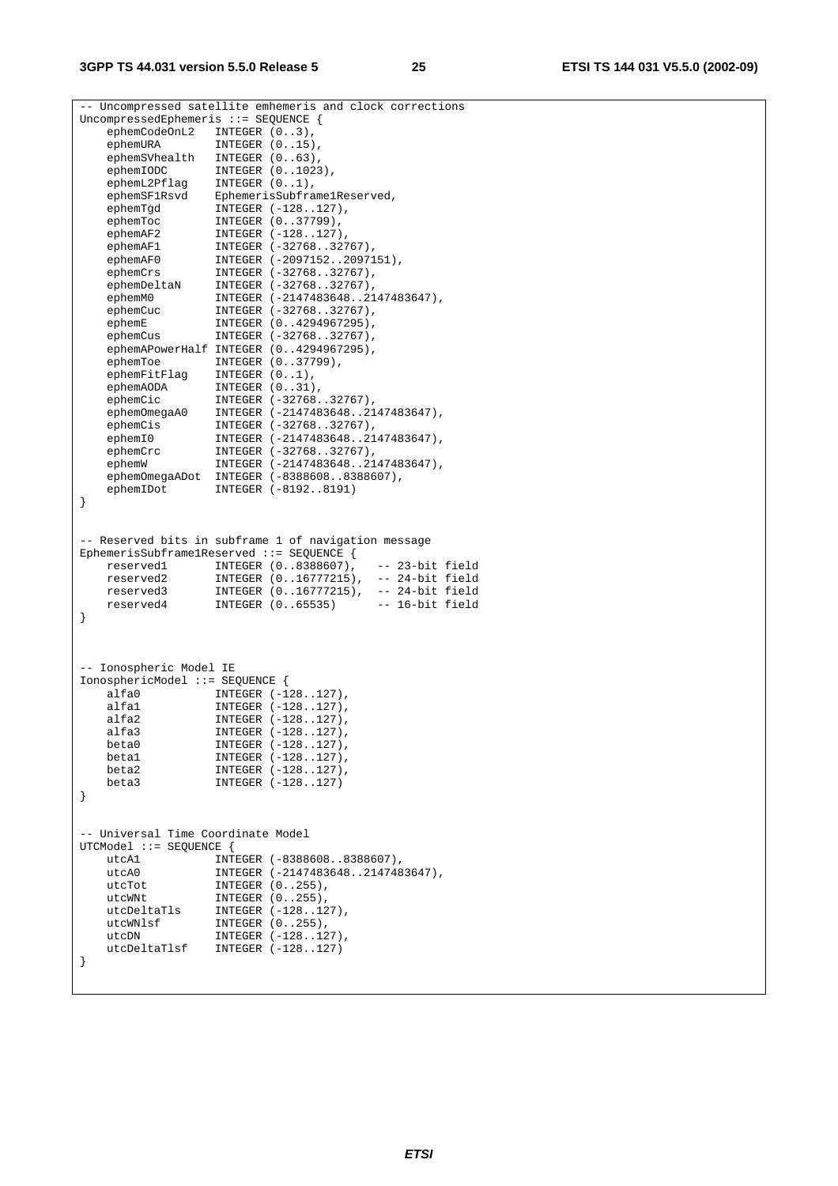```
-- Uncompressed satellite emhemeris and clock corrections
UncompressedEphemeris ::= SEQUENCE {
    ephemCodeOnL2   INTEGER (0..3),
    ephemURA        INTEGER (0..15),
    ephemSVhealth   INTEGER (0..63),
    ephemIODC       INTEGER (0..1023),
    ephemL2Pflag    INTEGER (0..1),
    ephemSF1Rsvd    EphemerisSubframe1Reserved,
    ephemTgd        INTEGER (-128..127),
    ephemToc        INTEGER (0..37799),
    ephemAF2        INTEGER (-128..127),
    ephemAF1        INTEGER (-32768..32767),
    ephemAF0        INTEGER (-2097152..2097151),
    ephemCrs        INTEGER (-32768..32767),
    ephemDeltaN     INTEGER (-32768..32767),
    ephemM0         INTEGER (-2147483648..2147483647),
    ephemCuc        INTEGER (-32768..32767),
    ephemE          INTEGER (0..4294967295),
    ephemCus        INTEGER (-32768..32767),
    ephemAPowerHalf INTEGER (0..4294967295),
    ephemToe        INTEGER (0..37799),
    ephemFitFlag    INTEGER (0..1),
    ephemAODA       INTEGER (0..31),
    ephemCic        INTEGER (-32768..32767),
    ephemOmegaA0    INTEGER (-2147483648..2147483647),
    ephemCis        INTEGER (-32768..32767),
    ephemI0         INTEGER (-2147483648..2147483647),
    ephemCrc        INTEGER (-32768..32767),
    ephemW          INTEGER (-2147483648..2147483647),
    ephemOmegaADot  INTEGER (-8388608..8388607),
    ephemIDot       INTEGER (-8192..8191)
}


-- Reserved bits in subframe 1 of navigation message
EphemerisSubframe1Reserved ::= SEQUENCE {
    reserved1       INTEGER (0..8388607),   -- 23-bit field
    reserved2       INTEGER (0..16777215),  -- 24-bit field
    reserved3       INTEGER (0..16777215),  -- 24-bit field
    reserved4       INTEGER (0..65535)      -- 16-bit field
}



-- Ionospheric Model IE
IonosphericModel ::= SEQUENCE {
    alfa0           INTEGER (-128..127),
    alfa1           INTEGER (-128..127),
    alfa2           INTEGER (-128..127),
    alfa3           INTEGER (-128..127),
    beta0           INTEGER (-128..127),
    beta1           INTEGER (-128..127),
    beta2           INTEGER (-128..127),
    beta3           INTEGER (-128..127)
}


-- Universal Time Coordinate Model
UTCModel ::= SEQUENCE {
    utcA1           INTEGER (-8388608..8388607),
    utcA0           INTEGER (-2147483648..2147483647),
    utcTot          INTEGER (0..255),
    utcWNt          INTEGER (0..255),
    utcDeltaTls     INTEGER (-128..127),
    utcWNlsf        INTEGER (0..255),
    utcDN           INTEGER (-128..127),
    utcDeltaTlsf    INTEGER (-128..127)
}
```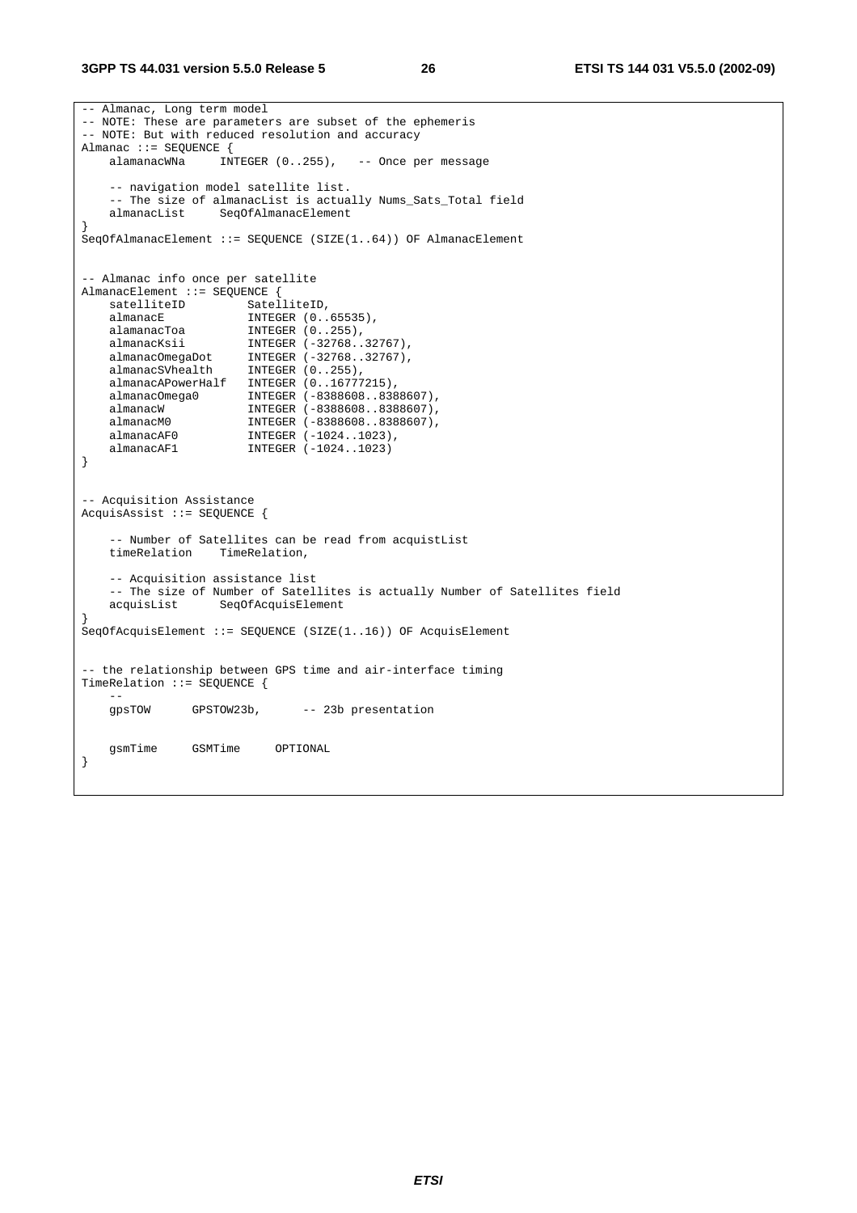```
-- Almanac, Long term model
-- NOTE: These are parameters are subset of the ephemeris
-- NOTE: But with reduced resolution and accuracy
Almanac ::= SEQUENCE {
    alamanacWNa      INTEGER (0..255),    -- Once per message

    -- navigation model satellite list.
    -- The size of almanacList is actually Nums_Sats_Total field
    almanacList      SeqOfAlmanacElement
}
SeqOfAlmanacElement ::= SEQUENCE (SIZE(1..64)) OF AlmanacElement


-- Almanac info once per satellite
AlmanacElement ::= SEQUENCE {
    satelliteID          SatelliteID,
    almanacE             INTEGER (0..65535),
    alamanacToa          INTEGER (0..255),
    almanacKsii          INTEGER (-32768..32767),
    almanacOmegaDot      INTEGER (-32768..32767),
    almanacSVhealth      INTEGER (0..255),
    almanacAPowerHalf    INTEGER (0..16777215),
    almanacOmega0        INTEGER (-8388608..8388607),
    almanacW             INTEGER (-8388608..8388607),
    almanacM0            INTEGER (-8388608..8388607),
    almanacAF0           INTEGER (-1024..1023),
    almanacAF1           INTEGER (-1024..1023)
}


-- Acquisition Assistance
AcquisAssist ::= SEQUENCE {

    -- Number of Satellites can be read from acquistList
    timeRelation     TimeRelation,

    -- Acquisition assistance list
    -- The size of Number of Satellites is actually Number of Satellites field
    acquisList       SeqOfAcquisElement
}
SeqOfAcquisElement ::= SEQUENCE (SIZE(1..16)) OF AcquisElement


-- the relationship between GPS time and air-interface timing
TimeRelation ::= SEQUENCE {
    --
    gpsTOW      GPSTOW23b,      -- 23b presentation


    gsmTime     GSMTime     OPTIONAL
}
```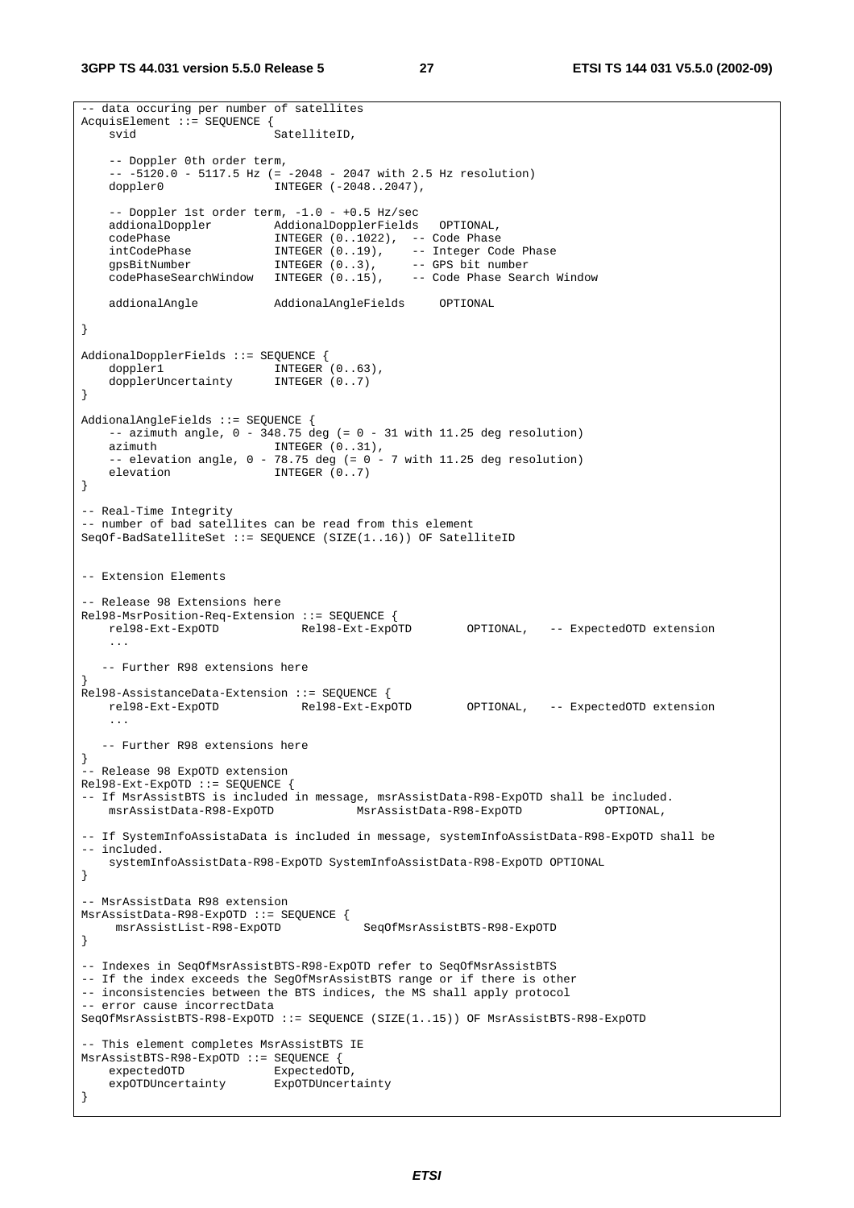```
-- data occuring per number of satellites
AcquisElement ::= SEQUENCE {
    svid                    SatelliteID,

    -- Doppler 0th order term,
    -- -5120.0 - 5117.5 Hz (= -2048 - 2047 with 2.5 Hz resolution)
    doppler0                INTEGER (-2048..2047),

    -- Doppler 1st order term, -1.0 - +0.5 Hz/sec
    addionalDoppler         AddionalDopplerFields   OPTIONAL,
    codePhase               INTEGER (0..1022),  -- Code Phase
    intCodePhase            INTEGER (0..19),    -- Integer Code Phase
    gpsBitNumber            INTEGER (0..3),     -- GPS bit number
    codePhaseSearchWindow   INTEGER (0..15),    -- Code Phase Search Window

    addionalAngle           AddionalAngleFields     OPTIONAL

}

AddionalDopplerFields ::= SEQUENCE {
    doppler1                INTEGER (0..63),
    dopplerUncertainty      INTEGER (0..7)
}

AddionalAngleFields ::= SEQUENCE {
    -- azimuth angle, 0 - 348.75 deg (= 0 - 31 with 11.25 deg resolution)
    azimuth                 INTEGER (0..31),
    -- elevation angle, 0 - 78.75 deg (= 0 - 7 with 11.25 deg resolution)
    elevation               INTEGER (0..7)
}

-- Real-Time Integrity
-- number of bad satellites can be read from this element
SeqOf-BadSatelliteSet ::= SEQUENCE (SIZE(1..16)) OF SatelliteID


-- Extension Elements

-- Release 98 Extensions here
Rel98-MsrPosition-Req-Extension ::= SEQUENCE {
    rel98-Ext-ExpOTD            Rel98-Ext-ExpOTD        OPTIONAL,   -- ExpectedOTD extension
    ...

   -- Further R98 extensions here
}
Rel98-AssistanceData-Extension ::= SEQUENCE {
    rel98-Ext-ExpOTD            Rel98-Ext-ExpOTD        OPTIONAL,   -- ExpectedOTD extension
    ...

   -- Further R98 extensions here
}
-- Release 98 ExpOTD extension
Rel98-Ext-ExpOTD ::= SEQUENCE {
-- If MsrAssistBTS is included in message, msrAssistData-R98-ExpOTD shall be included.
    msrAssistData-R98-ExpOTD            MsrAssistData-R98-ExpOTD            OPTIONAL,

-- If SystemInfoAssistaData is included in message, systemInfoAssistData-R98-ExpOTD shall be
-- included.
    systemInfoAssistData-R98-ExpOTD SystemInfoAssistData-R98-ExpOTD OPTIONAL
}

-- MsrAssistData R98 extension
MsrAssistData-R98-ExpOTD ::= SEQUENCE {
     msrAssistList-R98-ExpOTD            SeqOfMsrAssistBTS-R98-ExpOTD
}

-- Indexes in SeqOfMsrAssistBTS-R98-ExpOTD refer to SeqOfMsrAssistBTS
-- If the index exceeds the SegOfMsrAssistBTS range or if there is other
-- inconsistencies between the BTS indices, the MS shall apply protocol
-- error cause incorrectData
SeqOfMsrAssistBTS-R98-ExpOTD ::= SEQUENCE (SIZE(1..15)) OF MsrAssistBTS-R98-ExpOTD

-- This element completes MsrAssistBTS IE
MsrAssistBTS-R98-ExpOTD ::= SEQUENCE {
    expectedOTD             ExpectedOTD,
    expOTDUncertainty       ExpOTDUncertainty
}
```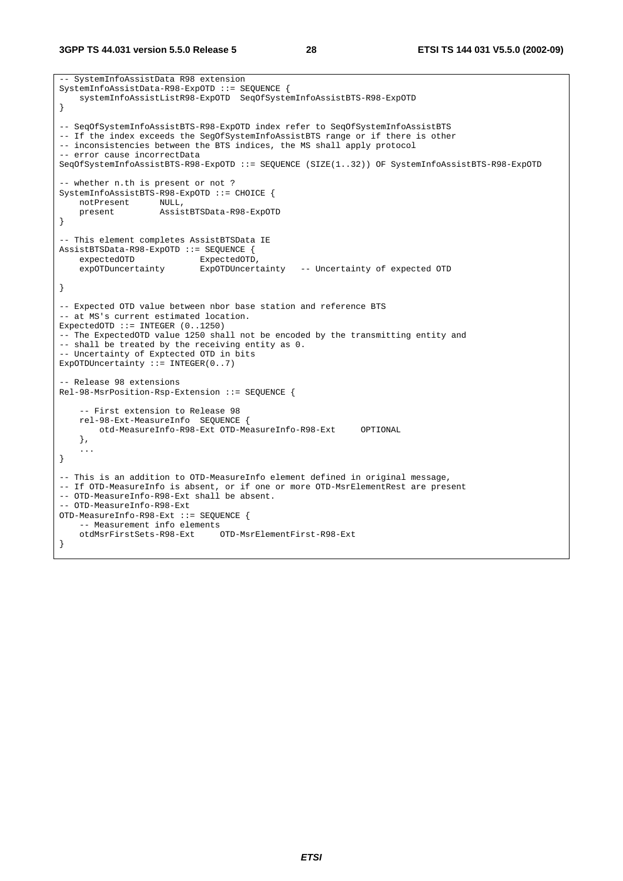```
-- SystemInfoAssistData R98 extension
SystemInfoAssistData-R98-ExpOTD ::= SEQUENCE {
    systemInfoAssistListR98-ExpOTD  SeqOfSystemInfoAssistBTS-R98-ExpOTD
}

-- SeqOfSystemInfoAssistBTS-R98-ExpOTD index refer to SeqOfSystemInfoAssistBTS
-- If the index exceeds the SegOfSystemInfoAssistBTS range or if there is other
-- inconsistencies between the BTS indices, the MS shall apply protocol
-- error cause incorrectData
SeqOfSystemInfoAssistBTS-R98-ExpOTD ::= SEQUENCE (SIZE(1..32)) OF SystemInfoAssistBTS-R98-ExpOTD

-- whether n.th is present or not ?
SystemInfoAssistBTS-R98-ExpOTD ::= CHOICE {
    notPresent      NULL,
    present         AssistBTSData-R98-ExpOTD
}

-- This element completes AssistBTSData IE
AssistBTSData-R98-ExpOTD ::= SEQUENCE {
    expectedOTD             ExpectedOTD,
    expOTDuncertainty       ExpOTDUncertainty   -- Uncertainty of expected OTD

}

-- Expected OTD value between nbor base station and reference BTS
-- at MS's current estimated location.
ExpectedOTD ::= INTEGER (0..1250)
-- The ExpectedOTD value 1250 shall not be encoded by the transmitting entity and
-- shall be treated by the receiving entity as 0.
-- Uncertainty of Exptected OTD in bits
ExpOTDUncertainty ::= INTEGER(0..7)

-- Release 98 extensions
Rel-98-MsrPosition-Rsp-Extension ::= SEQUENCE {

    -- First extension to Release 98
    rel-98-Ext-MeasureInfo  SEQUENCE {
        otd-MeasureInfo-R98-Ext OTD-MeasureInfo-R98-Ext     OPTIONAL
    },
    ...
}

-- This is an addition to OTD-MeasureInfo element defined in original message,
-- If OTD-MeasureInfo is absent, or if one or more OTD-MsrElementRest are present
-- OTD-MeasureInfo-R98-Ext shall be absent.
-- OTD-MeasureInfo-R98-Ext
OTD-MeasureInfo-R98-Ext ::= SEQUENCE {
    -- Measurement info elements
    otdMsrFirstSets-R98-Ext     OTD-MsrElementFirst-R98-Ext
}
```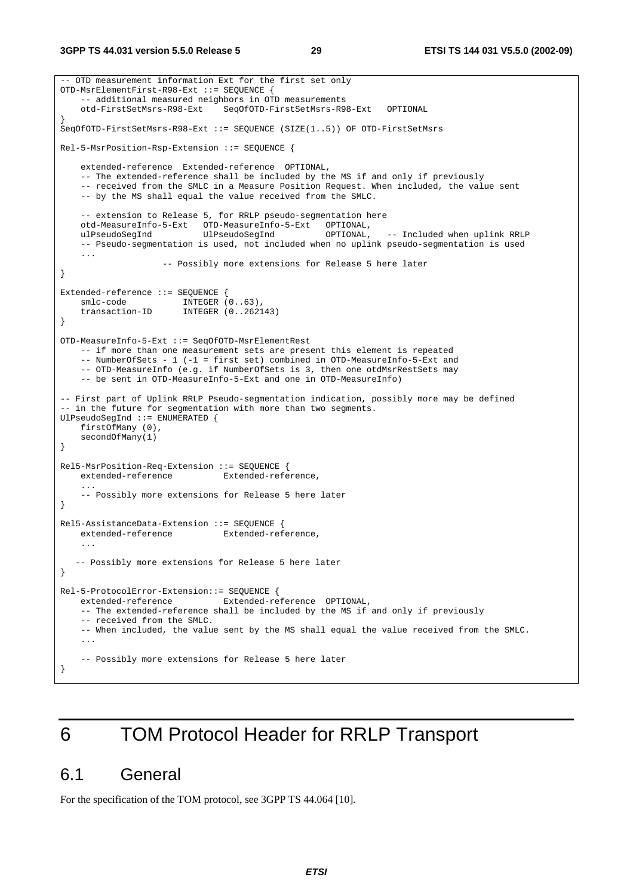```
-- OTD measurement information Ext for the first set only
OTD-MsrElementFirst-R98-Ext ::= SEQUENCE {
    -- additional measured neighbors in OTD measurements
    otd-FirstSetMsrs-R98-Ext    SeqOfOTD-FirstSetMsrs-R98-Ext   OPTIONAL
}
SeqOfOTD-FirstSetMsrs-R98-Ext ::= SEQUENCE (SIZE(1..5)) OF OTD-FirstSetMsrs

Rel-5-MsrPosition-Rsp-Extension ::= SEQUENCE {

    extended-reference  Extended-reference  OPTIONAL,
    -- The extended-reference shall be included by the MS if and only if previously
    -- received from the SMLC in a Measure Position Request. When included, the value sent
    -- by the MS shall equal the value received from the SMLC.

    -- extension to Release 5, for RRLP pseudo-segmentation here
    otd-MeasureInfo-5-Ext   OTD-MeasureInfo-5-Ext   OPTIONAL,
    ulPseudoSegInd          UlPseudoSegInd          OPTIONAL,   -- Included when uplink RRLP
    -- Pseudo-segmentation is used, not included when no uplink pseudo-segmentation is used
    ...
                    -- Possibly more extensions for Release 5 here later
}

Extended-reference ::= SEQUENCE {
    smlc-code           INTEGER (0..63),
    transaction-ID      INTEGER (0..262143)
}

OTD-MeasureInfo-5-Ext ::= SeqOfOTD-MsrElementRest
    -- if more than one measurement sets are present this element is repeated
    -- NumberOfSets - 1 (-1 = first set) combined in OTD-MeasureInfo-5-Ext and
    -- OTD-MeasureInfo (e.g. if NumberOfSets is 3, then one otdMsrRestSets may
    -- be sent in OTD-MeasureInfo-5-Ext and one in OTD-MeasureInfo)

-- First part of Uplink RRLP Pseudo-segmentation indication, possibly more may be defined
-- in the future for segmentation with more than two segments.
UlPseudoSegInd ::= ENUMERATED {
    firstOfMany (0),
    secondOfMany(1)
}

Rel5-MsrPosition-Req-Extension ::= SEQUENCE {
    extended-reference          Extended-reference,
    ...
    -- Possibly more extensions for Release 5 here later
}

Rel5-AssistanceData-Extension ::= SEQUENCE {
    extended-reference          Extended-reference,
    ...

   -- Possibly more extensions for Release 5 here later
}

Rel-5-ProtocolError-Extension::= SEQUENCE {
    extended-reference          Extended-reference  OPTIONAL,
    -- The extended-reference shall be included by the MS if and only if previously
    -- received from the SMLC.
    -- When included, the value sent by the MS shall equal the value received from the SMLC.
    ...

    -- Possibly more extensions for Release 5 here later
}
```

# 6 TOM Protocol Header for RRLP Transport

## 6.1 General

For the specification of the TOM protocol, see 3GPP TS 44.064 [10].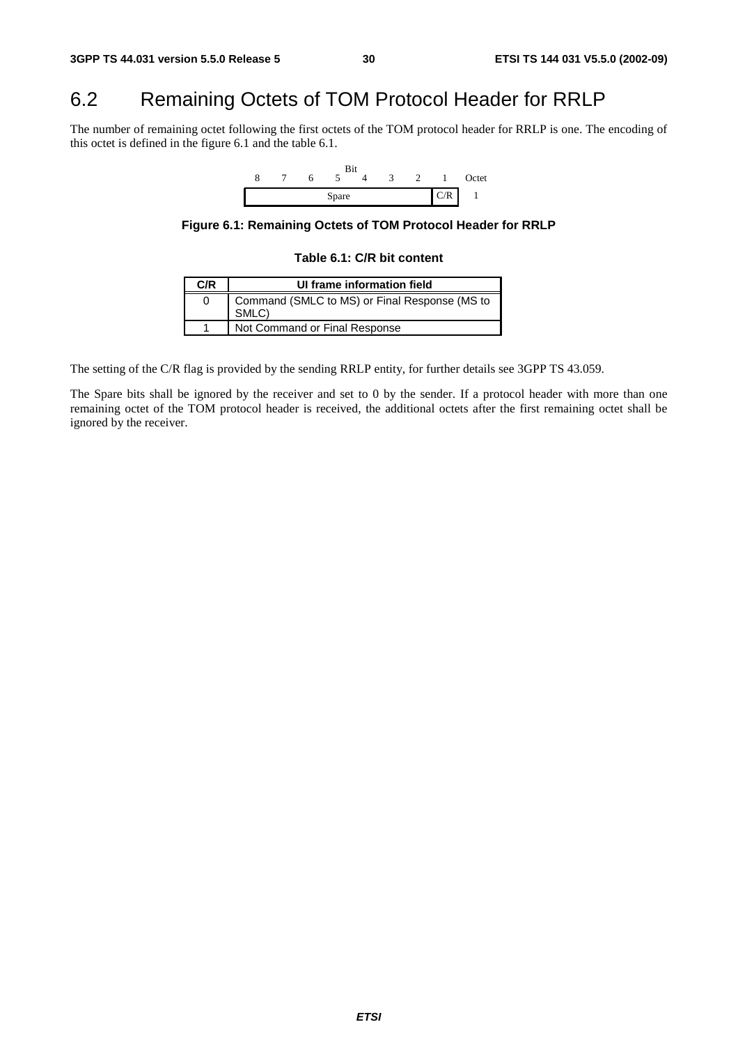# 6.2 Remaining Octets of TOM Protocol Header for RRLP

The number of remaining octet following the first octets of the TOM protocol header for RRLP is one. The encoding of this octet is defined in the figure 6.1 and the table 6.1.

| Bit 8 | 7 | 6 | 5 | 4 | 3 | 2 | 1 | Octet |
|---|---|---|---|---|---|---|---|---|
| Spare | | | | | | | C/R | 1 |

**Figure 6.1: Remaining Octets of TOM Protocol Header for RRLP**

**Table 6.1: C/R bit content**

| C/R | UI frame information field |
|---|---|
| 0 | Command (SMLC to MS) or Final Response (MS to SMLC) |
| 1 | Not Command or Final Response |

The setting of the C/R flag is provided by the sending RRLP entity, for further details see 3GPP TS 43.059.

The Spare bits shall be ignored by the receiver and set to 0 by the sender. If a protocol header with more than one remaining octet of the TOM protocol header is received, the additional octets after the first remaining octet shall be ignored by the receiver.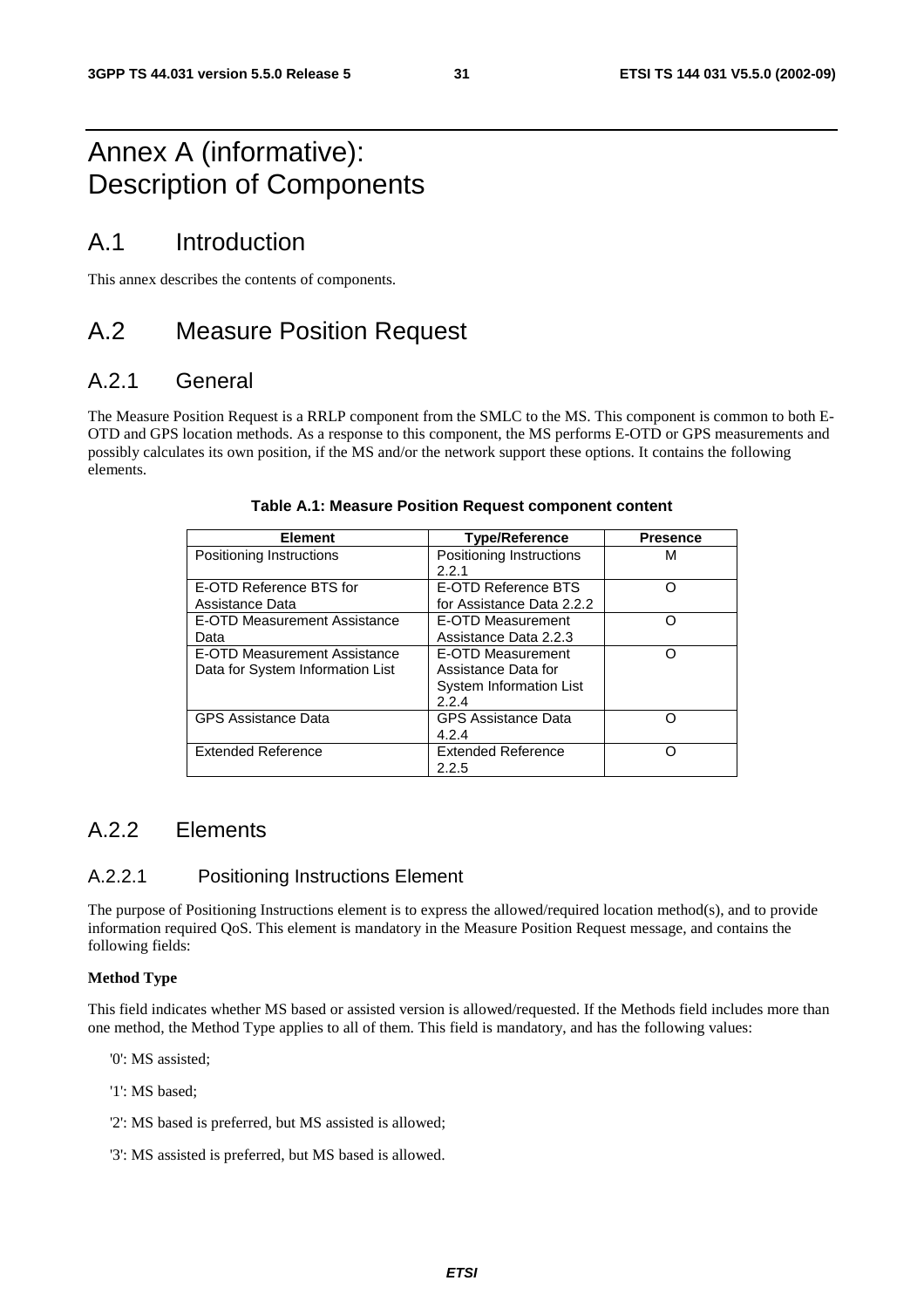# Annex A (informative): Description of Components

## A.1 Introduction

This annex describes the contents of components.

## A.2 Measure Position Request

### A.2.1 General

The Measure Position Request is a RRLP component from the SMLC to the MS. This component is common to both E-OTD and GPS location methods. As a response to this component, the MS performs E-OTD or GPS measurements and possibly calculates its own position, if the MS and/or the network support these options. It contains the following elements.

**Table A.1: Measure Position Request component content**

| Element | Type/Reference | Presence |
|---|---|---|
| Positioning Instructions | Positioning Instructions 2.2.1 | M |
| E-OTD Reference BTS for Assistance Data | E-OTD Reference BTS for Assistance Data 2.2.2 | O |
| E-OTD Measurement Assistance Data | E-OTD Measurement Assistance Data 2.2.3 | O |
| E-OTD Measurement Assistance Data for System Information List | E-OTD Measurement Assistance Data for System Information List 2.2.4 | O |
| GPS Assistance Data | GPS Assistance Data 4.2.4 | O |
| Extended Reference | Extended Reference 2.2.5 | O |

### A.2.2 Elements

#### A.2.2.1 Positioning Instructions Element

The purpose of Positioning Instructions element is to express the allowed/required location method(s), and to provide information required QoS. This element is mandatory in the Measure Position Request message, and contains the following fields:

**Method Type**

This field indicates whether MS based or assisted version is allowed/requested. If the Methods field includes more than one method, the Method Type applies to all of them. This field is mandatory, and has the following values:

'0': MS assisted;

'1': MS based;

'2': MS based is preferred, but MS assisted is allowed;

'3': MS assisted is preferred, but MS based is allowed.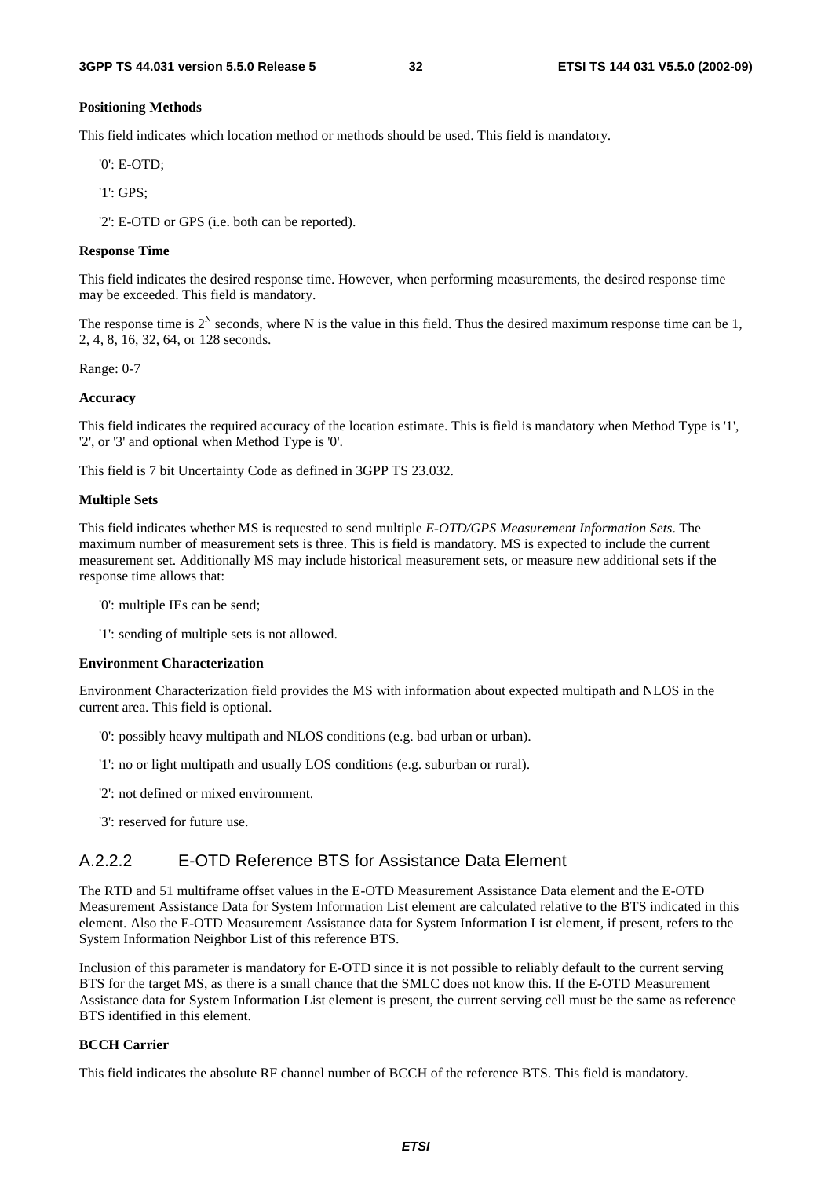**Positioning Methods**

This field indicates which location method or methods should be used. This field is mandatory.

'0': E-OTD;

'1': GPS;

'2': E-OTD or GPS (i.e. both can be reported).

**Response Time**

This field indicates the desired response time. However, when performing measurements, the desired response time may be exceeded. This field is mandatory.

The response time is $2^N$ seconds, where N is the value in this field. Thus the desired maximum response time can be 1, 2, 4, 8, 16, 32, 64, or 128 seconds.

Range: 0-7

**Accuracy**

This field indicates the required accuracy of the location estimate. This is field is mandatory when Method Type is '1', '2', or '3' and optional when Method Type is '0'.

This field is 7 bit Uncertainty Code as defined in 3GPP TS 23.032.

**Multiple Sets**

This field indicates whether MS is requested to send multiple *E-OTD/GPS Measurement Information Sets*. The maximum number of measurement sets is three. This is field is mandatory. MS is expected to include the current measurement set. Additionally MS may include historical measurement sets, or measure new additional sets if the response time allows that:

'0': multiple IEs can be send;

'1': sending of multiple sets is not allowed.

**Environment Characterization**

Environment Characterization field provides the MS with information about expected multipath and NLOS in the current area. This field is optional.

'0': possibly heavy multipath and NLOS conditions (e.g. bad urban or urban).

'1': no or light multipath and usually LOS conditions (e.g. suburban or rural).

'2': not defined or mixed environment.

'3': reserved for future use.

### A.2.2.2 E-OTD Reference BTS for Assistance Data Element

The RTD and 51 multiframe offset values in the E-OTD Measurement Assistance Data element and the E-OTD Measurement Assistance Data for System Information List element are calculated relative to the BTS indicated in this element. Also the E-OTD Measurement Assistance data for System Information List element, if present, refers to the System Information Neighbor List of this reference BTS.

Inclusion of this parameter is mandatory for E-OTD since it is not possible to reliably default to the current serving BTS for the target MS, as there is a small chance that the SMLC does not know this. If the E-OTD Measurement Assistance data for System Information List element is present, the current serving cell must be the same as reference BTS identified in this element.

**BCCH Carrier**

This field indicates the absolute RF channel number of BCCH of the reference BTS. This field is mandatory.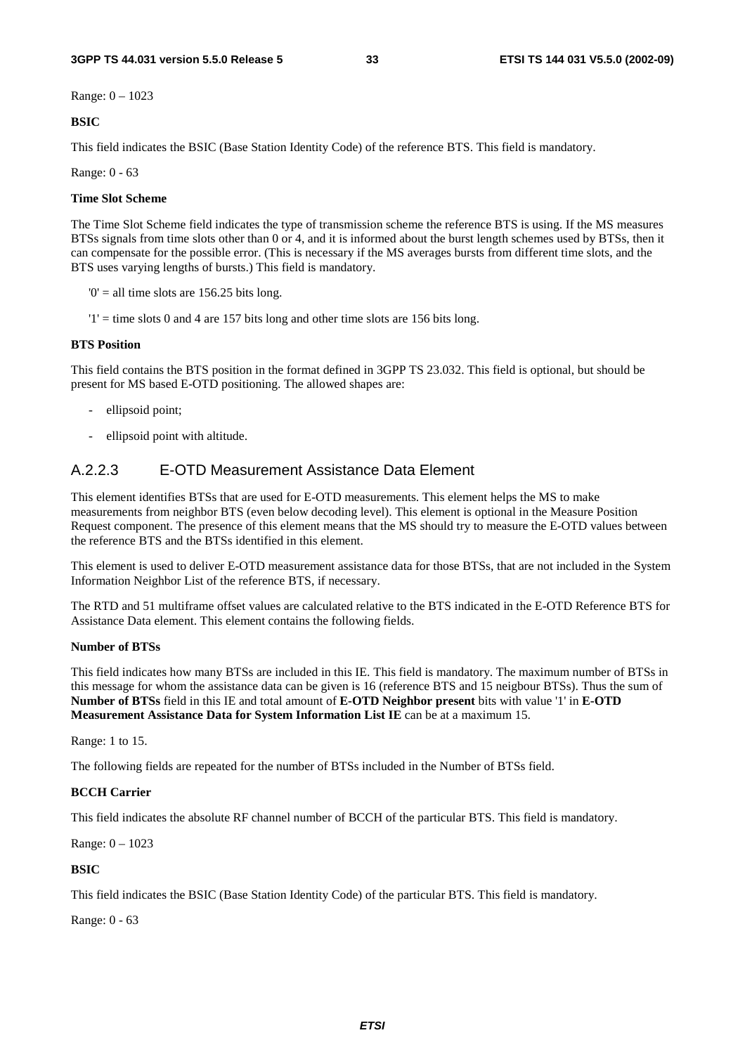Range: 0 – 1023

**BSIC**

This field indicates the BSIC (Base Station Identity Code) of the reference BTS. This field is mandatory.

Range: 0 - 63

**Time Slot Scheme**

The Time Slot Scheme field indicates the type of transmission scheme the reference BTS is using. If the MS measures BTSs signals from time slots other than 0 or 4, and it is informed about the burst length schemes used by BTSs, then it can compensate for the possible error. (This is necessary if the MS averages bursts from different time slots, and the BTS uses varying lengths of bursts.) This field is mandatory.

'0' = all time slots are 156.25 bits long.

'1' = time slots 0 and 4 are 157 bits long and other time slots are 156 bits long.

**BTS Position**

This field contains the BTS position in the format defined in 3GPP TS 23.032. This field is optional, but should be present for MS based E-OTD positioning. The allowed shapes are:

- ellipsoid point;
- ellipsoid point with altitude.

### A.2.2.3 E-OTD Measurement Assistance Data Element

This element identifies BTSs that are used for E-OTD measurements. This element helps the MS to make measurements from neighbor BTS (even below decoding level). This element is optional in the Measure Position Request component. The presence of this element means that the MS should try to measure the E-OTD values between the reference BTS and the BTSs identified in this element.

This element is used to deliver E-OTD measurement assistance data for those BTSs, that are not included in the System Information Neighbor List of the reference BTS, if necessary.

The RTD and 51 multiframe offset values are calculated relative to the BTS indicated in the E-OTD Reference BTS for Assistance Data element. This element contains the following fields.

**Number of BTSs**

This field indicates how many BTSs are included in this IE. This field is mandatory. The maximum number of BTSs in this message for whom the assistance data can be given is 16 (reference BTS and 15 neigbour BTSs). Thus the sum of **Number of BTSs** field in this IE and total amount of **E-OTD Neighbor present** bits with value '1' in **E-OTD Measurement Assistance Data for System Information List IE** can be at a maximum 15.

Range: 1 to 15.

The following fields are repeated for the number of BTSs included in the Number of BTSs field.

**BCCH Carrier**

This field indicates the absolute RF channel number of BCCH of the particular BTS. This field is mandatory.

Range: 0 – 1023

**BSIC**

This field indicates the BSIC (Base Station Identity Code) of the particular BTS. This field is mandatory.

Range: 0 - 63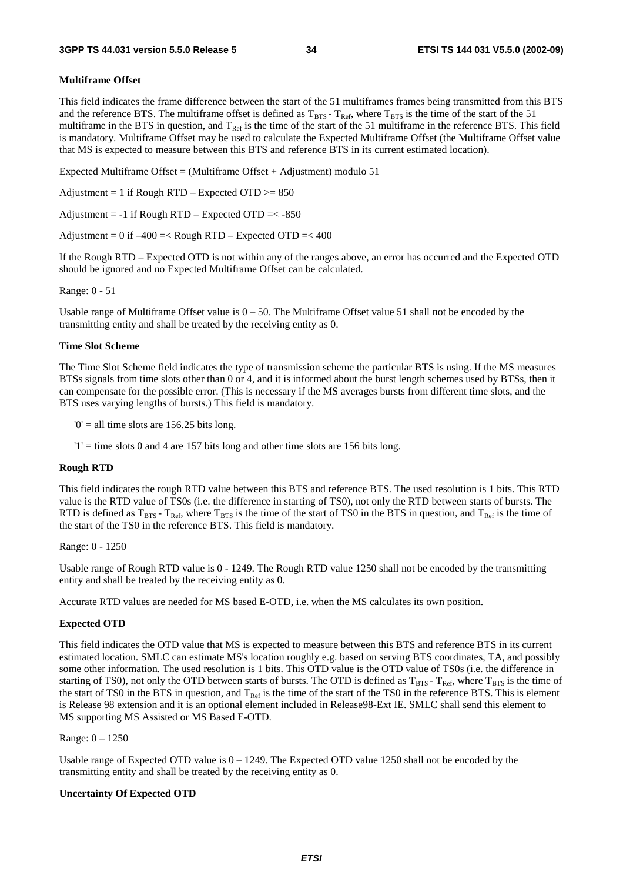**Multiframe Offset**

This field indicates the frame difference between the start of the 51 multiframes frames being transmitted from this BTS and the reference BTS. The multiframe offset is defined as $T_{BTS}$ - $T_{Ref}$, where $T_{BTS}$ is the time of the start of the 51 multiframe in the BTS in question, and $T_{Ref}$ is the time of the start of the 51 multiframe in the reference BTS. This field is mandatory. Multiframe Offset may be used to calculate the Expected Multiframe Offset (the Multiframe Offset value that MS is expected to measure between this BTS and reference BTS in its current estimated location).

Expected Multiframe Offset = (Multiframe Offset + Adjustment) modulo 51

Adjustment = 1 if Rough RTD – Expected OTD >= 850

Adjustment = -1 if Rough RTD – Expected OTD =< -850

Adjustment = 0 if –400 =< Rough RTD – Expected OTD =< 400

If the Rough RTD – Expected OTD is not within any of the ranges above, an error has occurred and the Expected OTD should be ignored and no Expected Multiframe Offset can be calculated.

Range: 0 - 51

Usable range of Multiframe Offset value is 0 – 50. The Multiframe Offset value 51 shall not be encoded by the transmitting entity and shall be treated by the receiving entity as 0.

**Time Slot Scheme**

The Time Slot Scheme field indicates the type of transmission scheme the particular BTS is using. If the MS measures BTSs signals from time slots other than 0 or 4, and it is informed about the burst length schemes used by BTSs, then it can compensate for the possible error. (This is necessary if the MS averages bursts from different time slots, and the BTS uses varying lengths of bursts.) This field is mandatory.

'0' = all time slots are 156.25 bits long.

'1' = time slots 0 and 4 are 157 bits long and other time slots are 156 bits long.

**Rough RTD**

This field indicates the rough RTD value between this BTS and reference BTS. The used resolution is 1 bits. This RTD value is the RTD value of TS0s (i.e. the difference in starting of TS0), not only the RTD between starts of bursts. The RTD is defined as $T_{BTS}$ - $T_{Ref}$, where $T_{BTS}$ is the time of the start of TS0 in the BTS in question, and $T_{Ref}$ is the time of the start of the TS0 in the reference BTS. This field is mandatory.

Range: 0 - 1250

Usable range of Rough RTD value is 0 - 1249. The Rough RTD value 1250 shall not be encoded by the transmitting entity and shall be treated by the receiving entity as 0.

Accurate RTD values are needed for MS based E-OTD, i.e. when the MS calculates its own position.

**Expected OTD**

This field indicates the OTD value that MS is expected to measure between this BTS and reference BTS in its current estimated location. SMLC can estimate MS's location roughly e.g. based on serving BTS coordinates, TA, and possibly some other information. The used resolution is 1 bits. This OTD value is the OTD value of TS0s (i.e. the difference in starting of TS0), not only the OTD between starts of bursts. The OTD is defined as $T_{BTS}$ - $T_{Ref}$, where $T_{BTS}$ is the time of the start of TS0 in the BTS in question, and $T_{Ref}$ is the time of the start of the TS0 in the reference BTS. This is element is Release 98 extension and it is an optional element included in Release98-Ext IE. SMLC shall send this element to MS supporting MS Assisted or MS Based E-OTD.

Range: 0 – 1250

Usable range of Expected OTD value is 0 – 1249. The Expected OTD value 1250 shall not be encoded by the transmitting entity and shall be treated by the receiving entity as 0.

**Uncertainty Of Expected OTD**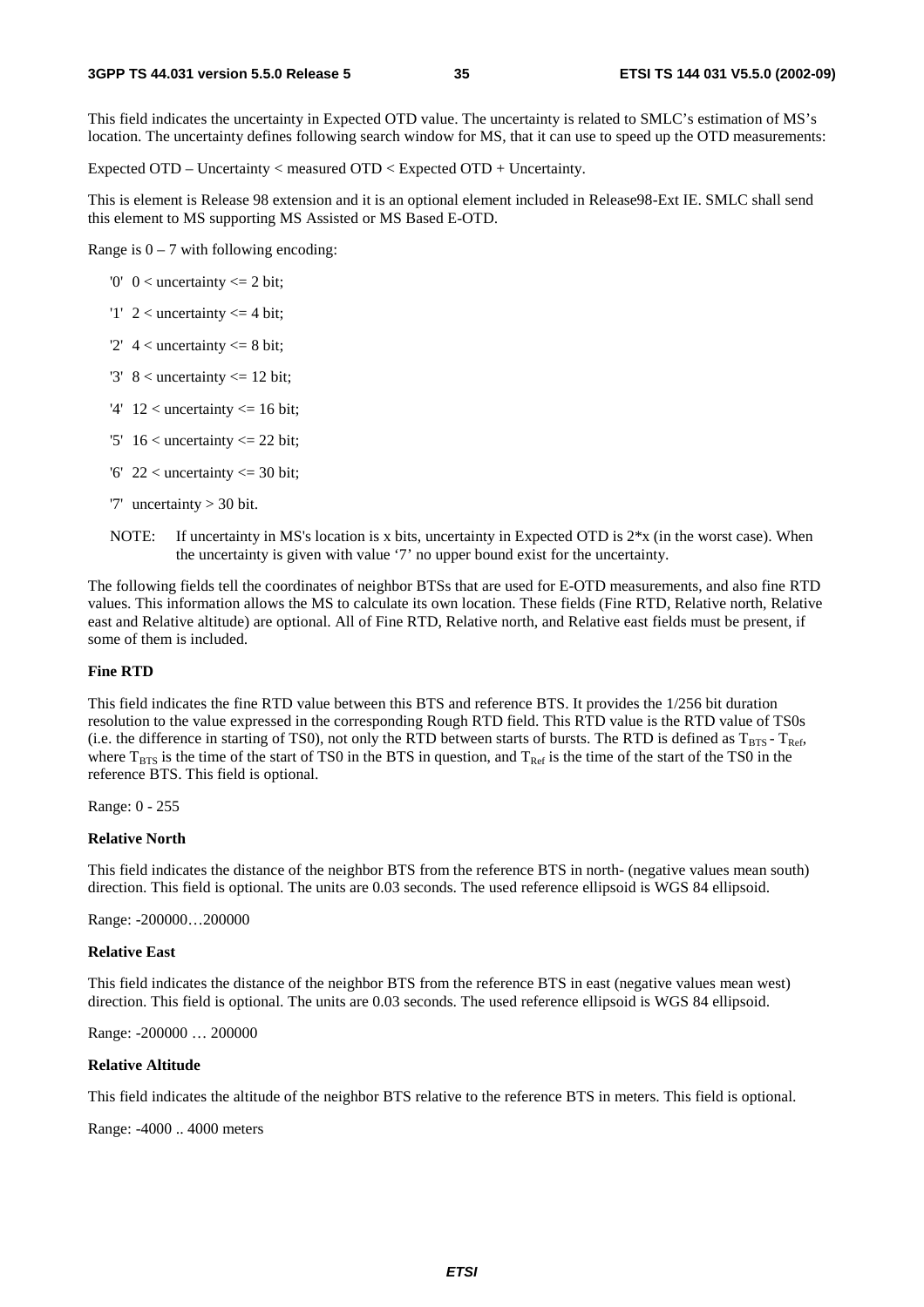This field indicates the uncertainty in Expected OTD value. The uncertainty is related to SMLC's estimation of MS's location. The uncertainty defines following search window for MS, that it can use to speed up the OTD measurements:

Expected OTD – Uncertainty < measured OTD < Expected OTD + Uncertainty.

This is element is Release 98 extension and it is an optional element included in Release98-Ext IE. SMLC shall send this element to MS supporting MS Assisted or MS Based E-OTD.

Range is 0 – 7 with following encoding:

- '0'  0 < uncertainty <= 2 bit;
- '1'  2 < uncertainty <= 4 bit;
- '2'  4 < uncertainty <= 8 bit;
- '3'  8 < uncertainty <= 12 bit;
- '4'  12 < uncertainty <= 16 bit;
- '5'  16 < uncertainty <= 22 bit;
- '6'  22 < uncertainty <= 30 bit;
- '7'  uncertainty > 30 bit.

NOTE: If uncertainty in MS's location is x bits, uncertainty in Expected OTD is 2*x (in the worst case). When the uncertainty is given with value '7' no upper bound exist for the uncertainty.

The following fields tell the coordinates of neighbor BTSs that are used for E-OTD measurements, and also fine RTD values. This information allows the MS to calculate its own location. These fields (Fine RTD, Relative north, Relative east and Relative altitude) are optional. All of Fine RTD, Relative north, and Relative east fields must be present, if some of them is included.

**Fine RTD**

This field indicates the fine RTD value between this BTS and reference BTS. It provides the 1/256 bit duration resolution to the value expressed in the corresponding Rough RTD field. This RTD value is the RTD value of TS0s (i.e. the difference in starting of TS0), not only the RTD between starts of bursts. The RTD is defined as $T_{BTS} - T_{Ref}$, where $T_{BTS}$ is the time of the start of TS0 in the BTS in question, and $T_{Ref}$ is the time of the start of the TS0 in the reference BTS. This field is optional.

Range: 0 - 255

**Relative North**

This field indicates the distance of the neighbor BTS from the reference BTS in north- (negative values mean south) direction. This field is optional. The units are 0.03 seconds. The used reference ellipsoid is WGS 84 ellipsoid.

Range: -200000…200000

**Relative East**

This field indicates the distance of the neighbor BTS from the reference BTS in east (negative values mean west) direction. This field is optional. The units are 0.03 seconds. The used reference ellipsoid is WGS 84 ellipsoid.

Range: -200000 … 200000

**Relative Altitude**

This field indicates the altitude of the neighbor BTS relative to the reference BTS in meters. This field is optional.

Range: -4000 .. 4000 meters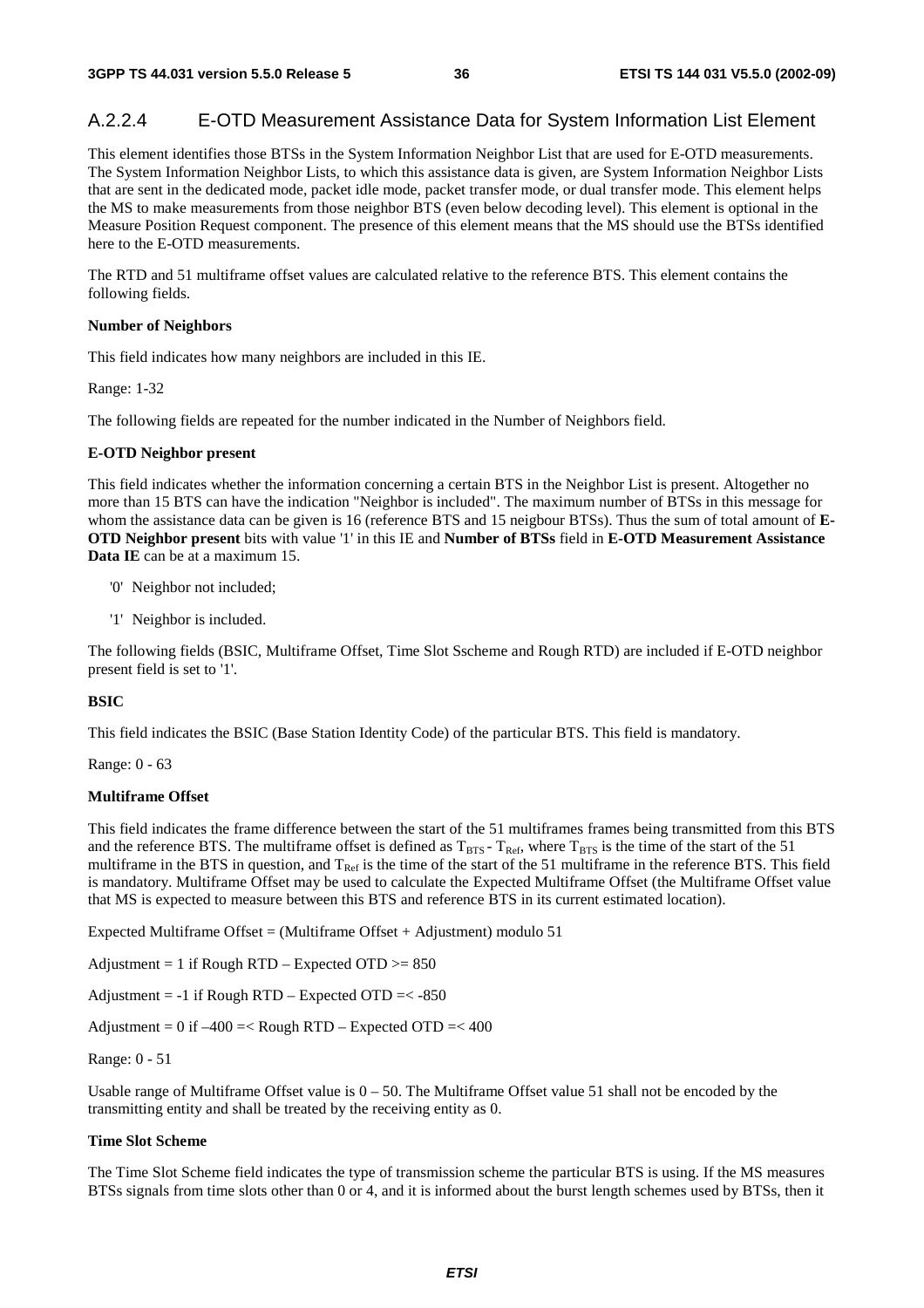### A.2.2.4 E-OTD Measurement Assistance Data for System Information List Element

This element identifies those BTSs in the System Information Neighbor List that are used for E-OTD measurements. The System Information Neighbor Lists, to which this assistance data is given, are System Information Neighbor Lists that are sent in the dedicated mode, packet idle mode, packet transfer mode, or dual transfer mode. This element helps the MS to make measurements from those neighbor BTS (even below decoding level). This element is optional in the Measure Position Request component. The presence of this element means that the MS should use the BTSs identified here to the E-OTD measurements.

The RTD and 51 multiframe offset values are calculated relative to the reference BTS. This element contains the following fields.

**Number of Neighbors**

This field indicates how many neighbors are included in this IE.

Range: 1-32

The following fields are repeated for the number indicated in the Number of Neighbors field.

**E-OTD Neighbor present**

This field indicates whether the information concerning a certain BTS in the Neighbor List is present. Altogether no more than 15 BTS can have the indication "Neighbor is included". The maximum number of BTSs in this message for whom the assistance data can be given is 16 (reference BTS and 15 neigbour BTSs). Thus the sum of total amount of **E-OTD Neighbor present** bits with value '1' in this IE and **Number of BTSs** field in **E-OTD Measurement Assistance Data IE** can be at a maximum 15.

- '0' Neighbor not included;
- '1' Neighbor is included.

The following fields (BSIC, Multiframe Offset, Time Slot Sscheme and Rough RTD) are included if E-OTD neighbor present field is set to '1'.

**BSIC**

This field indicates the BSIC (Base Station Identity Code) of the particular BTS. This field is mandatory.

Range: 0 - 63

**Multiframe Offset**

This field indicates the frame difference between the start of the 51 multiframes frames being transmitted from this BTS and the reference BTS. The multiframe offset is defined as $T_{BTS} - T_{Ref}$, where $T_{BTS}$ is the time of the start of the 51 multiframe in the BTS in question, and $T_{Ref}$ is the time of the start of the 51 multiframe in the reference BTS. This field is mandatory. Multiframe Offset may be used to calculate the Expected Multiframe Offset (the Multiframe Offset value that MS is expected to measure between this BTS and reference BTS in its current estimated location).

Expected Multiframe Offset = (Multiframe Offset + Adjustment) modulo 51

Adjustment = 1 if Rough RTD – Expected OTD >= 850

Adjustment = -1 if Rough RTD – Expected OTD =< -850

Adjustment = 0 if –400 =< Rough RTD – Expected OTD =< 400

Range: 0 - 51

Usable range of Multiframe Offset value is 0 – 50. The Multiframe Offset value 51 shall not be encoded by the transmitting entity and shall be treated by the receiving entity as 0.

**Time Slot Scheme**

The Time Slot Scheme field indicates the type of transmission scheme the particular BTS is using. If the MS measures BTSs signals from time slots other than 0 or 4, and it is informed about the burst length schemes used by BTSs, then it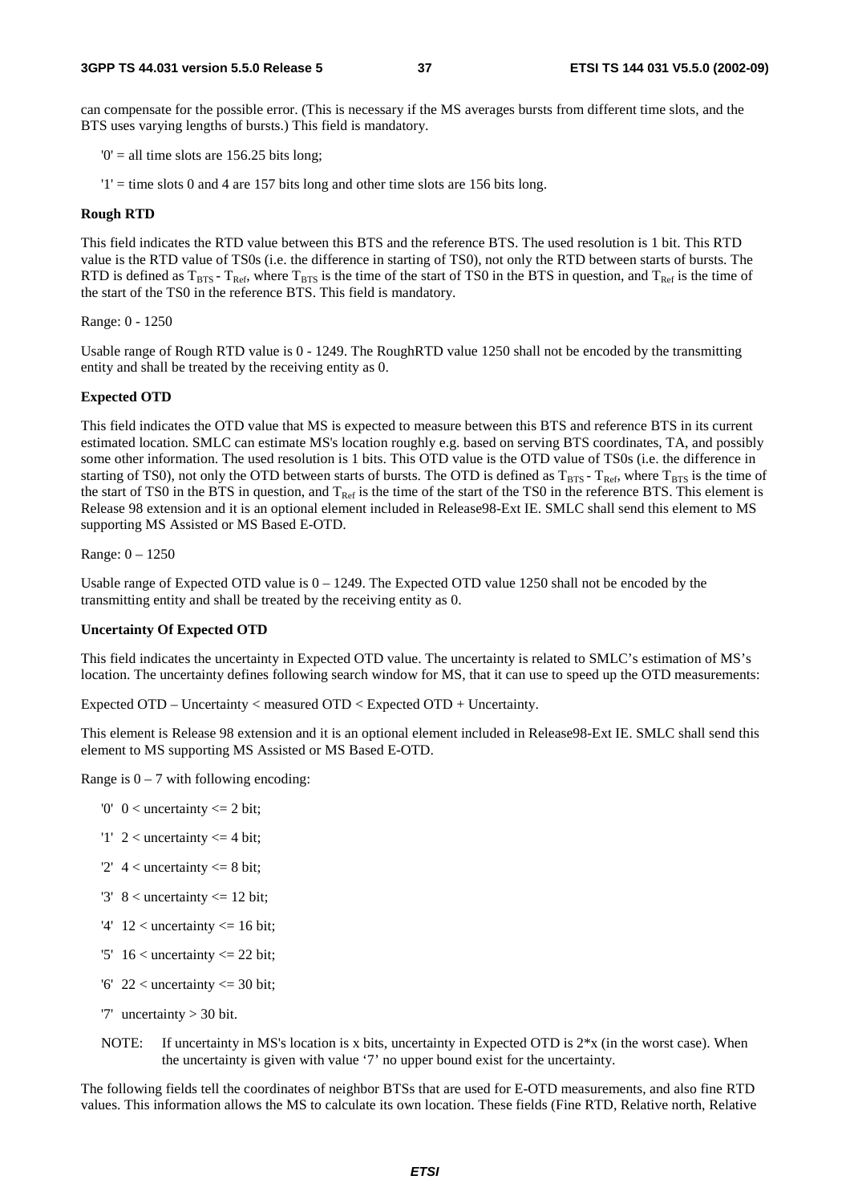can compensate for the possible error. (This is necessary if the MS averages bursts from different time slots, and the BTS uses varying lengths of bursts.) This field is mandatory.

'0' = all time slots are 156.25 bits long;

'1' = time slots 0 and 4 are 157 bits long and other time slots are 156 bits long.

**Rough RTD**

This field indicates the RTD value between this BTS and the reference BTS. The used resolution is 1 bit. This RTD value is the RTD value of TS0s (i.e. the difference in starting of TS0), not only the RTD between starts of bursts. The RTD is defined as $T_{BTS}$ - $T_{Ref}$, where $T_{BTS}$ is the time of the start of TS0 in the BTS in question, and $T_{Ref}$ is the time of the start of the TS0 in the reference BTS. This field is mandatory.

Range: 0 - 1250

Usable range of Rough RTD value is 0 - 1249. The RoughRTD value 1250 shall not be encoded by the transmitting entity and shall be treated by the receiving entity as 0.

**Expected OTD**

This field indicates the OTD value that MS is expected to measure between this BTS and reference BTS in its current estimated location. SMLC can estimate MS's location roughly e.g. based on serving BTS coordinates, TA, and possibly some other information. The used resolution is 1 bits. This OTD value is the OTD value of TS0s (i.e. the difference in starting of TS0), not only the OTD between starts of bursts. The OTD is defined as $T_{BTS}$ - $T_{Ref}$, where $T_{BTS}$ is the time of the start of TS0 in the BTS in question, and $T_{Ref}$ is the time of the start of the TS0 in the reference BTS. This element is Release 98 extension and it is an optional element included in Release98-Ext IE. SMLC shall send this element to MS supporting MS Assisted or MS Based E-OTD.

Range: 0 – 1250

Usable range of Expected OTD value is 0 – 1249. The Expected OTD value 1250 shall not be encoded by the transmitting entity and shall be treated by the receiving entity as 0.

**Uncertainty Of Expected OTD**

This field indicates the uncertainty in Expected OTD value. The uncertainty is related to SMLC's estimation of MS's location. The uncertainty defines following search window for MS, that it can use to speed up the OTD measurements:

Expected OTD – Uncertainty < measured OTD < Expected OTD + Uncertainty.

This element is Release 98 extension and it is an optional element included in Release98-Ext IE. SMLC shall send this element to MS supporting MS Assisted or MS Based E-OTD.

Range is 0 – 7 with following encoding:

- '0' 0 < uncertainty <= 2 bit;
- '1' 2 < uncertainty <= 4 bit;
- '2' 4 < uncertainty <= 8 bit;
- '3' 8 < uncertainty <= 12 bit;
- '4' 12 < uncertainty <= 16 bit;
- '5' 16 < uncertainty <= 22 bit;
- '6' 22 < uncertainty <= 30 bit;
- '7' uncertainty > 30 bit.

NOTE: If uncertainty in MS's location is x bits, uncertainty in Expected OTD is 2*x (in the worst case). When the uncertainty is given with value '7' no upper bound exist for the uncertainty.

The following fields tell the coordinates of neighbor BTSs that are used for E-OTD measurements, and also fine RTD values. This information allows the MS to calculate its own location. These fields (Fine RTD, Relative north, Relative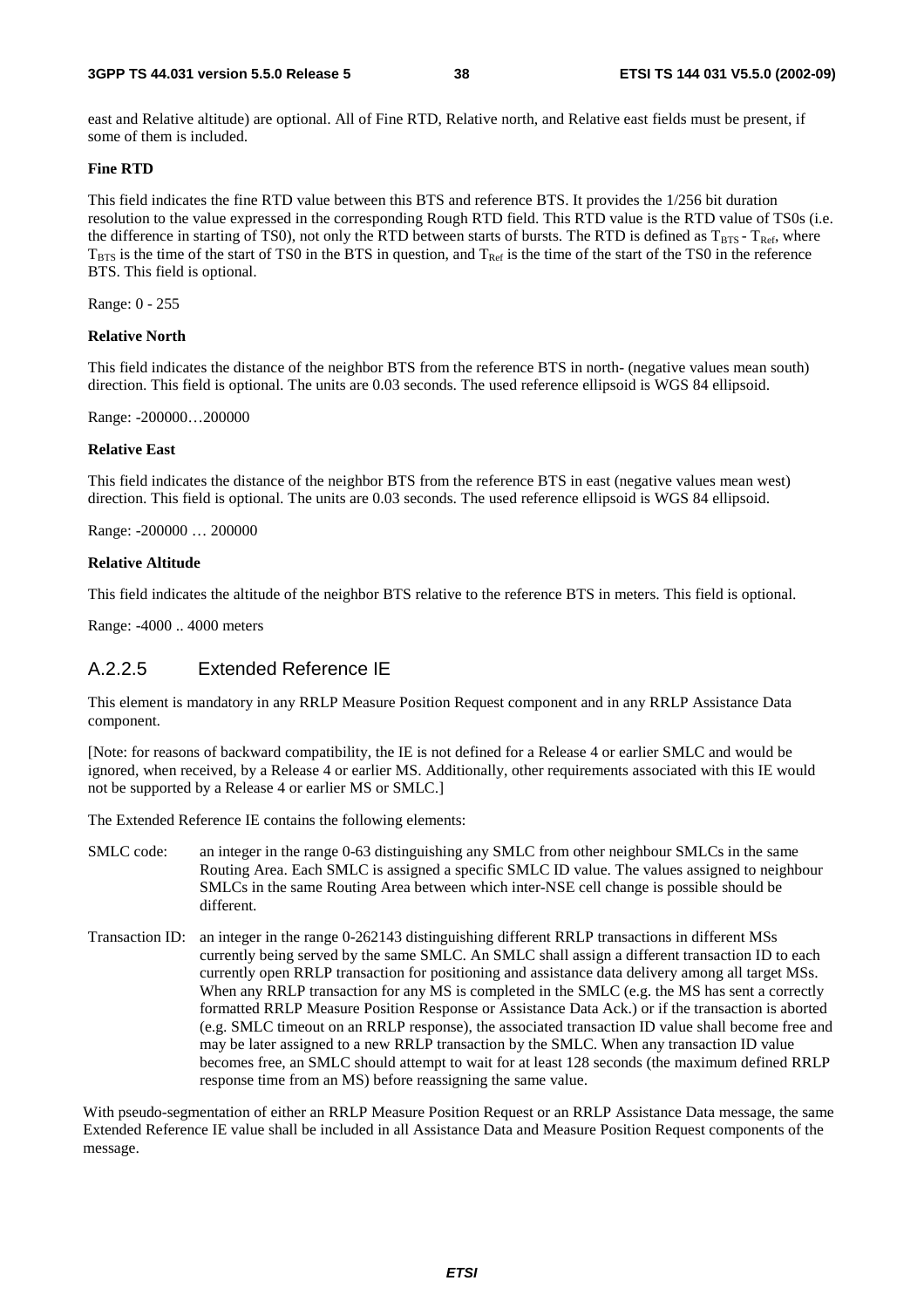east and Relative altitude) are optional. All of Fine RTD, Relative north, and Relative east fields must be present, if some of them is included.

**Fine RTD**

This field indicates the fine RTD value between this BTS and reference BTS. It provides the 1/256 bit duration resolution to the value expressed in the corresponding Rough RTD field. This RTD value is the RTD value of TS0s (i.e. the difference in starting of TS0), not only the RTD between starts of bursts. The RTD is defined as $T_{BTS}$ - $T_{Ref}$, where $T_{BTS}$ is the time of the start of TS0 in the BTS in question, and $T_{Ref}$ is the time of the start of the TS0 in the reference BTS. This field is optional.

Range: 0 - 255

**Relative North**

This field indicates the distance of the neighbor BTS from the reference BTS in north- (negative values mean south) direction. This field is optional. The units are 0.03 seconds. The used reference ellipsoid is WGS 84 ellipsoid.

Range: -200000…200000

**Relative East**

This field indicates the distance of the neighbor BTS from the reference BTS in east (negative values mean west) direction. This field is optional. The units are 0.03 seconds. The used reference ellipsoid is WGS 84 ellipsoid.

Range: -200000 … 200000

**Relative Altitude**

This field indicates the altitude of the neighbor BTS relative to the reference BTS in meters. This field is optional.

Range: -4000 .. 4000 meters

### A.2.2.5 Extended Reference IE

This element is mandatory in any RRLP Measure Position Request component and in any RRLP Assistance Data component.

[Note: for reasons of backward compatibility, the IE is not defined for a Release 4 or earlier SMLC and would be ignored, when received, by a Release 4 or earlier MS. Additionally, other requirements associated with this IE would not be supported by a Release 4 or earlier MS or SMLC.]

The Extended Reference IE contains the following elements:

SMLC code: an integer in the range 0-63 distinguishing any SMLC from other neighbour SMLCs in the same Routing Area. Each SMLC is assigned a specific SMLC ID value. The values assigned to neighbour SMLCs in the same Routing Area between which inter-NSE cell change is possible should be different.

Transaction ID: an integer in the range 0-262143 distinguishing different RRLP transactions in different MSs currently being served by the same SMLC. An SMLC shall assign a different transaction ID to each currently open RRLP transaction for positioning and assistance data delivery among all target MSs. When any RRLP transaction for any MS is completed in the SMLC (e.g. the MS has sent a correctly formatted RRLP Measure Position Response or Assistance Data Ack.) or if the transaction is aborted (e.g. SMLC timeout on an RRLP response), the associated transaction ID value shall become free and may be later assigned to a new RRLP transaction by the SMLC. When any transaction ID value becomes free, an SMLC should attempt to wait for at least 128 seconds (the maximum defined RRLP response time from an MS) before reassigning the same value.

With pseudo-segmentation of either an RRLP Measure Position Request or an RRLP Assistance Data message, the same Extended Reference IE value shall be included in all Assistance Data and Measure Position Request components of the message.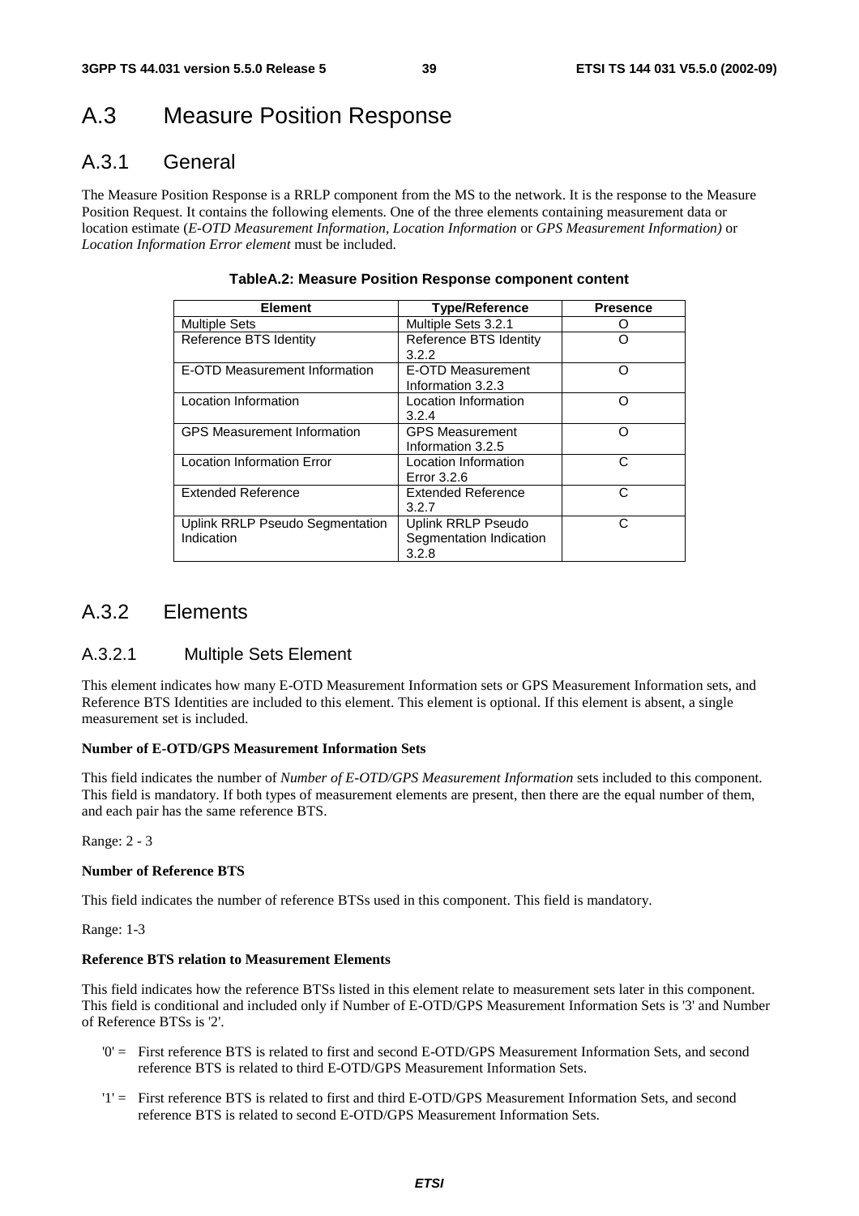# A.3 Measure Position Response

## A.3.1 General

The Measure Position Response is a RRLP component from the MS to the network. It is the response to the Measure Position Request. It contains the following elements. One of the three elements containing measurement data or location estimate (*E-OTD Measurement Information*, *Location Information* or *GPS Measurement Information)* or *Location Information Error element* must be included.

**TableA.2: Measure Position Response component content**

| Element | Type/Reference | Presence |
|---|---|---|
| Multiple Sets | Multiple Sets 3.2.1 | O |
| Reference BTS Identity | Reference BTS Identity 3.2.2 | O |
| E-OTD Measurement Information | E-OTD Measurement Information 3.2.3 | O |
| Location Information | Location Information 3.2.4 | O |
| GPS Measurement Information | GPS Measurement Information 3.2.5 | O |
| Location Information Error | Location Information Error 3.2.6 | C |
| Extended Reference | Extended Reference 3.2.7 | C |
| Uplink RRLP Pseudo Segmentation Indication | Uplink RRLP Pseudo Segmentation Indication 3.2.8 | C |

## A.3.2 Elements

### A.3.2.1 Multiple Sets Element

This element indicates how many E-OTD Measurement Information sets or GPS Measurement Information sets, and Reference BTS Identities are included to this element. This element is optional. If this element is absent, a single measurement set is included.

**Number of E-OTD/GPS Measurement Information Sets**

This field indicates the number of *Number of E-OTD/GPS Measurement Information* sets included to this component. This field is mandatory. If both types of measurement elements are present, then there are the equal number of them, and each pair has the same reference BTS.

Range: 2 - 3

**Number of Reference BTS**

This field indicates the number of reference BTSs used in this component. This field is mandatory.

Range: 1-3

**Reference BTS relation to Measurement Elements**

This field indicates how the reference BTSs listed in this element relate to measurement sets later in this component. This field is conditional and included only if Number of E-OTD/GPS Measurement Information Sets is '3' and Number of Reference BTSs is '2'.

- '0' = First reference BTS is related to first and second E-OTD/GPS Measurement Information Sets, and second reference BTS is related to third E-OTD/GPS Measurement Information Sets.
- '1' = First reference BTS is related to first and third E-OTD/GPS Measurement Information Sets, and second reference BTS is related to second E-OTD/GPS Measurement Information Sets.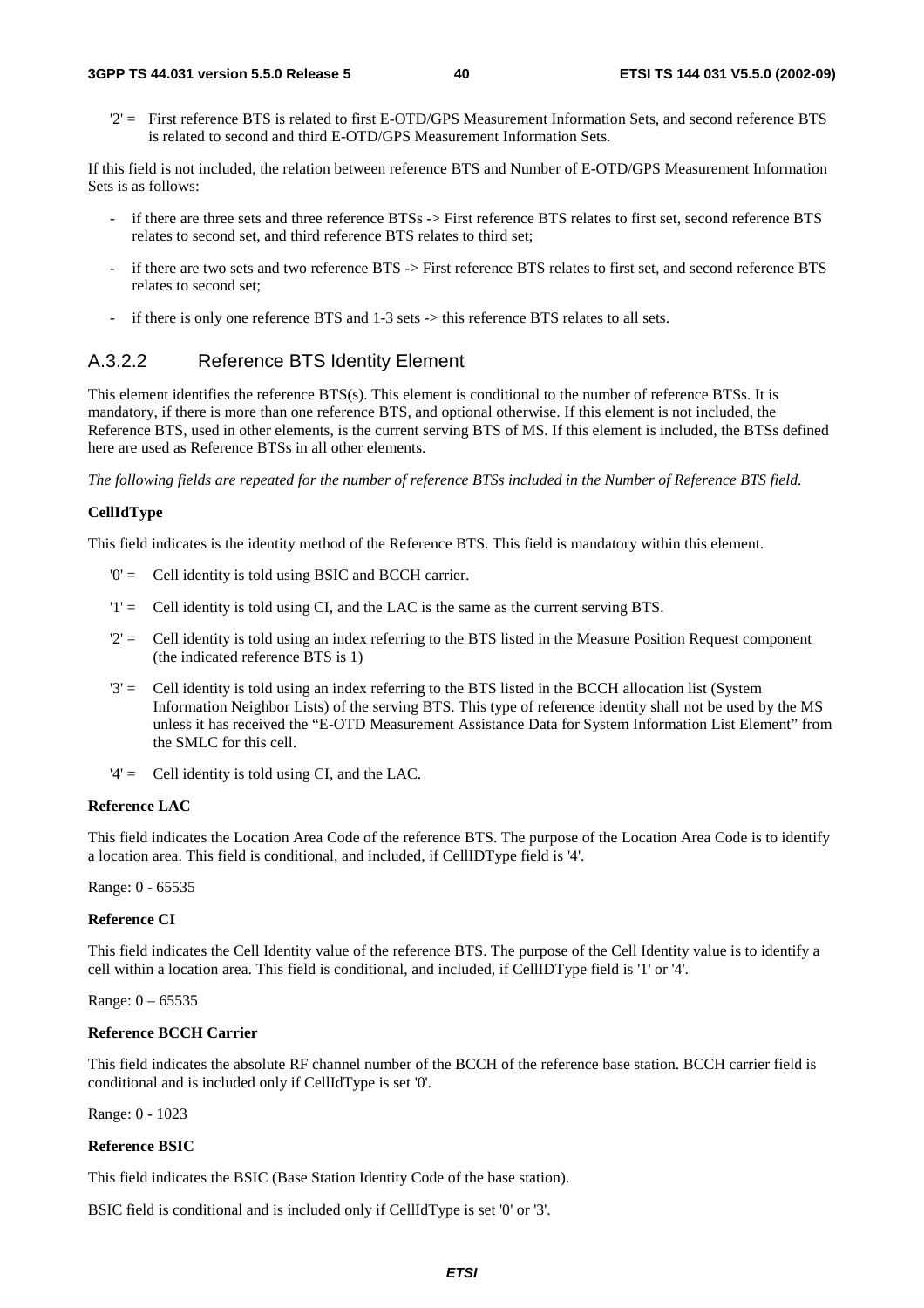'2' = First reference BTS is related to first E-OTD/GPS Measurement Information Sets, and second reference BTS is related to second and third E-OTD/GPS Measurement Information Sets.

If this field is not included, the relation between reference BTS and Number of E-OTD/GPS Measurement Information Sets is as follows:

- if there are three sets and three reference BTSs -> First reference BTS relates to first set, second reference BTS relates to second set, and third reference BTS relates to third set;
- if there are two sets and two reference BTS -> First reference BTS relates to first set, and second reference BTS relates to second set;
- if there is only one reference BTS and 1-3 sets -> this reference BTS relates to all sets.

### A.3.2.2 Reference BTS Identity Element

This element identifies the reference BTS(s). This element is conditional to the number of reference BTSs. It is mandatory, if there is more than one reference BTS, and optional otherwise. If this element is not included, the Reference BTS, used in other elements, is the current serving BTS of MS. If this element is included, the BTSs defined here are used as Reference BTSs in all other elements.

*The following fields are repeated for the number of reference BTSs included in the Number of Reference BTS field.*

**CellIdType**

This field indicates is the identity method of the Reference BTS. This field is mandatory within this element.

'0' = Cell identity is told using BSIC and BCCH carrier.

'1' = Cell identity is told using CI, and the LAC is the same as the current serving BTS.

'2' = Cell identity is told using an index referring to the BTS listed in the Measure Position Request component (the indicated reference BTS is 1)

'3' = Cell identity is told using an index referring to the BTS listed in the BCCH allocation list (System Information Neighbor Lists) of the serving BTS. This type of reference identity shall not be used by the MS unless it has received the "E-OTD Measurement Assistance Data for System Information List Element" from the SMLC for this cell.

'4' = Cell identity is told using CI, and the LAC.

**Reference LAC**

This field indicates the Location Area Code of the reference BTS. The purpose of the Location Area Code is to identify a location area. This field is conditional, and included, if CellIDType field is '4'.

Range: 0 - 65535

**Reference CI**

This field indicates the Cell Identity value of the reference BTS. The purpose of the Cell Identity value is to identify a cell within a location area. This field is conditional, and included, if CellIDType field is '1' or '4'.

Range: 0 – 65535

**Reference BCCH Carrier**

This field indicates the absolute RF channel number of the BCCH of the reference base station. BCCH carrier field is conditional and is included only if CellIdType is set '0'.

Range: 0 - 1023

**Reference BSIC**

This field indicates the BSIC (Base Station Identity Code of the base station).

BSIC field is conditional and is included only if CellIdType is set '0' or '3'.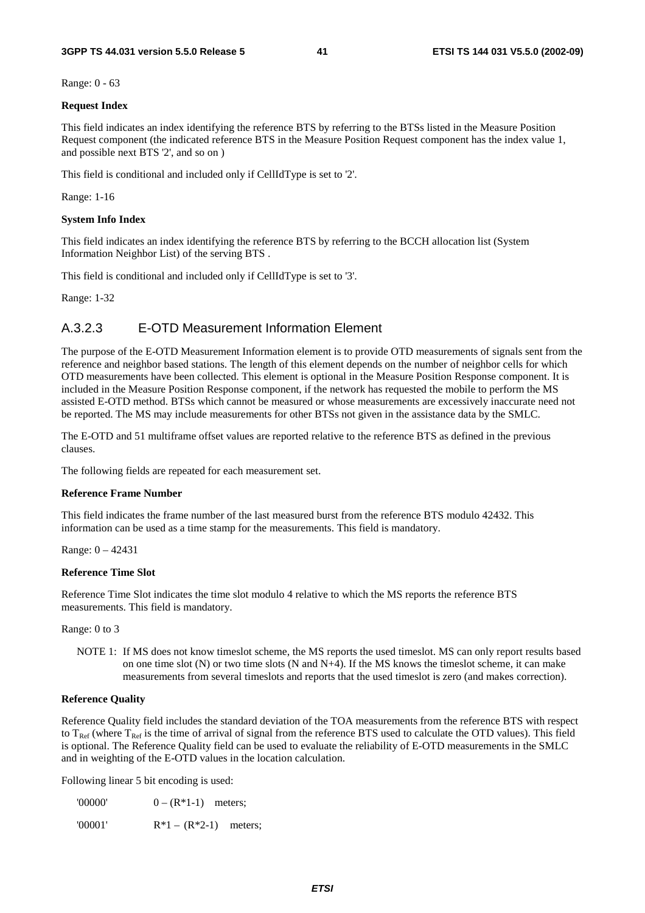Range: 0 - 63

**Request Index**

This field indicates an index identifying the reference BTS by referring to the BTSs listed in the Measure Position Request component (the indicated reference BTS in the Measure Position Request component has the index value 1, and possible next BTS '2', and so on )

This field is conditional and included only if CellIdType is set to '2'.

Range: 1-16

**System Info Index**

This field indicates an index identifying the reference BTS by referring to the BCCH allocation list (System Information Neighbor List) of the serving BTS .

This field is conditional and included only if CellIdType is set to '3'.

Range: 1-32

### A.3.2.3 E-OTD Measurement Information Element

The purpose of the E-OTD Measurement Information element is to provide OTD measurements of signals sent from the reference and neighbor based stations. The length of this element depends on the number of neighbor cells for which OTD measurements have been collected. This element is optional in the Measure Position Response component. It is included in the Measure Position Response component, if the network has requested the mobile to perform the MS assisted E-OTD method. BTSs which cannot be measured or whose measurements are excessively inaccurate need not be reported. The MS may include measurements for other BTSs not given in the assistance data by the SMLC.

The E-OTD and 51 multiframe offset values are reported relative to the reference BTS as defined in the previous clauses.

The following fields are repeated for each measurement set.

**Reference Frame Number**

This field indicates the frame number of the last measured burst from the reference BTS modulo 42432. This information can be used as a time stamp for the measurements. This field is mandatory.

Range: 0 – 42431

**Reference Time Slot**

Reference Time Slot indicates the time slot modulo 4 relative to which the MS reports the reference BTS measurements. This field is mandatory.

Range: 0 to 3

> NOTE 1: If MS does not know timeslot scheme, the MS reports the used timeslot. MS can only report results based on one time slot (N) or two time slots (N and N+4). If the MS knows the timeslot scheme, it can make measurements from several timeslots and reports that the used timeslot is zero (and makes correction).

**Reference Quality**

Reference Quality field includes the standard deviation of the TOA measurements from the reference BTS with respect to $T_{Ref}$ (where $T_{Ref}$ is the time of arrival of signal from the reference BTS used to calculate the OTD values). This field is optional. The Reference Quality field can be used to evaluate the reliability of E-OTD measurements in the SMLC and in weighting of the E-OTD values in the location calculation.

Following linear 5 bit encoding is used:

'00000' $0 – (R*1-1)$ meters;

'00001' $R*1 – (R*2-1)$ meters;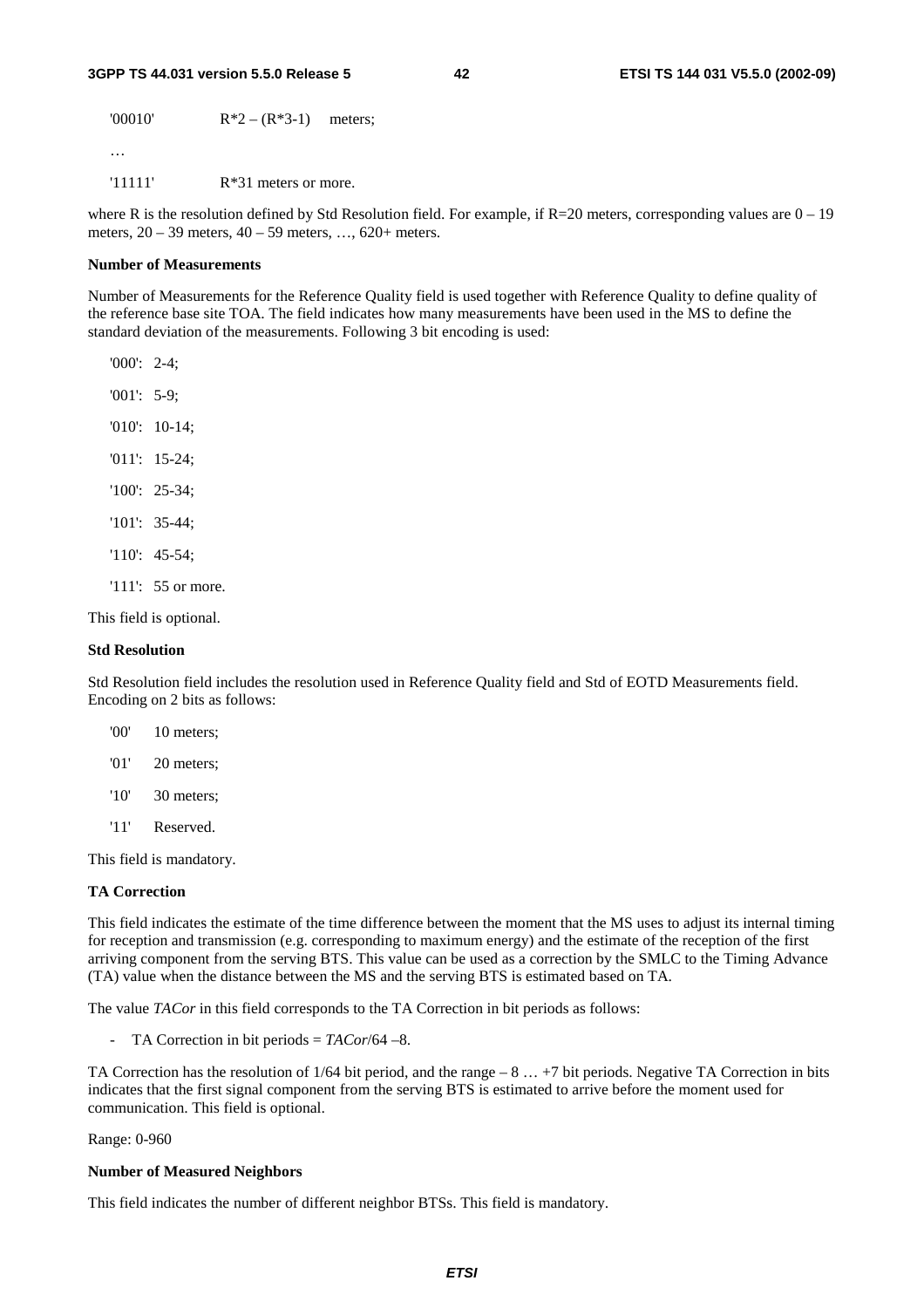'00010' $R*2 – (R*3-1)$ meters;

…

'11111' $R*31$ meters or more.

where R is the resolution defined by Std Resolution field. For example, if R=20 meters, corresponding values are 0 – 19 meters, 20 – 39 meters, 40 – 59 meters, …, 620+ meters.

**Number of Measurements**

Number of Measurements for the Reference Quality field is used together with Reference Quality to define quality of the reference base site TOA. The field indicates how many measurements have been used in the MS to define the standard deviation of the measurements. Following 3 bit encoding is used:

'000': 2-4;

'001': 5-9;

'010': 10-14;

'011': 15-24;

'100': 25-34;

'101': 35-44;

'110': 45-54;

'111': 55 or more.

This field is optional.

**Std Resolution**

Std Resolution field includes the resolution used in Reference Quality field and Std of EOTD Measurements field. Encoding on 2 bits as follows:

'00' 10 meters;

'01' 20 meters;

'10' 30 meters;

'11' Reserved.

This field is mandatory.

**TA Correction**

This field indicates the estimate of the time difference between the moment that the MS uses to adjust its internal timing for reception and transmission (e.g. corresponding to maximum energy) and the estimate of the reception of the first arriving component from the serving BTS. This value can be used as a correction by the SMLC to the Timing Advance (TA) value when the distance between the MS and the serving BTS is estimated based on TA.

The value *TACor* in this field corresponds to the TA Correction in bit periods as follows:

- TA Correction in bit periods = $TACor/64 – 8$.

TA Correction has the resolution of 1/64 bit period, and the range – 8 … +7 bit periods. Negative TA Correction in bits indicates that the first signal component from the serving BTS is estimated to arrive before the moment used for communication. This field is optional.

Range: 0-960

**Number of Measured Neighbors**

This field indicates the number of different neighbor BTSs. This field is mandatory.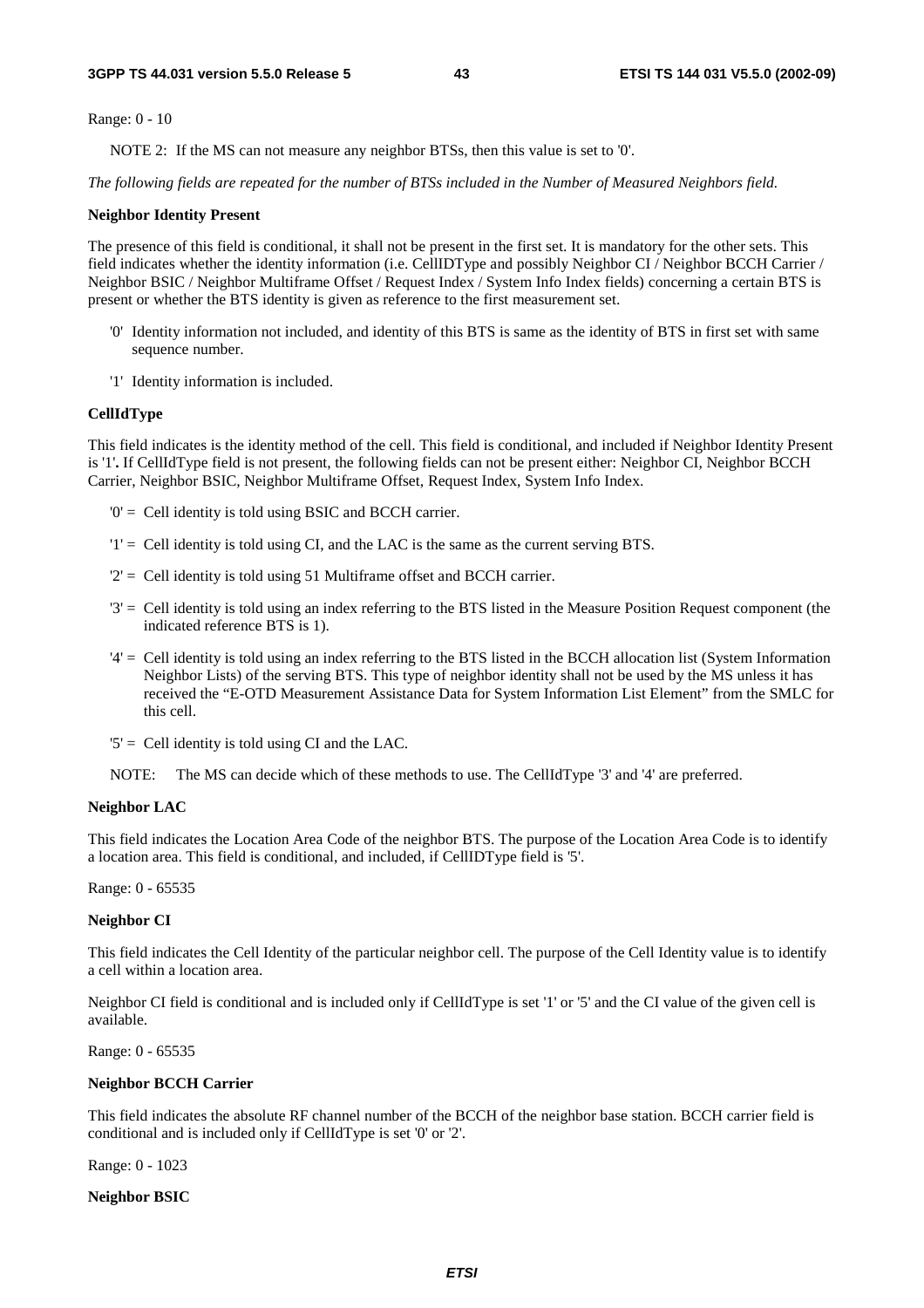Range: 0 - 10

NOTE 2: If the MS can not measure any neighbor BTSs, then this value is set to '0'.

*The following fields are repeated for the number of BTSs included in the Number of Measured Neighbors field.*

**Neighbor Identity Present**

The presence of this field is conditional, it shall not be present in the first set. It is mandatory for the other sets. This field indicates whether the identity information (i.e. CellIDType and possibly Neighbor CI / Neighbor BCCH Carrier / Neighbor BSIC / Neighbor Multiframe Offset / Request Index / System Info Index fields) concerning a certain BTS is present or whether the BTS identity is given as reference to the first measurement set.

- '0' Identity information not included, and identity of this BTS is same as the identity of BTS in first set with same sequence number.
- '1' Identity information is included.

**CellIdType**

This field indicates is the identity method of the cell. This field is conditional, and included if Neighbor Identity Present is '1'**.** If CellIdType field is not present, the following fields can not be present either: Neighbor CI, Neighbor BCCH Carrier, Neighbor BSIC, Neighbor Multiframe Offset, Request Index, System Info Index.

- '0' = Cell identity is told using BSIC and BCCH carrier.
- '1' = Cell identity is told using CI, and the LAC is the same as the current serving BTS.
- '2' = Cell identity is told using 51 Multiframe offset and BCCH carrier.
- '3' = Cell identity is told using an index referring to the BTS listed in the Measure Position Request component (the indicated reference BTS is 1).
- '4' = Cell identity is told using an index referring to the BTS listed in the BCCH allocation list (System Information Neighbor Lists) of the serving BTS. This type of neighbor identity shall not be used by the MS unless it has received the "E-OTD Measurement Assistance Data for System Information List Element" from the SMLC for this cell.
- '5' = Cell identity is told using CI and the LAC.

NOTE: The MS can decide which of these methods to use. The CellIdType '3' and '4' are preferred.

**Neighbor LAC**

This field indicates the Location Area Code of the neighbor BTS. The purpose of the Location Area Code is to identify a location area. This field is conditional, and included, if CellIDType field is '5'.

Range: 0 - 65535

**Neighbor CI**

This field indicates the Cell Identity of the particular neighbor cell. The purpose of the Cell Identity value is to identify a cell within a location area.

Neighbor CI field is conditional and is included only if CellIdType is set '1' or '5' and the CI value of the given cell is available.

Range: 0 - 65535

**Neighbor BCCH Carrier**

This field indicates the absolute RF channel number of the BCCH of the neighbor base station. BCCH carrier field is conditional and is included only if CellIdType is set '0' or '2'.

Range: 0 - 1023

**Neighbor BSIC**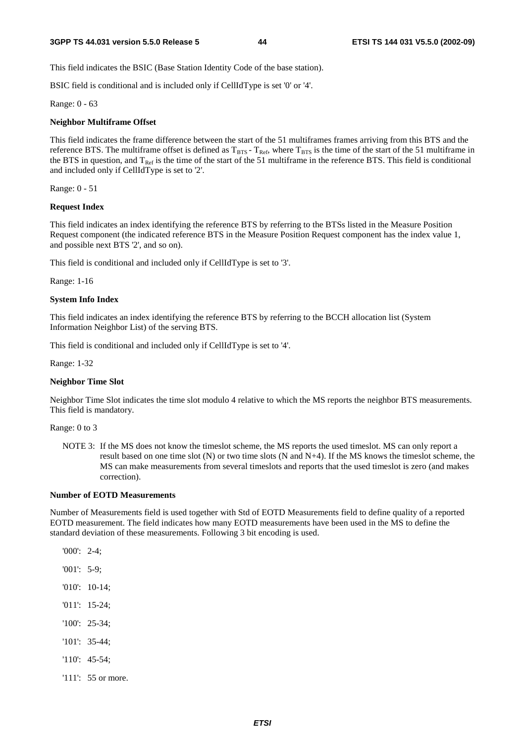This field indicates the BSIC (Base Station Identity Code of the base station).

BSIC field is conditional and is included only if CellIdType is set '0' or '4'.

Range: 0 - 63

**Neighbor Multiframe Offset**

This field indicates the frame difference between the start of the 51 multiframes frames arriving from this BTS and the reference BTS. The multiframe offset is defined as $T_{BTS}$ - $T_{Ref}$, where $T_{BTS}$ is the time of the start of the 51 multiframe in the BTS in question, and $T_{Ref}$ is the time of the start of the 51 multiframe in the reference BTS. This field is conditional and included only if CellIdType is set to '2'.

Range: 0 - 51

**Request Index**

This field indicates an index identifying the reference BTS by referring to the BTSs listed in the Measure Position Request component (the indicated reference BTS in the Measure Position Request component has the index value 1, and possible next BTS '2', and so on).

This field is conditional and included only if CellIdType is set to '3'.

Range: 1-16

**System Info Index**

This field indicates an index identifying the reference BTS by referring to the BCCH allocation list (System Information Neighbor List) of the serving BTS.

This field is conditional and included only if CellIdType is set to '4'.

Range: 1-32

**Neighbor Time Slot**

Neighbor Time Slot indicates the time slot modulo 4 relative to which the MS reports the neighbor BTS measurements. This field is mandatory.

Range: 0 to 3

NOTE 3: If the MS does not know the timeslot scheme, the MS reports the used timeslot. MS can only report a result based on one time slot (N) or two time slots (N and N+4). If the MS knows the timeslot scheme, the MS can make measurements from several timeslots and reports that the used timeslot is zero (and makes correction).

**Number of EOTD Measurements**

Number of Measurements field is used together with Std of EOTD Measurements field to define quality of a reported EOTD measurement. The field indicates how many EOTD measurements have been used in the MS to define the standard deviation of these measurements. Following 3 bit encoding is used.

'000': 2-4;

'001': 5-9;

'010': 10-14;

'011': 15-24;

'100': 25-34;

'101': 35-44;

'110': 45-54;

'111': 55 or more.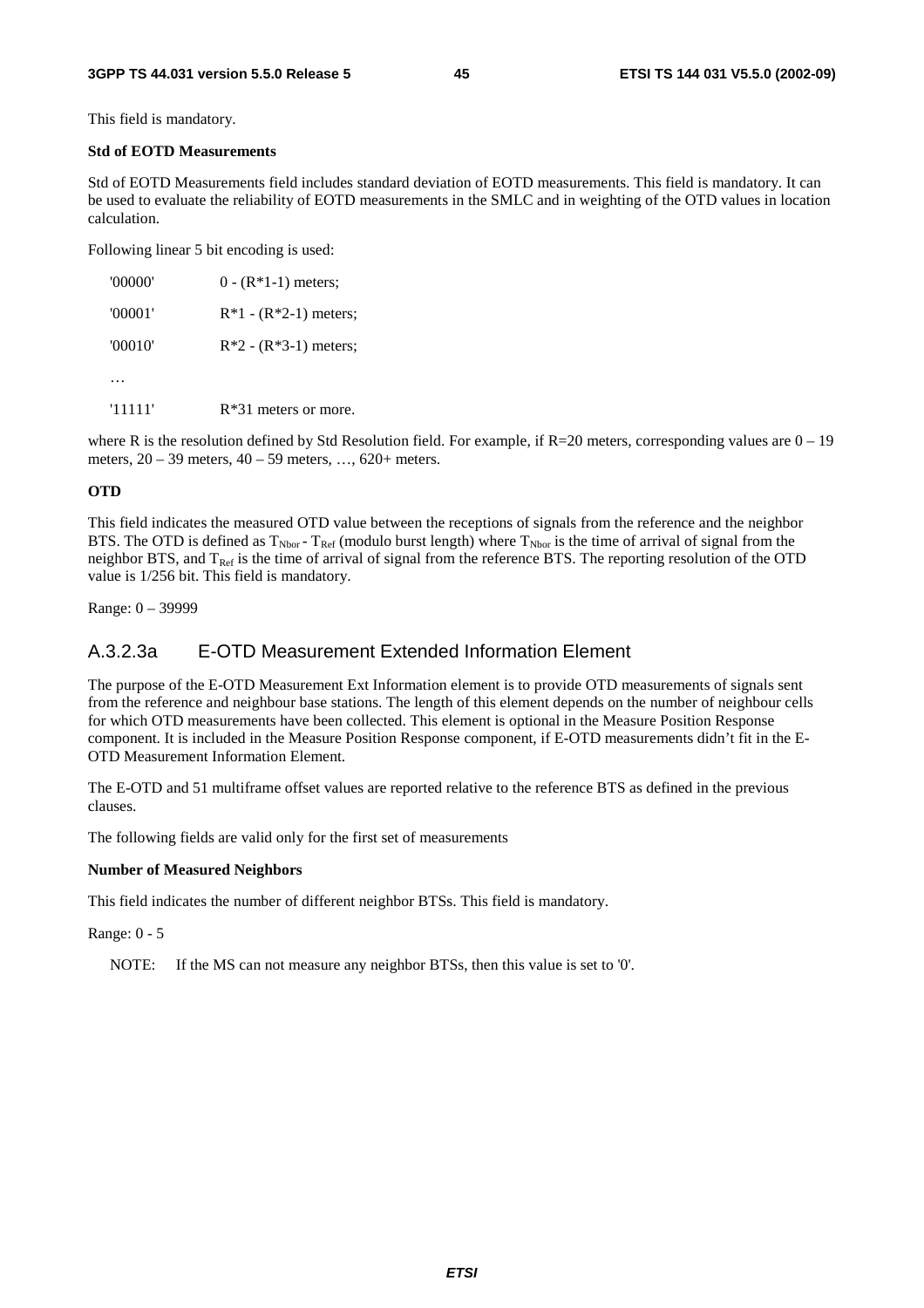This field is mandatory.

**Std of EOTD Measurements**

Std of EOTD Measurements field includes standard deviation of EOTD measurements. This field is mandatory. It can be used to evaluate the reliability of EOTD measurements in the SMLC and in weighting of the OTD values in location calculation.

Following linear 5 bit encoding is used:

'00000' 0 - (R*1-1) meters;

'00001' R*1 - (R*2-1) meters;

'00010' R*2 - (R*3-1) meters;

…

'11111' R*31 meters or more.

where R is the resolution defined by Std Resolution field. For example, if R=20 meters, corresponding values are 0 – 19 meters, 20 – 39 meters, 40 – 59 meters, …, 620+ meters.

**OTD**

This field indicates the measured OTD value between the receptions of signals from the reference and the neighbor BTS. The OTD is defined as $T_{Nbor}$ - $T_{Ref}$ (modulo burst length) where $T_{Nbor}$ is the time of arrival of signal from the neighbor BTS, and $T_{Ref}$ is the time of arrival of signal from the reference BTS. The reporting resolution of the OTD value is 1/256 bit. This field is mandatory.

Range: 0 – 39999

### A.3.2.3a E-OTD Measurement Extended Information Element

The purpose of the E-OTD Measurement Ext Information element is to provide OTD measurements of signals sent from the reference and neighbour base stations. The length of this element depends on the number of neighbour cells for which OTD measurements have been collected. This element is optional in the Measure Position Response component. It is included in the Measure Position Response component, if E-OTD measurements didn't fit in the E-OTD Measurement Information Element.

The E-OTD and 51 multiframe offset values are reported relative to the reference BTS as defined in the previous clauses.

The following fields are valid only for the first set of measurements

**Number of Measured Neighbors**

This field indicates the number of different neighbor BTSs. This field is mandatory.

Range: 0 - 5

NOTE: If the MS can not measure any neighbor BTSs, then this value is set to '0'.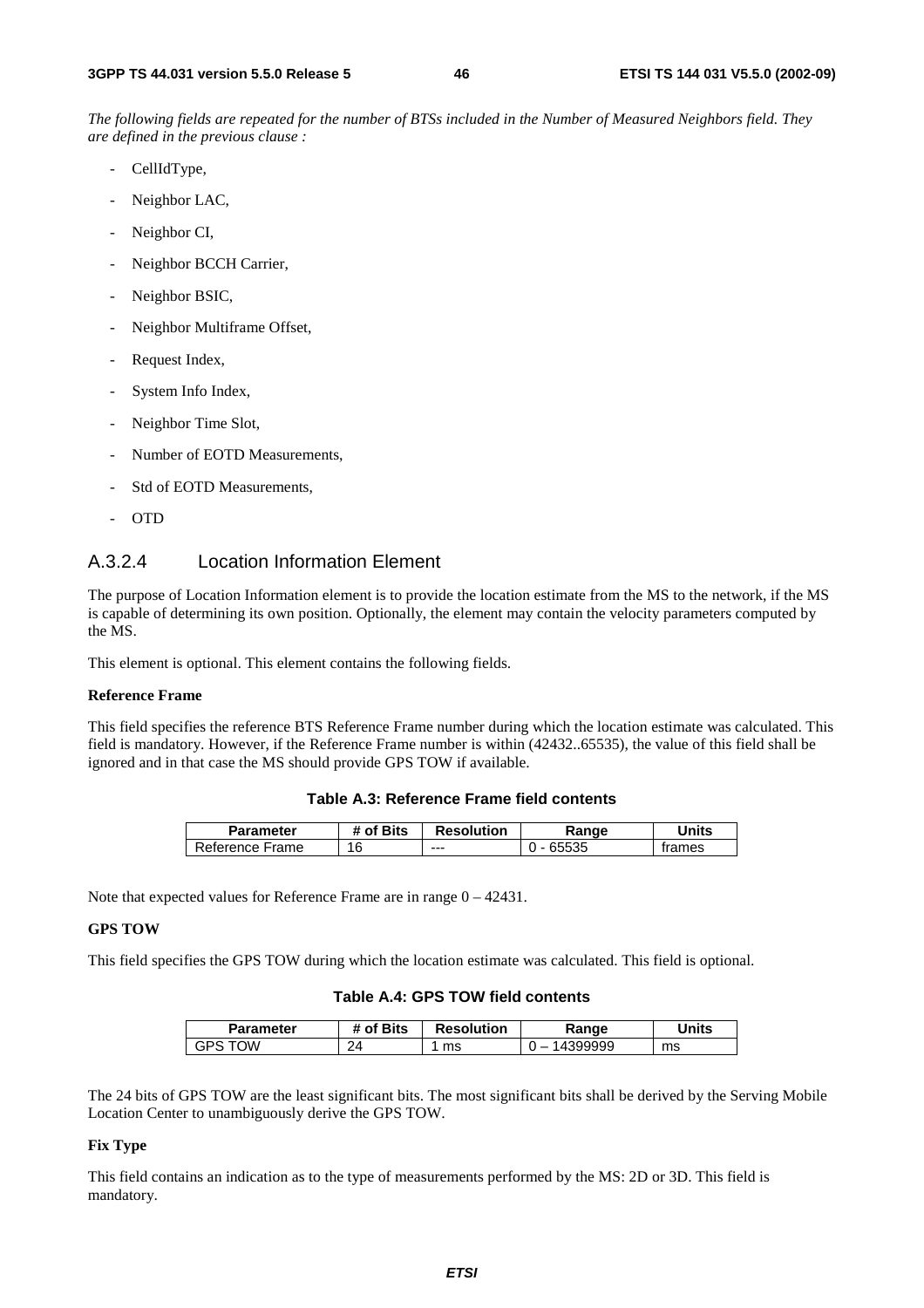*The following fields are repeated for the number of BTSs included in the Number of Measured Neighbors field. They are defined in the previous clause :*

- CellIdType,
- Neighbor LAC,
- Neighbor CI,
- Neighbor BCCH Carrier,
- Neighbor BSIC,
- Neighbor Multiframe Offset,
- Request Index,
- System Info Index,
- Neighbor Time Slot,
- Number of EOTD Measurements,
- Std of EOTD Measurements,
- OTD

### A.3.2.4 Location Information Element

The purpose of Location Information element is to provide the location estimate from the MS to the network, if the MS is capable of determining its own position. Optionally, the element may contain the velocity parameters computed by the MS.

This element is optional. This element contains the following fields.

**Reference Frame**

This field specifies the reference BTS Reference Frame number during which the location estimate was calculated. This field is mandatory. However, if the Reference Frame number is within (42432..65535), the value of this field shall be ignored and in that case the MS should provide GPS TOW if available.

**Table A.3: Reference Frame field contents**

| Parameter | # of Bits | Resolution | Range | Units |
|---|---|---|---|---|
| Reference Frame | 16 | --- | 0 - 65535 | frames |

Note that expected values for Reference Frame are in range 0 – 42431.

**GPS TOW**

This field specifies the GPS TOW during which the location estimate was calculated. This field is optional.

**Table A.4: GPS TOW field contents**

| Parameter | # of Bits | Resolution | Range | Units |
|---|---|---|---|---|
| GPS TOW | 24 | 1 ms | 0 – 14399999 | ms |

The 24 bits of GPS TOW are the least significant bits. The most significant bits shall be derived by the Serving Mobile Location Center to unambiguously derive the GPS TOW.

**Fix Type**

This field contains an indication as to the type of measurements performed by the MS: 2D or 3D. This field is mandatory.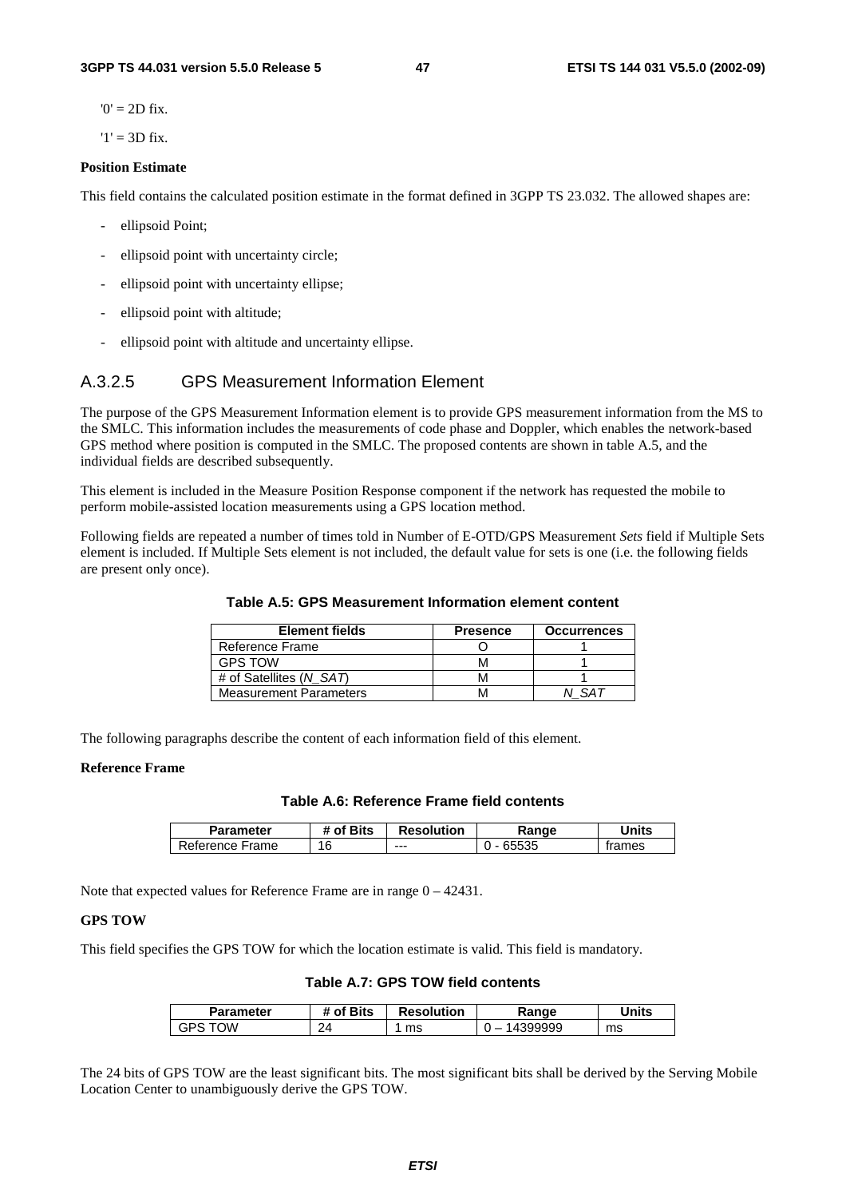'0' = 2D fix.

'1' = 3D fix.

**Position Estimate**

This field contains the calculated position estimate in the format defined in 3GPP TS 23.032. The allowed shapes are:

- ellipsoid Point;
- ellipsoid point with uncertainty circle;
- ellipsoid point with uncertainty ellipse;
- ellipsoid point with altitude;
- ellipsoid point with altitude and uncertainty ellipse.

### A.3.2.5 GPS Measurement Information Element

The purpose of the GPS Measurement Information element is to provide GPS measurement information from the MS to the SMLC. This information includes the measurements of code phase and Doppler, which enables the network-based GPS method where position is computed in the SMLC. The proposed contents are shown in table A.5, and the individual fields are described subsequently.

This element is included in the Measure Position Response component if the network has requested the mobile to perform mobile-assisted location measurements using a GPS location method.

Following fields are repeated a number of times told in Number of E-OTD/GPS Measurement *Sets* field if Multiple Sets element is included. If Multiple Sets element is not included, the default value for sets is one (i.e. the following fields are present only once).

**Table A.5: GPS Measurement Information element content**

| Element fields | Presence | Occurrences |
|---|---|---|
| Reference Frame | O | 1 |
| GPS TOW | M | 1 |
| # of Satellites (*N_SAT*) | M | 1 |
| Measurement Parameters | M | *N_SAT* |

The following paragraphs describe the content of each information field of this element.

**Reference Frame**

**Table A.6: Reference Frame field contents**

| Parameter | # of Bits | Resolution | Range | Units |
|---|---|---|---|---|
| Reference Frame | 16 | --- | 0 - 65535 | frames |

Note that expected values for Reference Frame are in range 0 – 42431.

**GPS TOW**

This field specifies the GPS TOW for which the location estimate is valid. This field is mandatory.

**Table A.7: GPS TOW field contents**

| Parameter | # of Bits | Resolution | Range | Units |
|---|---|---|---|---|
| GPS TOW | 24 | 1 ms | 0 – 14399999 | ms |

The 24 bits of GPS TOW are the least significant bits. The most significant bits shall be derived by the Serving Mobile Location Center to unambiguously derive the GPS TOW.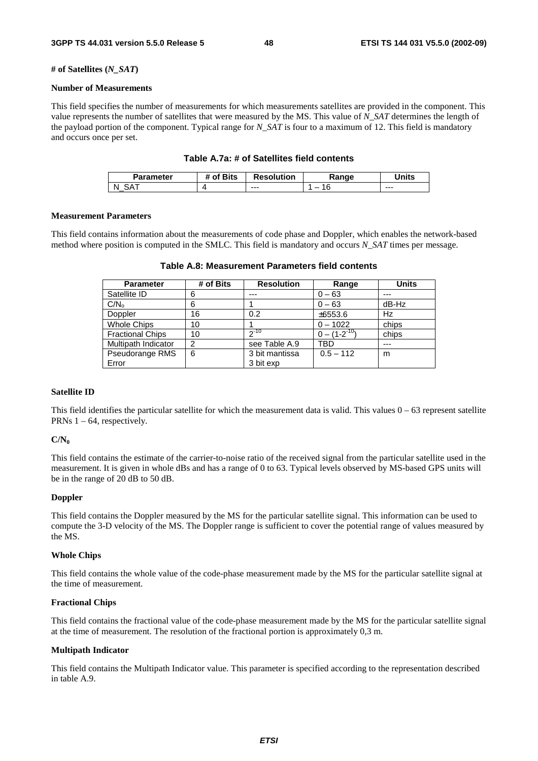**# of Satellites (*N_SAT*)**

**Number of Measurements**

This field specifies the number of measurements for which measurements satellites are provided in the component. This value represents the number of satellites that were measured by the MS. This value of *N_SAT* determines the length of the payload portion of the component. Typical range for *N_SAT* is four to a maximum of 12. This field is mandatory and occurs once per set.

**Table A.7a: # of Satellites field contents**

| Parameter | # of Bits | Resolution | Range | Units |
|---|---|---|---|---|
| N_SAT | 4 | --- | 1 – 16 | --- |

**Measurement Parameters**

This field contains information about the measurements of code phase and Doppler, which enables the network-based method where position is computed in the SMLC. This field is mandatory and occurs *N_SAT* times per message.

**Table A.8: Measurement Parameters field contents**

| Parameter | # of Bits | Resolution | Range | Units |
|---|---|---|---|---|
| Satellite ID | 6 | --- | 0 – 63 | --- |
| $C/N_o$ | 6 | 1 | 0 – 63 | dB-Hz |
| Doppler | 16 | 0.2 | ±6553.6 | Hz |
| Whole Chips | 10 | 1 | 0 – 1022 | chips |
| Fractional Chips | 10 | $2^{-10}$ | $0 – (1-2^{-10})$ | chips |
| Multipath Indicator | 2 | see Table A.9 | TBD | --- |
| Pseudorange RMS Error | 6 | 3 bit mantissa 3 bit exp | 0.5 – 112 | m |

**Satellite ID**

This field identifies the particular satellite for which the measurement data is valid. This values 0 – 63 represent satellite PRNs 1 – 64, respectively.

**$C/N_0$**

This field contains the estimate of the carrier-to-noise ratio of the received signal from the particular satellite used in the measurement. It is given in whole dBs and has a range of 0 to 63. Typical levels observed by MS-based GPS units will be in the range of 20 dB to 50 dB.

**Doppler**

This field contains the Doppler measured by the MS for the particular satellite signal. This information can be used to compute the 3-D velocity of the MS. The Doppler range is sufficient to cover the potential range of values measured by the MS.

**Whole Chips**

This field contains the whole value of the code-phase measurement made by the MS for the particular satellite signal at the time of measurement.

**Fractional Chips**

This field contains the fractional value of the code-phase measurement made by the MS for the particular satellite signal at the time of measurement. The resolution of the fractional portion is approximately 0,3 m.

**Multipath Indicator**

This field contains the Multipath Indicator value. This parameter is specified according to the representation described in table A.9.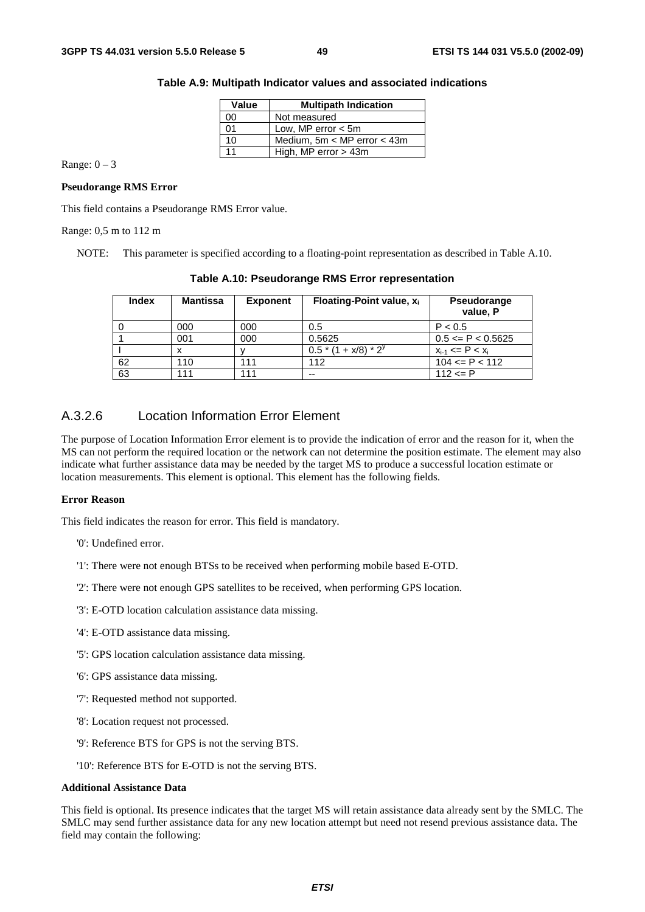**Table A.9: Multipath Indicator values and associated indications**

| Value | Multipath Indication |
|---|---|
| 00 | Not measured |
| 01 | Low, MP error < 5m |
| 10 | Medium, 5m < MP error < 43m |
| 11 | High, MP error > 43m |

Range: 0 – 3

**Pseudorange RMS Error**

This field contains a Pseudorange RMS Error value.

Range: 0,5 m to 112 m

NOTE: This parameter is specified according to a floating-point representation as described in Table A.10.

**Table A.10: Pseudorange RMS Error representation**

| Index | Mantissa | Exponent | Floating-Point value, $x_i$ | Pseudorange value, P |
|---|---|---|---|---|
| 0 | 000 | 000 | 0.5 | P < 0.5 |
| 1 | 001 | 000 | 0.5625 | 0.5 <= P < 0.5625 |
| I | x | y | $0.5 * (1 + x/8) * 2^y$ | $x_{i-1} <= P < x_i$ |
| 62 | 110 | 111 | 112 | 104 <= P < 112 |
| 63 | 111 | 111 | -- | 112 <= P |

## A.3.2.6 Location Information Error Element

The purpose of Location Information Error element is to provide the indication of error and the reason for it, when the MS can not perform the required location or the network can not determine the position estimate. The element may also indicate what further assistance data may be needed by the target MS to produce a successful location estimate or location measurements. This element is optional. This element has the following fields.

**Error Reason**

This field indicates the reason for error. This field is mandatory.

'0': Undefined error.

'1': There were not enough BTSs to be received when performing mobile based E-OTD.

'2': There were not enough GPS satellites to be received, when performing GPS location.

'3': E-OTD location calculation assistance data missing.

'4': E-OTD assistance data missing.

'5': GPS location calculation assistance data missing.

'6': GPS assistance data missing.

'7': Requested method not supported.

'8': Location request not processed.

'9': Reference BTS for GPS is not the serving BTS.

'10': Reference BTS for E-OTD is not the serving BTS.

**Additional Assistance Data**

This field is optional. Its presence indicates that the target MS will retain assistance data already sent by the SMLC. The SMLC may send further assistance data for any new location attempt but need not resend previous assistance data. The field may contain the following: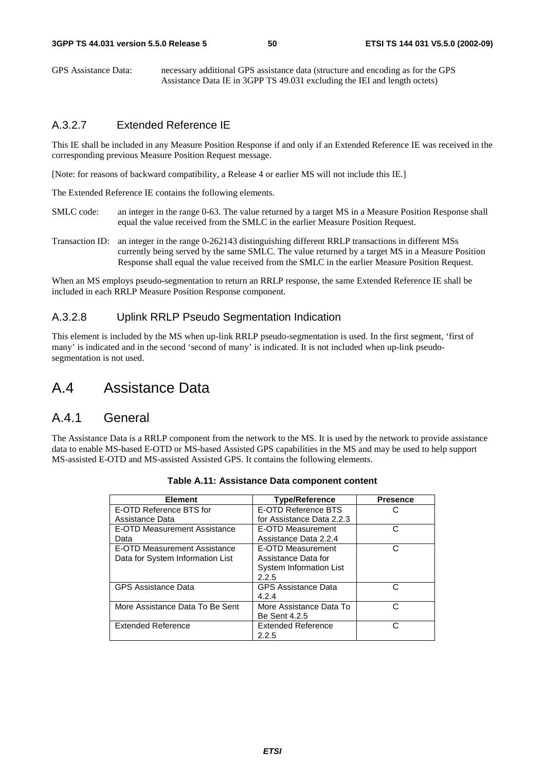GPS Assistance Data: necessary additional GPS assistance data (structure and encoding as for the GPS Assistance Data IE in 3GPP TS 49.031 excluding the IEI and length octets)

### A.3.2.7 Extended Reference IE

This IE shall be included in any Measure Position Response if and only if an Extended Reference IE was received in the corresponding previous Measure Position Request message.

[Note: for reasons of backward compatibility, a Release 4 or earlier MS will not include this IE.]

The Extended Reference IE contains the following elements.

SMLC code: an integer in the range 0-63. The value returned by a target MS in a Measure Position Response shall equal the value received from the SMLC in the earlier Measure Position Request.

Transaction ID: an integer in the range 0-262143 distinguishing different RRLP transactions in different MSs currently being served by the same SMLC. The value returned by a target MS in a Measure Position Response shall equal the value received from the SMLC in the earlier Measure Position Request.

When an MS employs pseudo-segmentation to return an RRLP response, the same Extended Reference IE shall be included in each RRLP Measure Position Response component.

### A.3.2.8 Uplink RRLP Pseudo Segmentation Indication

This element is included by the MS when up-link RRLP pseudo-segmentation is used. In the first segment, 'first of many' is indicated and in the second 'second of many' is indicated. It is not included when up-link pseudo-segmentation is not used.

# A.4 Assistance Data

## A.4.1 General

The Assistance Data is a RRLP component from the network to the MS. It is used by the network to provide assistance data to enable MS-based E-OTD or MS-based Assisted GPS capabilities in the MS and may be used to help support MS-assisted E-OTD and MS-assisted Assisted GPS. It contains the following elements.

**Table A.11: Assistance Data component content**

| Element | Type/Reference | Presence |
|---|---|---|
| E-OTD Reference BTS for Assistance Data | E-OTD Reference BTS for Assistance Data 2.2.3 | C |
| E-OTD Measurement Assistance Data | E-OTD Measurement Assistance Data 2.2.4 | C |
| E-OTD Measurement Assistance Data for System Information List | E-OTD Measurement Assistance Data for System Information List 2.2.5 | C |
| GPS Assistance Data | GPS Assistance Data 4.2.4 | C |
| More Assistance Data To Be Sent | More Assistance Data To Be Sent 4.2.5 | C |
| Extended Reference | Extended Reference 2.2.5 | C |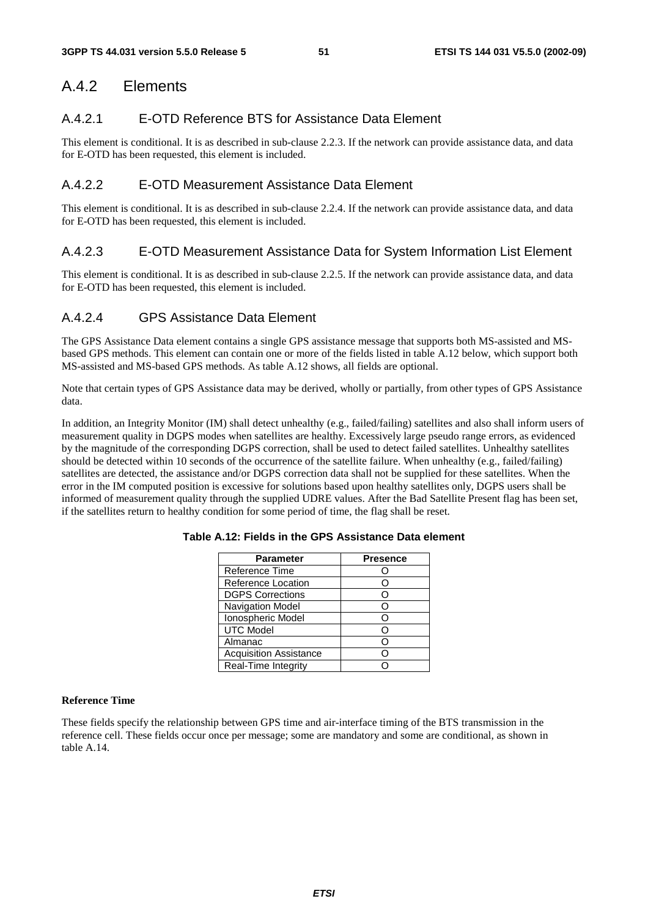## A.4.2 Elements

### A.4.2.1 E-OTD Reference BTS for Assistance Data Element

This element is conditional. It is as described in sub-clause 2.2.3. If the network can provide assistance data, and data for E-OTD has been requested, this element is included.

### A.4.2.2 E-OTD Measurement Assistance Data Element

This element is conditional. It is as described in sub-clause 2.2.4. If the network can provide assistance data, and data for E-OTD has been requested, this element is included.

### A.4.2.3 E-OTD Measurement Assistance Data for System Information List Element

This element is conditional. It is as described in sub-clause 2.2.5. If the network can provide assistance data, and data for E-OTD has been requested, this element is included.

### A.4.2.4 GPS Assistance Data Element

The GPS Assistance Data element contains a single GPS assistance message that supports both MS-assisted and MS-based GPS methods. This element can contain one or more of the fields listed in table A.12 below, which support both MS-assisted and MS-based GPS methods. As table A.12 shows, all fields are optional.

Note that certain types of GPS Assistance data may be derived, wholly or partially, from other types of GPS Assistance data.

In addition, an Integrity Monitor (IM) shall detect unhealthy (e.g., failed/failing) satellites and also shall inform users of measurement quality in DGPS modes when satellites are healthy. Excessively large pseudo range errors, as evidenced by the magnitude of the corresponding DGPS correction, shall be used to detect failed satellites. Unhealthy satellites should be detected within 10 seconds of the occurrence of the satellite failure. When unhealthy (e.g., failed/failing) satellites are detected, the assistance and/or DGPS correction data shall not be supplied for these satellites. When the error in the IM computed position is excessive for solutions based upon healthy satellites only, DGPS users shall be informed of measurement quality through the supplied UDRE values. After the Bad Satellite Present flag has been set, if the satellites return to healthy condition for some period of time, the flag shall be reset.

**Table A.12: Fields in the GPS Assistance Data element**

| Parameter | Presence |
|---|---|
| Reference Time | O |
| Reference Location | O |
| DGPS Corrections | O |
| Navigation Model | O |
| Ionospheric Model | O |
| UTC Model | O |
| Almanac | O |
| Acquisition Assistance | O |
| Real-Time Integrity | O |

**Reference Time**

These fields specify the relationship between GPS time and air-interface timing of the BTS transmission in the reference cell. These fields occur once per message; some are mandatory and some are conditional, as shown in table A.14.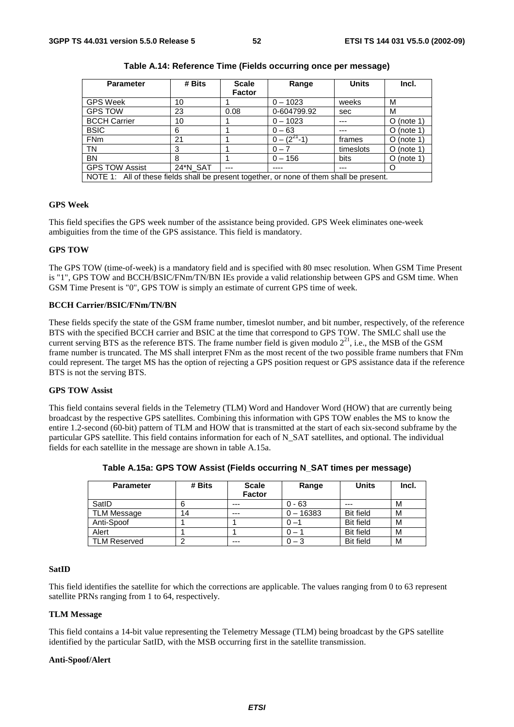**Table A.14: Reference Time (Fields occurring once per message)**

| Parameter | # Bits | Scale Factor | Range | Units | Incl. |
|---|---|---|---|---|---|
| GPS Week | 10 | 1 | 0 – 1023 | weeks | M |
| GPS TOW | 23 | 0.08 | 0-604799.92 | sec | M |
| BCCH Carrier | 10 | 1 | 0 – 1023 | --- | O (note 1) |
| BSIC | 6 | 1 | 0 – 63 | --- | O (note 1) |
| FNm | 21 | 1 | $0 – (2^{21}-1)$ | frames | O (note 1) |
| TN | 3 | 1 | 0 – 7 | timeslots | O (note 1) |
| BN | 8 | 1 | 0 – 156 | bits | O (note 1) |
| GPS TOW Assist | 24*N_SAT | --- | ---- | --- | O |
| NOTE 1: All of these fields shall be present together, or none of them shall be present. | | | | | |

**GPS Week**

This field specifies the GPS week number of the assistance being provided. GPS Week eliminates one-week ambiguities from the time of the GPS assistance. This field is mandatory.

**GPS TOW**

The GPS TOW (time-of-week) is a mandatory field and is specified with 80 msec resolution. When GSM Time Present is "1", GPS TOW and BCCH/BSIC/FNm/TN/BN IEs provide a valid relationship between GPS and GSM time. When GSM Time Present is "0", GPS TOW is simply an estimate of current GPS time of week.

**BCCH Carrier/BSIC/FNm/TN/BN**

These fields specify the state of the GSM frame number, timeslot number, and bit number, respectively, of the reference BTS with the specified BCCH carrier and BSIC at the time that correspond to GPS TOW. The SMLC shall use the current serving BTS as the reference BTS. The frame number field is given modulo $2^{21}$, i.e., the MSB of the GSM frame number is truncated. The MS shall interpret FNm as the most recent of the two possible frame numbers that FNm could represent. The target MS has the option of rejecting a GPS position request or GPS assistance data if the reference BTS is not the serving BTS.

**GPS TOW Assist**

This field contains several fields in the Telemetry (TLM) Word and Handover Word (HOW) that are currently being broadcast by the respective GPS satellites. Combining this information with GPS TOW enables the MS to know the entire 1.2-second (60-bit) pattern of TLM and HOW that is transmitted at the start of each six-second subframe by the particular GPS satellite. This field contains information for each of N_SAT satellites, and optional. The individual fields for each satellite in the message are shown in table A.15a.

**Table A.15a: GPS TOW Assist (Fields occurring N_SAT times per message)**

| Parameter | # Bits | Scale Factor | Range | Units | Incl. |
|---|---|---|---|---|---|
| SatID | 6 | --- | 0 - 63 | --- | M |
| TLM Message | 14 | --- | 0 – 16383 | Bit field | M |
| Anti-Spoof | 1 | 1 | 0 –1 | Bit field | M |
| Alert | 1 | 1 | 0 – 1 | Bit field | M |
| TLM Reserved | 2 | --- | 0 – 3 | Bit field | M |

**SatID**

This field identifies the satellite for which the corrections are applicable. The values ranging from 0 to 63 represent satellite PRNs ranging from 1 to 64, respectively.

**TLM Message**

This field contains a 14-bit value representing the Telemetry Message (TLM) being broadcast by the GPS satellite identified by the particular SatID, with the MSB occurring first in the satellite transmission.

**Anti-Spoof/Alert**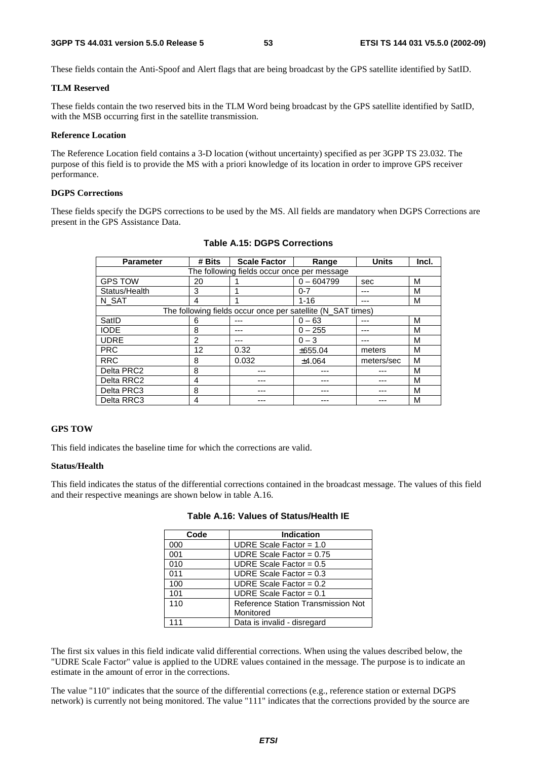These fields contain the Anti-Spoof and Alert flags that are being broadcast by the GPS satellite identified by SatID.

**TLM Reserved**

These fields contain the two reserved bits in the TLM Word being broadcast by the GPS satellite identified by SatID, with the MSB occurring first in the satellite transmission.

**Reference Location**

The Reference Location field contains a 3-D location (without uncertainty) specified as per 3GPP TS 23.032. The purpose of this field is to provide the MS with a priori knowledge of its location in order to improve GPS receiver performance.

**DGPS Corrections**

These fields specify the DGPS corrections to be used by the MS. All fields are mandatory when DGPS Corrections are present in the GPS Assistance Data.

**Table A.15: DGPS Corrections**

| Parameter | # Bits | Scale Factor | Range | Units | Incl. |
|---|---|---|---|---|---|
| The following fields occur once per message | | | | | |
| GPS TOW | 20 | 1 | 0 – 604799 | sec | M |
| Status/Health | 3 | 1 | 0-7 | --- | M |
| N_SAT | 4 | 1 | 1-16 | --- | M |
| The following fields occur once per satellite (N_SAT times) | | | | | |
| SatID | 6 | --- | 0 – 63 | --- | M |
| IODE | 8 | --- | 0 – 255 | --- | M |
| UDRE | 2 | --- | 0 – 3 | --- | M |
| PRC | 12 | 0.32 | ±655.04 | meters | M |
| RRC | 8 | 0.032 | ±4.064 | meters/sec | M |
| Delta PRC2 | 8 | --- | --- | --- | M |
| Delta RRC2 | 4 | --- | --- | --- | M |
| Delta PRC3 | 8 | --- | --- | --- | M |
| Delta RRC3 | 4 | --- | --- | --- | M |

**GPS TOW**

This field indicates the baseline time for which the corrections are valid.

**Status/Health**

This field indicates the status of the differential corrections contained in the broadcast message. The values of this field and their respective meanings are shown below in table A.16.

**Table A.16: Values of Status/Health IE**

| Code | Indication |
|---|---|
| 000 | UDRE Scale Factor = 1.0 |
| 001 | UDRE Scale Factor = 0.75 |
| 010 | UDRE Scale Factor = 0.5 |
| 011 | UDRE Scale Factor = 0.3 |
| 100 | UDRE Scale Factor = 0.2 |
| 101 | UDRE Scale Factor = 0.1 |
| 110 | Reference Station Transmission Not Monitored |
| 111 | Data is invalid - disregard |

The first six values in this field indicate valid differential corrections. When using the values described below, the "UDRE Scale Factor" value is applied to the UDRE values contained in the message. The purpose is to indicate an estimate in the amount of error in the corrections.

The value "110" indicates that the source of the differential corrections (e.g., reference station or external DGPS network) is currently not being monitored. The value "111" indicates that the corrections provided by the source are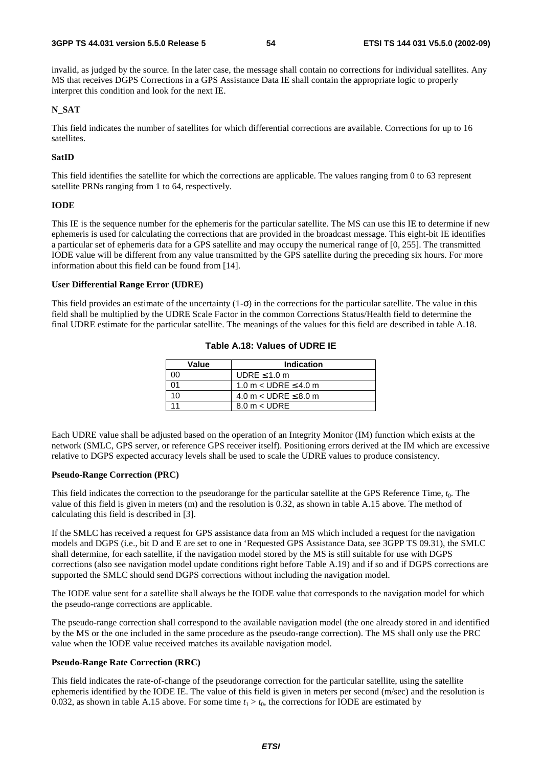invalid, as judged by the source. In the later case, the message shall contain no corrections for individual satellites. Any MS that receives DGPS Corrections in a GPS Assistance Data IE shall contain the appropriate logic to properly interpret this condition and look for the next IE.

**N_SAT**

This field indicates the number of satellites for which differential corrections are available. Corrections for up to 16 satellites.

**SatID**

This field identifies the satellite for which the corrections are applicable. The values ranging from 0 to 63 represent satellite PRNs ranging from 1 to 64, respectively.

**IODE**

This IE is the sequence number for the ephemeris for the particular satellite. The MS can use this IE to determine if new ephemeris is used for calculating the corrections that are provided in the broadcast message. This eight-bit IE identifies a particular set of ephemeris data for a GPS satellite and may occupy the numerical range of [0, 255]. The transmitted IODE value will be different from any value transmitted by the GPS satellite during the preceding six hours. For more information about this field can be found from [14].

**User Differential Range Error (UDRE)**

This field provides an estimate of the uncertainty (1-σ) in the corrections for the particular satellite. The value in this field shall be multiplied by the UDRE Scale Factor in the common Corrections Status/Health field to determine the final UDRE estimate for the particular satellite. The meanings of the values for this field are described in table A.18.

**Table A.18: Values of UDRE IE**

| Value | Indication |
|---|---|
| 00 | UDRE ≤ 1.0 m |
| 01 | 1.0 m < UDRE ≤ 4.0 m |
| 10 | 4.0 m < UDRE ≤ 8.0 m |
| 11 | 8.0 m < UDRE |

Each UDRE value shall be adjusted based on the operation of an Integrity Monitor (IM) function which exists at the network (SMLC, GPS server, or reference GPS receiver itself). Positioning errors derived at the IM which are excessive relative to DGPS expected accuracy levels shall be used to scale the UDRE values to produce consistency.

**Pseudo-Range Correction (PRC)**

This field indicates the correction to the pseudorange for the particular satellite at the GPS Reference Time, $t_0$. The value of this field is given in meters (m) and the resolution is 0.32, as shown in table A.15 above. The method of calculating this field is described in [3].

If the SMLC has received a request for GPS assistance data from an MS which included a request for the navigation models and DGPS (i.e., bit D and E are set to one in 'Requested GPS Assistance Data, see 3GPP TS 09.31), the SMLC shall determine, for each satellite, if the navigation model stored by the MS is still suitable for use with DGPS corrections (also see navigation model update conditions right before Table A.19) and if so and if DGPS corrections are supported the SMLC should send DGPS corrections without including the navigation model.

The IODE value sent for a satellite shall always be the IODE value that corresponds to the navigation model for which the pseudo-range corrections are applicable.

The pseudo-range correction shall correspond to the available navigation model (the one already stored in and identified by the MS or the one included in the same procedure as the pseudo-range correction). The MS shall only use the PRC value when the IODE value received matches its available navigation model.

**Pseudo-Range Rate Correction (RRC)**

This field indicates the rate-of-change of the pseudorange correction for the particular satellite, using the satellite ephemeris identified by the IODE IE. The value of this field is given in meters per second (m/sec) and the resolution is 0.032, as shown in table A.15 above. For some time $t_1 > t_0$, the corrections for IODE are estimated by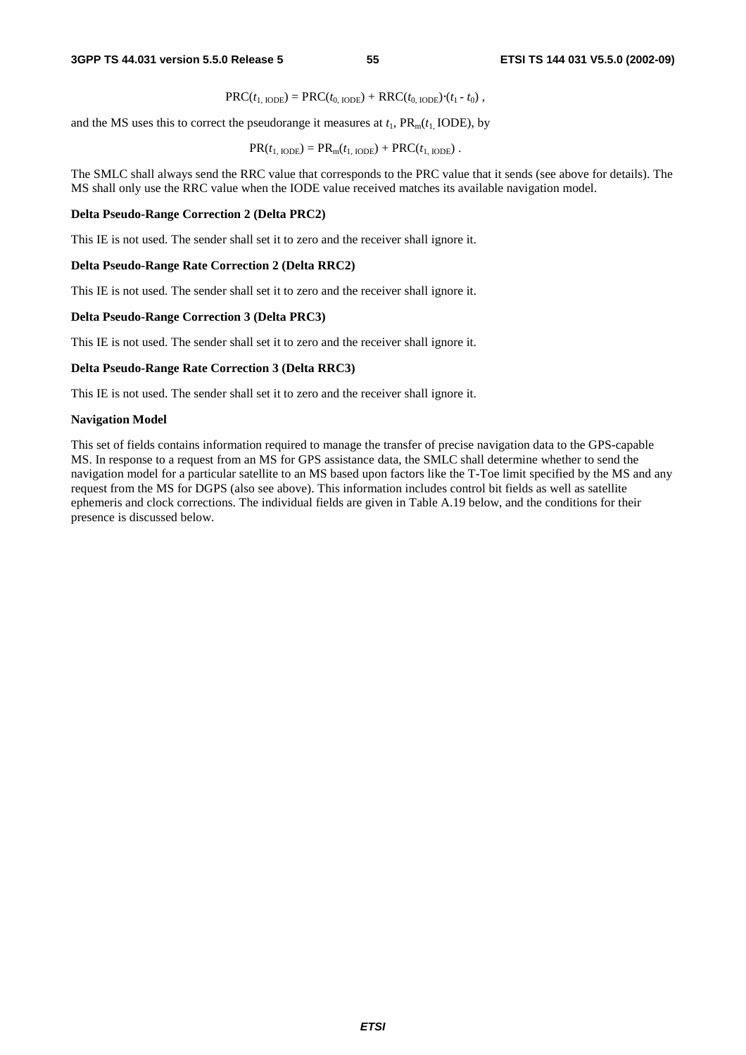$$PRC(t_{1,\ IODE}) = PRC(t_{0,\ IODE}) + RRC(t_{0,\ IODE}) \cdot (t_1 - t_0)\ ,$$

and the MS uses this to correct the pseudorange it measures at $t_1$, $PR_m(t_{1,}\ IODE)$, by

$$PR(t_{1,\ IODE}) = PR_m(t_{1,\ IODE}) + PRC(t_{1,\ IODE})\ .$$

The SMLC shall always send the RRC value that corresponds to the PRC value that it sends (see above for details). The MS shall only use the RRC value when the IODE value received matches its available navigation model.

**Delta Pseudo-Range Correction 2 (Delta PRC2)**

This IE is not used. The sender shall set it to zero and the receiver shall ignore it.

**Delta Pseudo-Range Rate Correction 2 (Delta RRC2)**

This IE is not used. The sender shall set it to zero and the receiver shall ignore it.

**Delta Pseudo-Range Correction 3 (Delta PRC3)**

This IE is not used. The sender shall set it to zero and the receiver shall ignore it.

**Delta Pseudo-Range Rate Correction 3 (Delta RRC3)**

This IE is not used. The sender shall set it to zero and the receiver shall ignore it.

**Navigation Model**

This set of fields contains information required to manage the transfer of precise navigation data to the GPS-capable MS. In response to a request from an MS for GPS assistance data, the SMLC shall determine whether to send the navigation model for a particular satellite to an MS based upon factors like the T-Toe limit specified by the MS and any request from the MS for DGPS (also see above). This information includes control bit fields as well as satellite ephemeris and clock corrections. The individual fields are given in Table A.19 below, and the conditions for their presence is discussed below.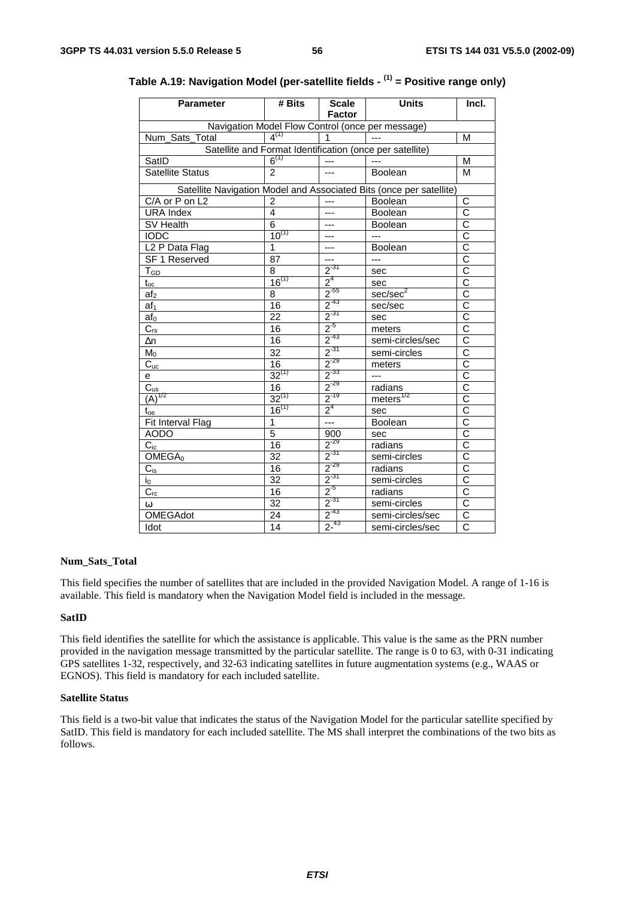**Table A.19: Navigation Model (per-satellite fields - (1) = Positive range only)**

| Parameter | # Bits | Scale Factor | Units | Incl. |
|---|---|---|---|---|
| Navigation Model Flow Control (once per message) | | | | |
| Num_Sats_Total | $4^{(1)}$ | 1 | --- | M |
| Satellite and Format Identification (once per satellite) | | | | |
| SatID | $6^{(1)}$ | --- | --- | M |
| Satellite Status | 2 | --- | Boolean | M |
| Satellite Navigation Model and Associated Bits (once per satellite) | | | | |
| C/A or P on L2 | 2 | --- | Boolean | C |
| URA Index | 4 | --- | Boolean | C |
| SV Health | 6 | --- | Boolean | C |
| IODC | $10^{(1)}$ | --- | --- | C |
| L2 P Data Flag | 1 | --- | Boolean | C |
| SF 1 Reserved | 87 | --- | --- | C |
| $T_{GD}$ | 8 | $2^{-31}$ | sec | C |
| $t_{oc}$ | $16^{(1)}$ | $2^{4}$ | sec | C |
| $af_2$ | 8 | $2^{-55}$ | sec/sec$^2$ | C |
| $af_1$ | 16 | $2^{-43}$ | sec/sec | C |
| $af_0$ | 22 | $2^{-31}$ | sec | C |
| $C_{rs}$ | 16 | $2^{-5}$ | meters | C |
| $\Delta n$ | 16 | $2^{-43}$ | semi-circles/sec | C |
| $M_0$ | 32 | $2^{-31}$ | semi-circles | C |
| $C_{uc}$ | 16 | $2^{-29}$ | meters | C |
| e | $32^{(1)}$ | $2^{-33}$ | --- | C |
| $C_{us}$ | 16 | $2^{-29}$ | radians | C |
| $(A)^{1/2}$ | $32^{(1)}$ | $2^{-19}$ | meters$^{1/2}$ | C |
| $t_{oe}$ | $16^{(1)}$ | $2^{4}$ | sec | C |
| Fit Interval Flag | 1 | --- | Boolean | C |
| AODO | 5 | 900 | sec | C |
| $C_{ic}$ | 16 | $2^{-29}$ | radians | C |
| $OMEGA_0$ | 32 | $2^{-31}$ | semi-circles | C |
| $C_{is}$ | 16 | $2^{-29}$ | radians | C |
| $i_0$ | 32 | $2^{-31}$ | semi-circles | C |
| $C_{rc}$ | 16 | $2^{-5}$ | radians | C |
| $\omega$ | 32 | $2^{-31}$ | semi-circles | C |
| OMEGAdot | 24 | $2^{-43}$ | semi-circles/sec | C |
| Idot | 14 | $2^{-43}$ | semi-circles/sec | C |

**Num_Sats_Total**

This field specifies the number of satellites that are included in the provided Navigation Model. A range of 1-16 is available. This field is mandatory when the Navigation Model field is included in the message.

**SatID**

This field identifies the satellite for which the assistance is applicable. This value is the same as the PRN number provided in the navigation message transmitted by the particular satellite. The range is 0 to 63, with 0-31 indicating GPS satellites 1-32, respectively, and 32-63 indicating satellites in future augmentation systems (e.g., WAAS or EGNOS). This field is mandatory for each included satellite.

**Satellite Status**

This field is a two-bit value that indicates the status of the Navigation Model for the particular satellite specified by SatID. This field is mandatory for each included satellite. The MS shall interpret the combinations of the two bits as follows.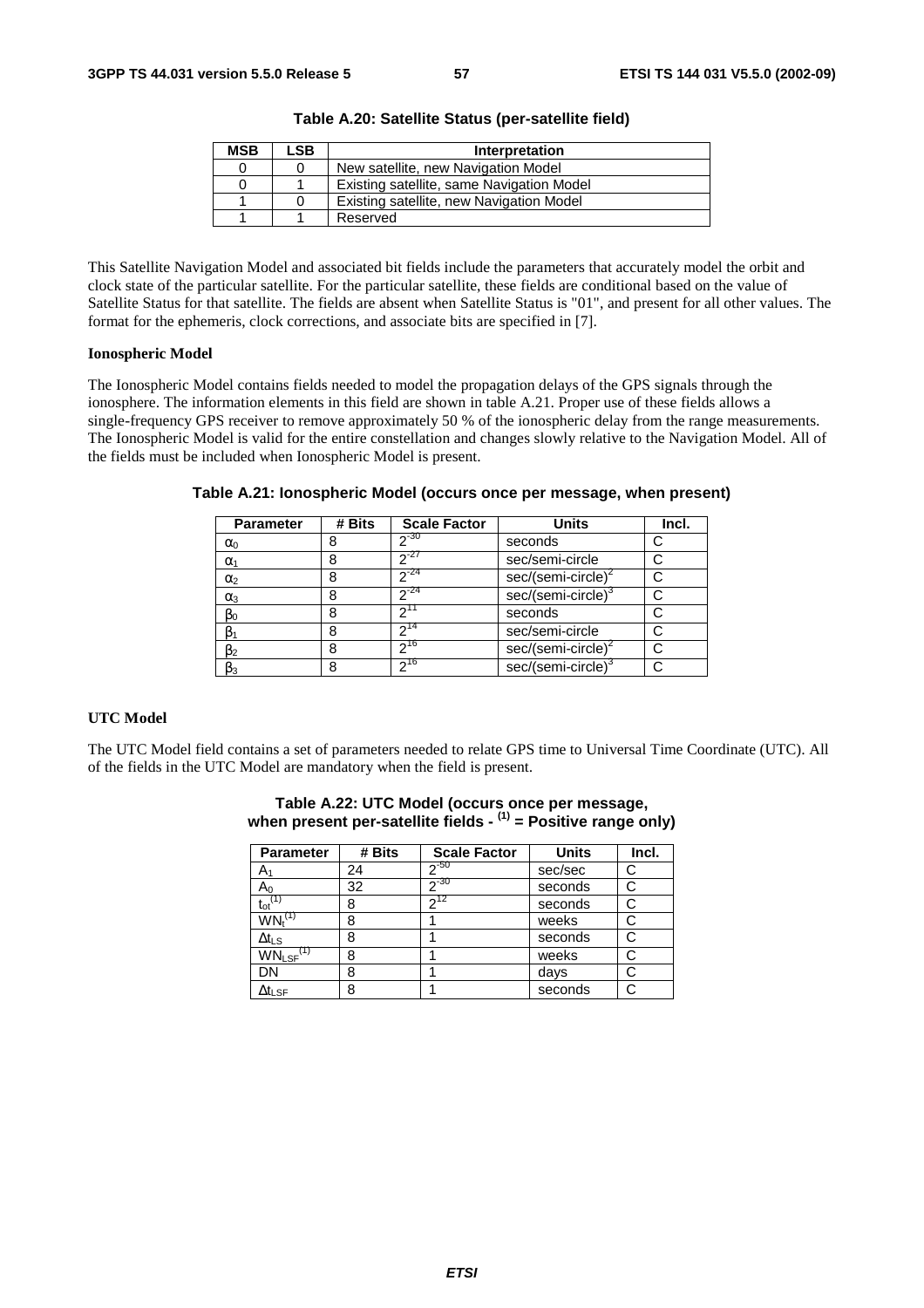**Table A.20: Satellite Status (per-satellite field)**

| MSB | LSB | Interpretation |
|---|---|---|
| 0 | 0 | New satellite, new Navigation Model |
| 0 | 1 | Existing satellite, same Navigation Model |
| 1 | 0 | Existing satellite, new Navigation Model |
| 1 | 1 | Reserved |

This Satellite Navigation Model and associated bit fields include the parameters that accurately model the orbit and clock state of the particular satellite. For the particular satellite, these fields are conditional based on the value of Satellite Status for that satellite. The fields are absent when Satellite Status is "01", and present for all other values. The format for the ephemeris, clock corrections, and associate bits are specified in [7].

**Ionospheric Model**

The Ionospheric Model contains fields needed to model the propagation delays of the GPS signals through the ionosphere. The information elements in this field are shown in table A.21. Proper use of these fields allows a single-frequency GPS receiver to remove approximately 50 % of the ionospheric delay from the range measurements. The Ionospheric Model is valid for the entire constellation and changes slowly relative to the Navigation Model. All of the fields must be included when Ionospheric Model is present.

**Table A.21: Ionospheric Model (occurs once per message, when present)**

| Parameter | # Bits | Scale Factor | Units | Incl. |
|---|---|---|---|---|
| $\alpha_0$ | 8 | $2^{-30}$ | seconds | C |
| $\alpha_1$ | 8 | $2^{-27}$ | sec/semi-circle | C |
| $\alpha_2$ | 8 | $2^{-24}$ | sec/(semi-circle)$^2$ | C |
| $\alpha_3$ | 8 | $2^{-24}$ | sec/(semi-circle)$^3$ | C |
| $\beta_0$ | 8 | $2^{11}$ | seconds | C |
| $\beta_1$ | 8 | $2^{14}$ | sec/semi-circle | C |
| $\beta_2$ | 8 | $2^{16}$ | sec/(semi-circle)$^2$ | C |
| $\beta_3$ | 8 | $2^{16}$ | sec/(semi-circle)$^3$ | C |

**UTC Model**

The UTC Model field contains a set of parameters needed to relate GPS time to Universal Time Coordinate (UTC). All of the fields in the UTC Model are mandatory when the field is present.

**Table A.22: UTC Model (occurs once per message, when present per-satellite fields - (1) = Positive range only)**

| Parameter | # Bits | Scale Factor | Units | Incl. |
|---|---|---|---|---|
| $A_1$ | 24 | $2^{-50}$ | sec/sec | C |
| $A_0$ | 32 | $2^{-30}$ | seconds | C |
| $t_{ot}$ (1) | 8 | $2^{12}$ | seconds | C |
| $WN_t$ (1) | 8 | 1 | weeks | C |
| $\Delta t_{LS}$ | 8 | 1 | seconds | C |
| $WN_{LSF}$ (1) | 8 | 1 | weeks | C |
| DN | 8 | 1 | days | C |
| $\Delta t_{LSF}$ | 8 | 1 | seconds | C |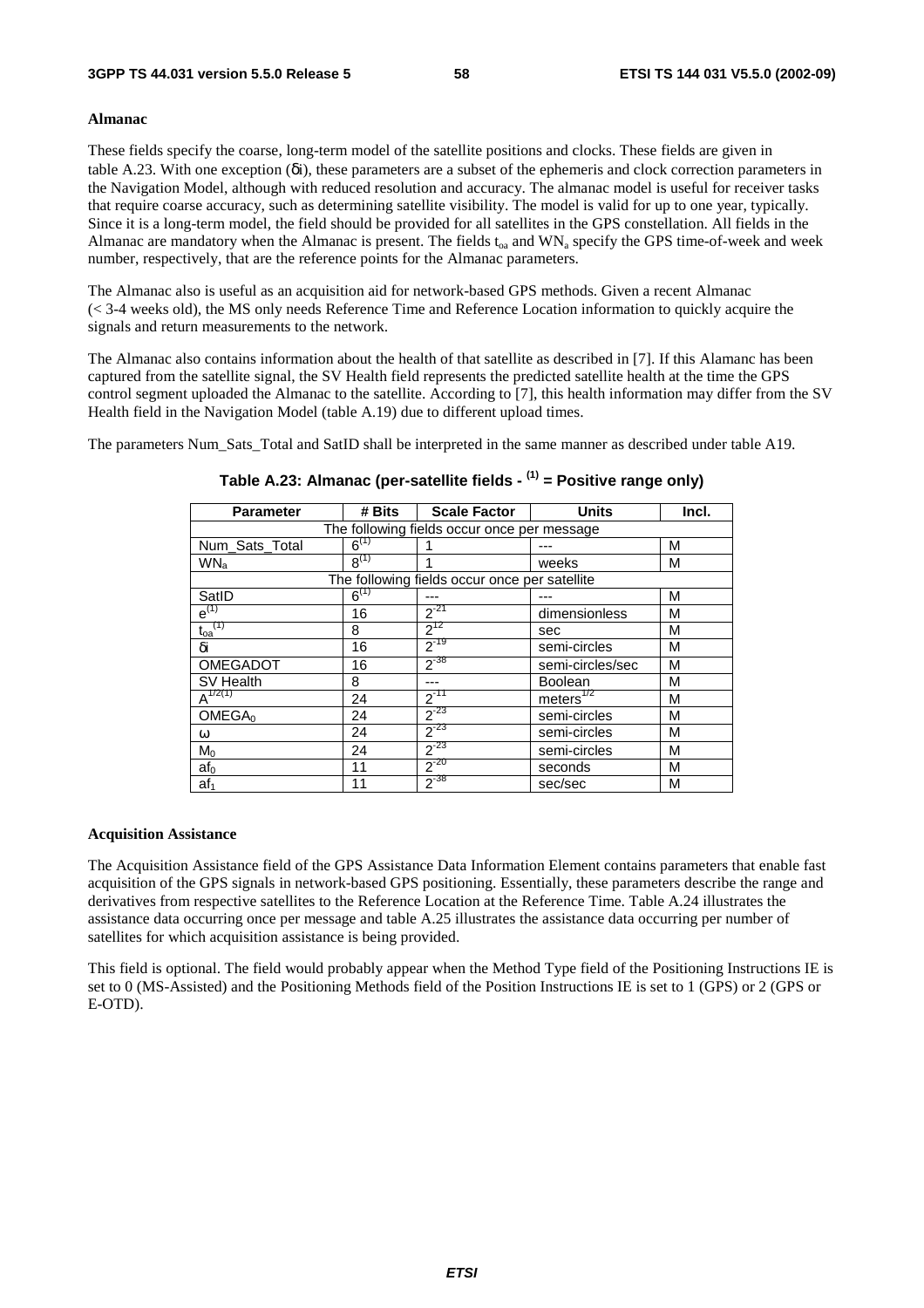**Almanac**

These fields specify the coarse, long-term model of the satellite positions and clocks. These fields are given in table A.23. With one exception (δi), these parameters are a subset of the ephemeris and clock correction parameters in the Navigation Model, although with reduced resolution and accuracy. The almanac model is useful for receiver tasks that require coarse accuracy, such as determining satellite visibility. The model is valid for up to one year, typically. Since it is a long-term model, the field should be provided for all satellites in the GPS constellation. All fields in the Almanac are mandatory when the Almanac is present. The fields $t_{oa}$ and $WN_a$ specify the GPS time-of-week and week number, respectively, that are the reference points for the Almanac parameters.

The Almanac also is useful as an acquisition aid for network-based GPS methods. Given a recent Almanac (< 3-4 weeks old), the MS only needs Reference Time and Reference Location information to quickly acquire the signals and return measurements to the network.

The Almanac also contains information about the health of that satellite as described in [7]. If this Alamanc has been captured from the satellite signal, the SV Health field represents the predicted satellite health at the time the GPS control segment uploaded the Almanac to the satellite. According to [7], this health information may differ from the SV Health field in the Navigation Model (table A.19) due to different upload times.

The parameters Num_Sats_Total and SatID shall be interpreted in the same manner as described under table A19.

**Table A.23: Almanac (per-satellite fields - (1) = Positive range only)**

| Parameter | # Bits | Scale Factor | Units | Incl. |
|---|---|---|---|---|
| The following fields occur once per message | | | | |
| Num_Sats_Total | 6 (1) | 1 | --- | M |
| $WN_a$ | 8 (1) | 1 | weeks | M |
| The following fields occur once per satellite | | | | |
| SatID | 6 (1) | --- | --- | M |
| e (1) | 16 | $2^{-21}$ | dimensionless | M |
| $t_{oa}$ (1) | 8 | $2^{12}$ | sec | M |
| δi | 16 | $2^{-19}$ | semi-circles | M |
| OMEGADOT | 16 | $2^{-38}$ | semi-circles/sec | M |
| SV Health | 8 | --- | Boolean | M |
| $A^{1/2}$ (1) | 24 | $2^{-11}$ | $\text{meters}^{1/2}$ | M |
| $OMEGA_0$ | 24 | $2^{-23}$ | semi-circles | M |
| ω | 24 | $2^{-23}$ | semi-circles | M |
| $M_0$ | 24 | $2^{-23}$ | semi-circles | M |
| $af_0$ | 11 | $2^{-20}$ | seconds | M |
| $af_1$ | 11 | $2^{-38}$ | sec/sec | M |

**Acquisition Assistance**

The Acquisition Assistance field of the GPS Assistance Data Information Element contains parameters that enable fast acquisition of the GPS signals in network-based GPS positioning. Essentially, these parameters describe the range and derivatives from respective satellites to the Reference Location at the Reference Time. Table A.24 illustrates the assistance data occurring once per message and table A.25 illustrates the assistance data occurring per number of satellites for which acquisition assistance is being provided.

This field is optional. The field would probably appear when the Method Type field of the Positioning Instructions IE is set to 0 (MS-Assisted) and the Positioning Methods field of the Position Instructions IE is set to 1 (GPS) or 2 (GPS or E-OTD).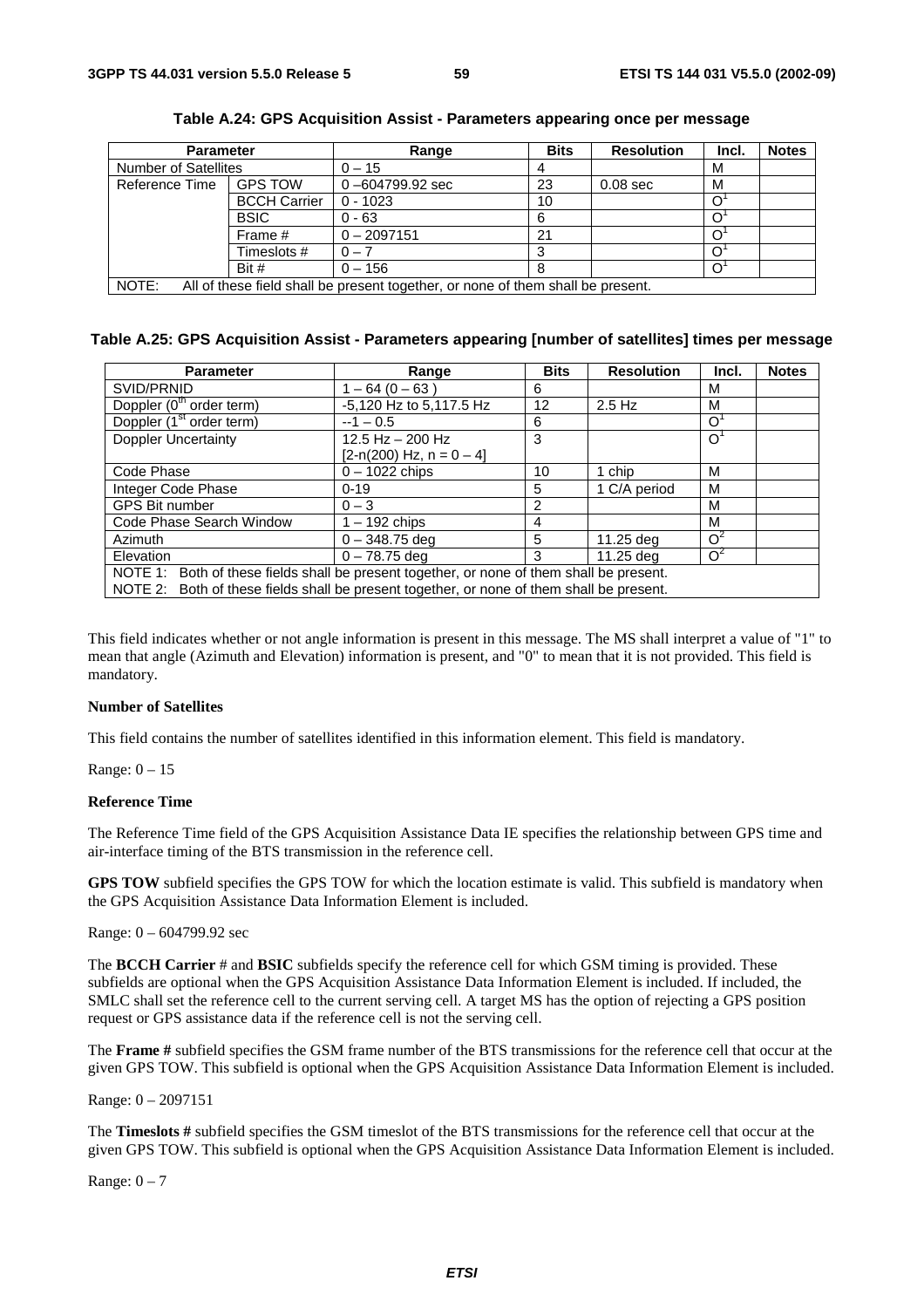**Table A.24: GPS Acquisition Assist - Parameters appearing once per message**

| Parameter | | Range | Bits | Resolution | Incl. | Notes |
|---|---|---|---|---|---|---|
| Number of Satellites | | 0 – 15 | 4 | | M | |
| Reference Time | GPS TOW | 0 –604799.92 sec | 23 | 0.08 sec | M | |
| | BCCH Carrier | 0 - 1023 | 10 | | O[1] | |
| | BSIC | 0 - 63 | 6 | | O[1] | |
| | Frame # | 0 – 2097151 | 21 | | O[1] | |
| | Timeslots # | 0 – 7 | 3 | | O[1] | |
| | Bit # | 0 – 156 | 8 | | O[1] | |
| NOTE: All of these field shall be present together, or none of them shall be present. | | | | | | |

**Table A.25: GPS Acquisition Assist - Parameters appearing [number of satellites] times per message**

| Parameter | Range | Bits | Resolution | Incl. | Notes |
|---|---|---|---|---|---|
| SVID/PRNID | 1 – 64 (0 – 63 ) | 6 | | M | |
| Doppler ($0^{th}$ order term) | -5,120 Hz to 5,117.5 Hz | 12 | 2.5 Hz | M | |
| Doppler ($1^{st}$ order term) | --1 – 0.5 | 6 | | O[1] | |
| Doppler Uncertainty | 12.5 Hz – 200 Hz [2-n(200) Hz, n = 0 – 4] | 3 | | O[1] | |
| Code Phase | 0 – 1022 chips | 10 | 1 chip | M | |
| Integer Code Phase | 0-19 | 5 | 1 C/A period | M | |
| GPS Bit number | 0 – 3 | 2 | | M | |
| Code Phase Search Window | 1 – 192 chips | 4 | | M | |
| Azimuth | 0 – 348.75 deg | 5 | 11.25 deg | O[2] | |
| Elevation | 0 – 78.75 deg | 3 | 11.25 deg | O[2] | |
| NOTE 1: Both of these fields shall be present together, or none of them shall be present. NOTE 2: Both of these fields shall be present together, or none of them shall be present. | | | | | |

This field indicates whether or not angle information is present in this message. The MS shall interpret a value of "1" to mean that angle (Azimuth and Elevation) information is present, and "0" to mean that it is not provided. This field is mandatory.

**Number of Satellites**

This field contains the number of satellites identified in this information element. This field is mandatory.

Range: 0 – 15

**Reference Time**

The Reference Time field of the GPS Acquisition Assistance Data IE specifies the relationship between GPS time and air-interface timing of the BTS transmission in the reference cell.

**GPS TOW** subfield specifies the GPS TOW for which the location estimate is valid. This subfield is mandatory when the GPS Acquisition Assistance Data Information Element is included.

Range: 0 – 604799.92 sec

The **BCCH Carrier** # and **BSIC** subfields specify the reference cell for which GSM timing is provided. These subfields are optional when the GPS Acquisition Assistance Data Information Element is included. If included, the SMLC shall set the reference cell to the current serving cell. A target MS has the option of rejecting a GPS position request or GPS assistance data if the reference cell is not the serving cell.

The **Frame #** subfield specifies the GSM frame number of the BTS transmissions for the reference cell that occur at the given GPS TOW. This subfield is optional when the GPS Acquisition Assistance Data Information Element is included.

Range: 0 – 2097151

The **Timeslots #** subfield specifies the GSM timeslot of the BTS transmissions for the reference cell that occur at the given GPS TOW. This subfield is optional when the GPS Acquisition Assistance Data Information Element is included.

Range: 0 – 7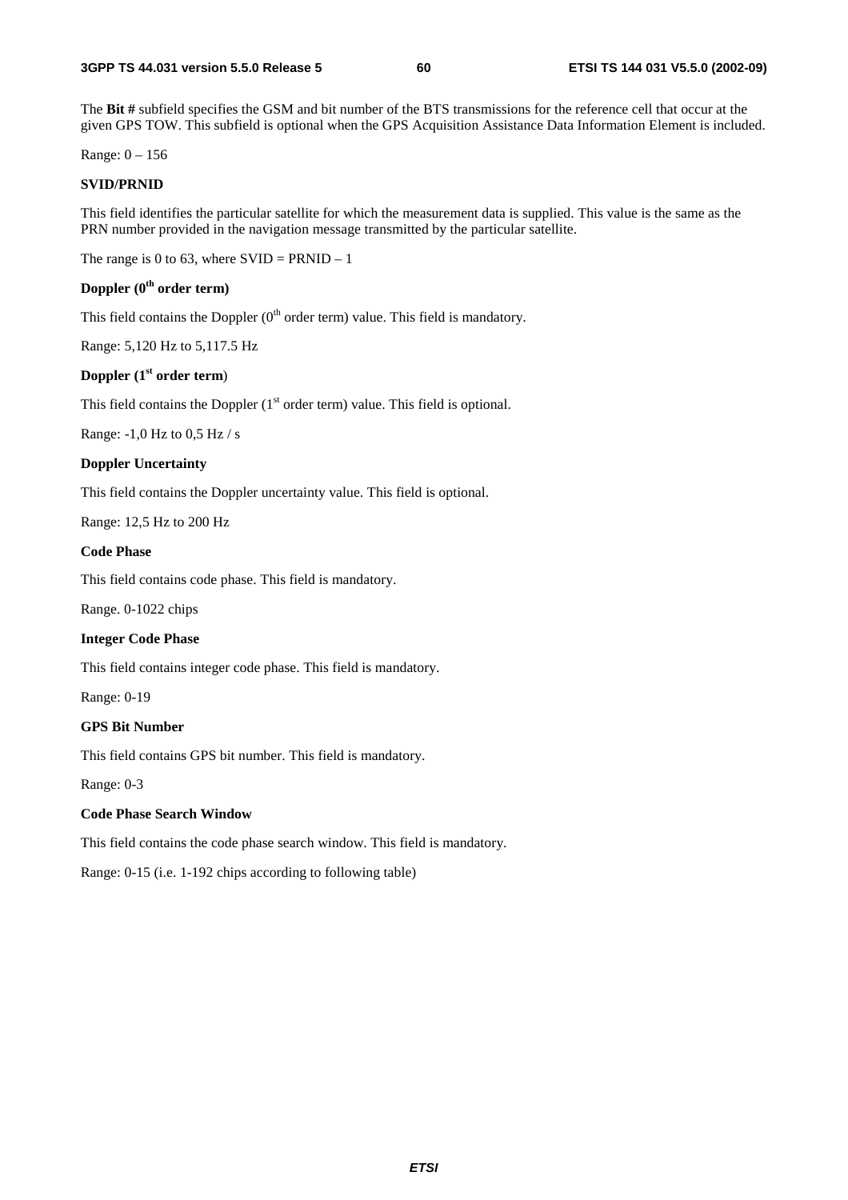The **Bit #** subfield specifies the GSM and bit number of the BTS transmissions for the reference cell that occur at the given GPS TOW. This subfield is optional when the GPS Acquisition Assistance Data Information Element is included.

Range: 0 – 156

**SVID/PRNID**

This field identifies the particular satellite for which the measurement data is supplied. This value is the same as the PRN number provided in the navigation message transmitted by the particular satellite.

The range is 0 to 63, where SVID = PRNID – 1

**Doppler ($0^{th}$ order term)**

This field contains the Doppler ($0^{th}$ order term) value. This field is mandatory.

Range: 5,120 Hz to 5,117.5 Hz

**Doppler ($1^{st}$ order term)**

This field contains the Doppler ($1^{st}$ order term) value. This field is optional.

Range: -1,0 Hz to 0,5 Hz / s

**Doppler Uncertainty**

This field contains the Doppler uncertainty value. This field is optional.

Range: 12,5 Hz to 200 Hz

**Code Phase**

This field contains code phase. This field is mandatory.

Range. 0-1022 chips

**Integer Code Phase**

This field contains integer code phase. This field is mandatory.

Range: 0-19

**GPS Bit Number**

This field contains GPS bit number. This field is mandatory.

Range: 0-3

**Code Phase Search Window**

This field contains the code phase search window. This field is mandatory.

Range: 0-15 (i.e. 1-192 chips according to following table)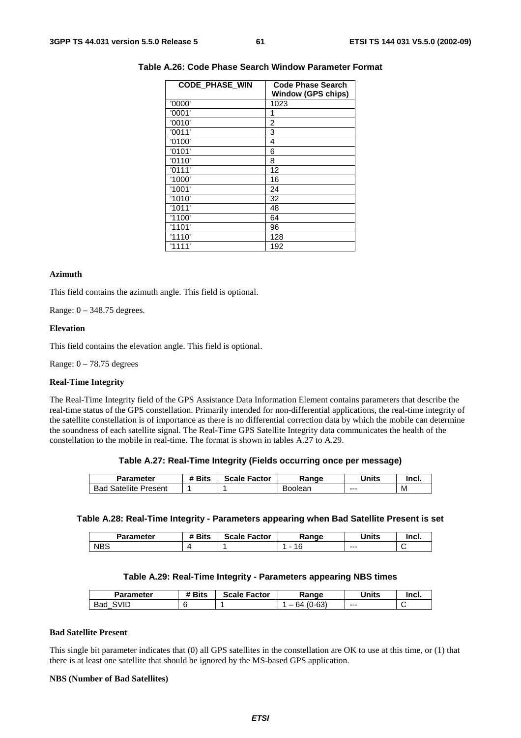**Table A.26: Code Phase Search Window Parameter Format**

| CODE_PHASE_WIN | Code Phase Search Window (GPS chips) |
|---|---|
| '0000' | 1023 |
| '0001' | 1 |
| '0010' | 2 |
| '0011' | 3 |
| '0100' | 4 |
| '0101' | 6 |
| '0110' | 8 |
| '0111' | 12 |
| '1000' | 16 |
| '1001' | 24 |
| '1010' | 32 |
| '1011' | 48 |
| '1100' | 64 |
| '1101' | 96 |
| '1110' | 128 |
| '1111' | 192 |

**Azimuth**

This field contains the azimuth angle. This field is optional.

Range: 0 – 348.75 degrees.

**Elevation**

This field contains the elevation angle. This field is optional.

Range: 0 – 78.75 degrees

**Real-Time Integrity**

The Real-Time Integrity field of the GPS Assistance Data Information Element contains parameters that describe the real-time status of the GPS constellation. Primarily intended for non-differential applications, the real-time integrity of the satellite constellation is of importance as there is no differential correction data by which the mobile can determine the soundness of each satellite signal. The Real-Time GPS Satellite Integrity data communicates the health of the constellation to the mobile in real-time. The format is shown in tables A.27 to A.29.

**Table A.27: Real-Time Integrity (Fields occurring once per message)**

| Parameter | # Bits | Scale Factor | Range | Units | Incl. |
|---|---|---|---|---|---|
| Bad Satellite Present | 1 | 1 | Boolean | --- | M |

**Table A.28: Real-Time Integrity - Parameters appearing when Bad Satellite Present is set**

| Parameter | # Bits | Scale Factor | Range | Units | Incl. |
|---|---|---|---|---|---|
| NBS | 4 | 1 | 1 - 16 | --- | C |

**Table A.29: Real-Time Integrity - Parameters appearing NBS times**

| Parameter | # Bits | Scale Factor | Range | Units | Incl. |
|---|---|---|---|---|---|
| Bad_SVID | 6 | 1 | 1 – 64 (0-63) | --- | C |

**Bad Satellite Present**

This single bit parameter indicates that (0) all GPS satellites in the constellation are OK to use at this time, or (1) that there is at least one satellite that should be ignored by the MS-based GPS application.

**NBS (Number of Bad Satellites)**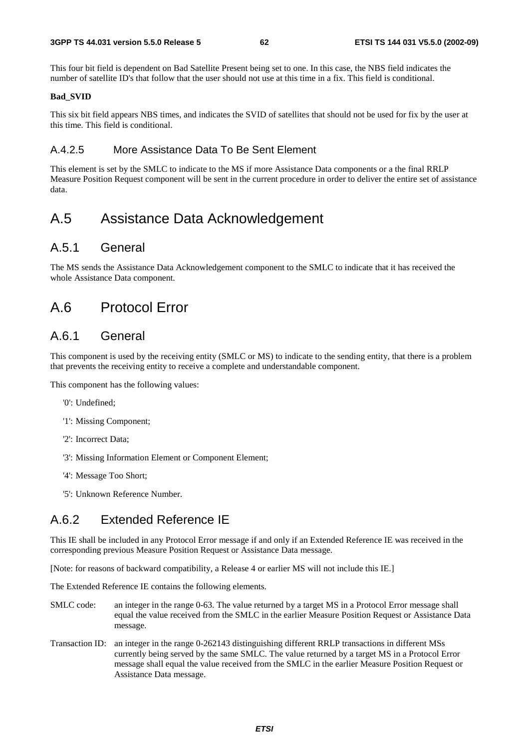This four bit field is dependent on Bad Satellite Present being set to one. In this case, the NBS field indicates the number of satellite ID's that follow that the user should not use at this time in a fix. This field is conditional.

**Bad_SVID**

This six bit field appears NBS times, and indicates the SVID of satellites that should not be used for fix by the user at this time. This field is conditional.

### A.4.2.5 More Assistance Data To Be Sent Element

This element is set by the SMLC to indicate to the MS if more Assistance Data components or a the final RRLP Measure Position Request component will be sent in the current procedure in order to deliver the entire set of assistance data.

# A.5 Assistance Data Acknowledgement

## A.5.1 General

The MS sends the Assistance Data Acknowledgement component to the SMLC to indicate that it has received the whole Assistance Data component.

# A.6 Protocol Error

## A.6.1 General

This component is used by the receiving entity (SMLC or MS) to indicate to the sending entity, that there is a problem that prevents the receiving entity to receive a complete and understandable component.

This component has the following values:

'0': Undefined;

'1': Missing Component;

'2': Incorrect Data;

'3': Missing Information Element or Component Element;

'4': Message Too Short;

'5': Unknown Reference Number.

## A.6.2 Extended Reference IE

This IE shall be included in any Protocol Error message if and only if an Extended Reference IE was received in the corresponding previous Measure Position Request or Assistance Data message.

[Note: for reasons of backward compatibility, a Release 4 or earlier MS will not include this IE.]

The Extended Reference IE contains the following elements.

SMLC code: an integer in the range 0-63. The value returned by a target MS in a Protocol Error message shall equal the value received from the SMLC in the earlier Measure Position Request or Assistance Data message.

Transaction ID: an integer in the range 0-262143 distinguishing different RRLP transactions in different MSs currently being served by the same SMLC. The value returned by a target MS in a Protocol Error message shall equal the value received from the SMLC in the earlier Measure Position Request or Assistance Data message.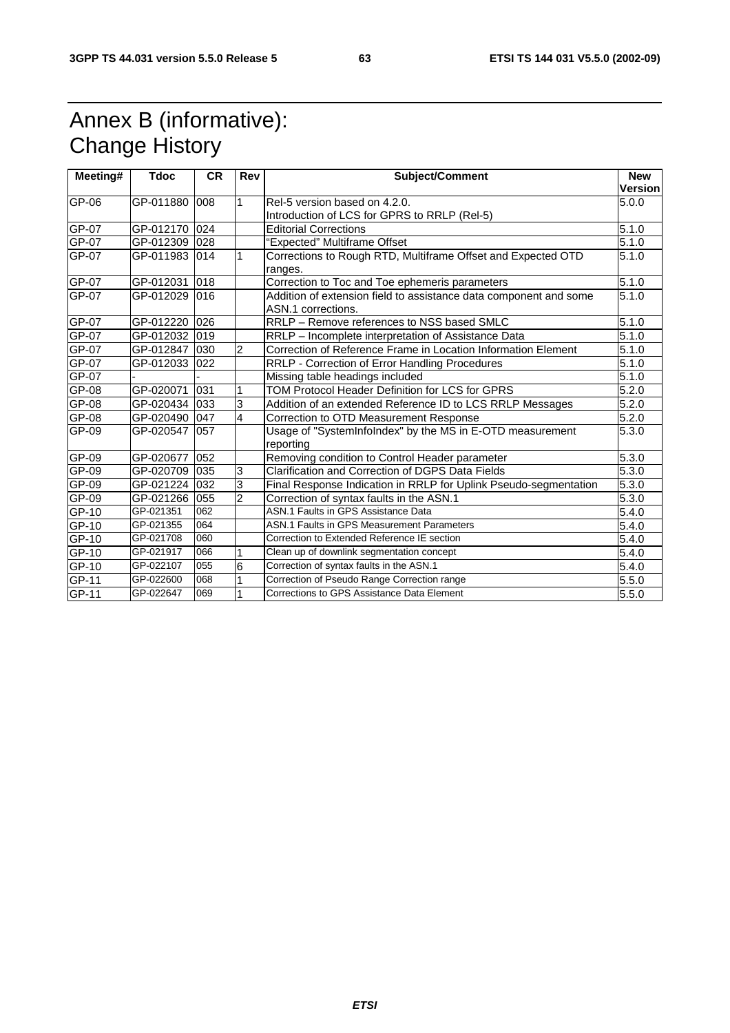# Annex B (informative): Change History

| Meeting# | Tdoc | CR | Rev | Subject/Comment | New Version |
|---|---|---|---|---|---|
| GP-06 | GP-011880 | 008 | 1 | Rel-5 version based on 4.2.0.<br>Introduction of LCS for GPRS to RRLP (Rel-5) | 5.0.0 |
| GP-07 | GP-012170 | 024 | | Editorial Corrections | 5.1.0 |
| GP-07 | GP-012309 | 028 | | "Expected" Multiframe Offset | 5.1.0 |
| GP-07 | GP-011983 | 014 | 1 | Corrections to Rough RTD, Multiframe Offset and Expected OTD ranges. | 5.1.0 |
| GP-07 | GP-012031 | 018 | | Correction to Toc and Toe ephemeris parameters | 5.1.0 |
| GP-07 | GP-012029 | 016 | | Addition of extension field to assistance data component and some ASN.1 corrections. | 5.1.0 |
| GP-07 | GP-012220 | 026 | | RRLP – Remove references to NSS based SMLC | 5.1.0 |
| GP-07 | GP-012032 | 019 | | RRLP – Incomplete interpretation of Assistance Data | 5.1.0 |
| GP-07 | GP-012847 | 030 | 2 | Correction of Reference Frame in Location Information Element | 5.1.0 |
| GP-07 | GP-012033 | 022 | | RRLP - Correction of Error Handling Procedures | 5.1.0 |
| GP-07 | - | - | | Missing table headings included | 5.1.0 |
| GP-08 | GP-020071 | 031 | 1 | TOM Protocol Header Definition for LCS for GPRS | 5.2.0 |
| GP-08 | GP-020434 | 033 | 3 | Addition of an extended Reference ID to LCS RRLP Messages | 5.2.0 |
| GP-08 | GP-020490 | 047 | 4 | Correction to OTD Measurement Response | 5.2.0 |
| GP-09 | GP-020547 | 057 | | Usage of "SystemInfoIndex" by the MS in E-OTD measurement reporting | 5.3.0 |
| GP-09 | GP-020677 | 052 | | Removing condition to Control Header parameter | 5.3.0 |
| GP-09 | GP-020709 | 035 | 3 | Clarification and Correction of DGPS Data Fields | 5.3.0 |
| GP-09 | GP-021224 | 032 | 3 | Final Response Indication in RRLP for Uplink Pseudo-segmentation | 5.3.0 |
| GP-09 | GP-021266 | 055 | 2 | Correction of syntax faults in the ASN.1 | 5.3.0 |
| GP-10 | GP-021351 | 062 | | ASN.1 Faults in GPS Assistance Data | 5.4.0 |
| GP-10 | GP-021355 | 064 | | ASN.1 Faults in GPS Measurement Parameters | 5.4.0 |
| GP-10 | GP-021708 | 060 | | Correction to Extended Reference IE section | 5.4.0 |
| GP-10 | GP-021917 | 066 | 1 | Clean up of downlink segmentation concept | 5.4.0 |
| GP-10 | GP-022107 | 055 | 6 | Correction of syntax faults in the ASN.1 | 5.4.0 |
| GP-11 | GP-022600 | 068 | 1 | Correction of Pseudo Range Correction range | 5.5.0 |
| GP-11 | GP-022647 | 069 | 1 | Corrections to GPS Assistance Data Element | 5.5.0 |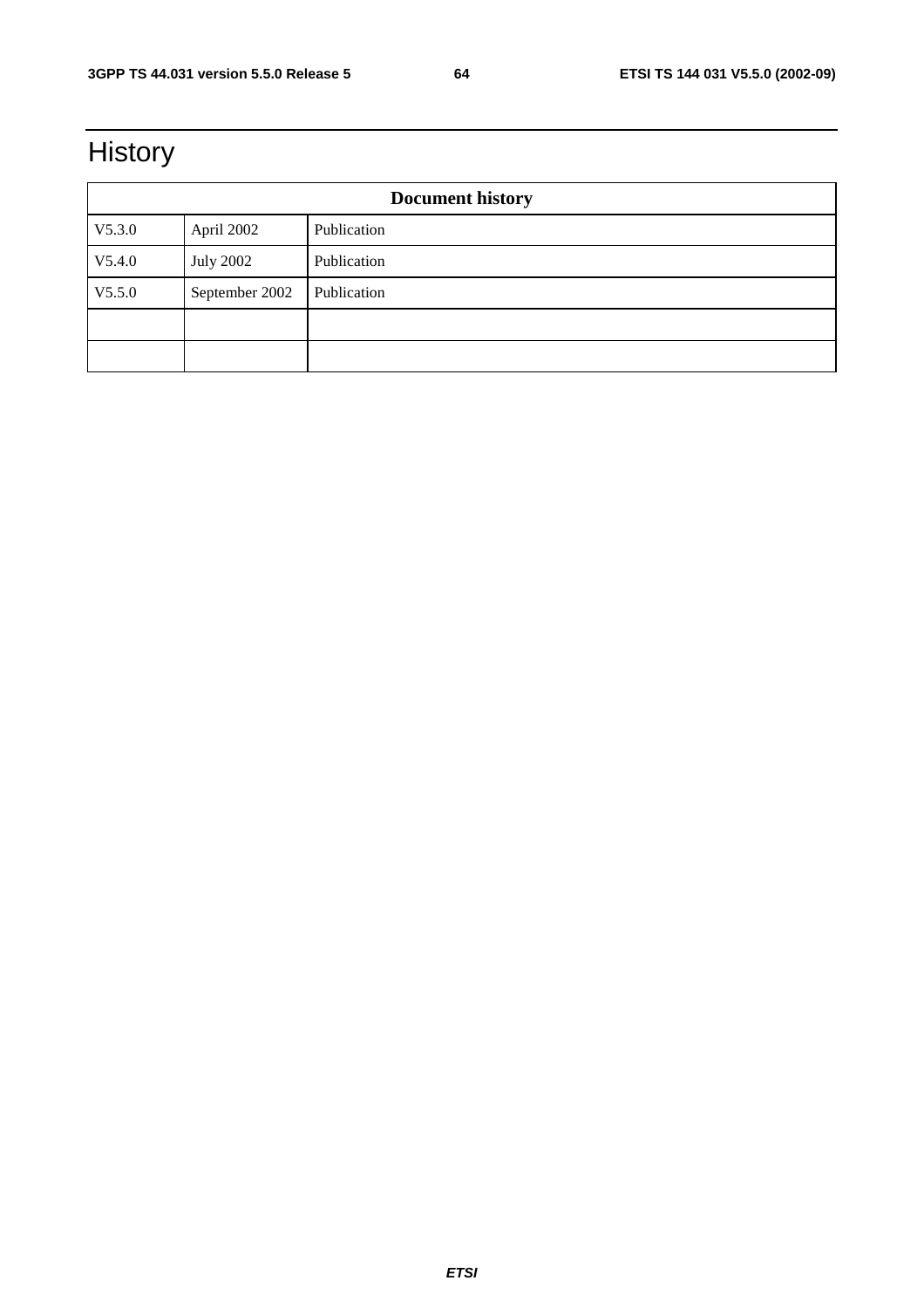# History

| Document history | | |
|---|---|---|
| V5.3.0 | April 2002 | Publication |
| V5.4.0 | July 2002 | Publication |
| V5.5.0 | September 2002 | Publication |
| | | |
| | | |